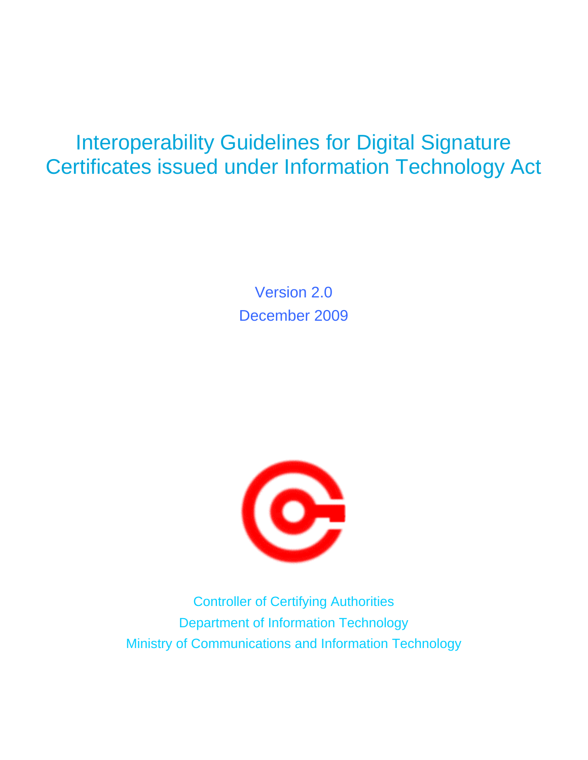# Interoperability Guidelines for Digital Signature Certificates issued under Information Technology Act

Version 2.0

December 2009

Controller of Certifying Authorities

Department of Information Technology

Ministry of Communications and Information Technology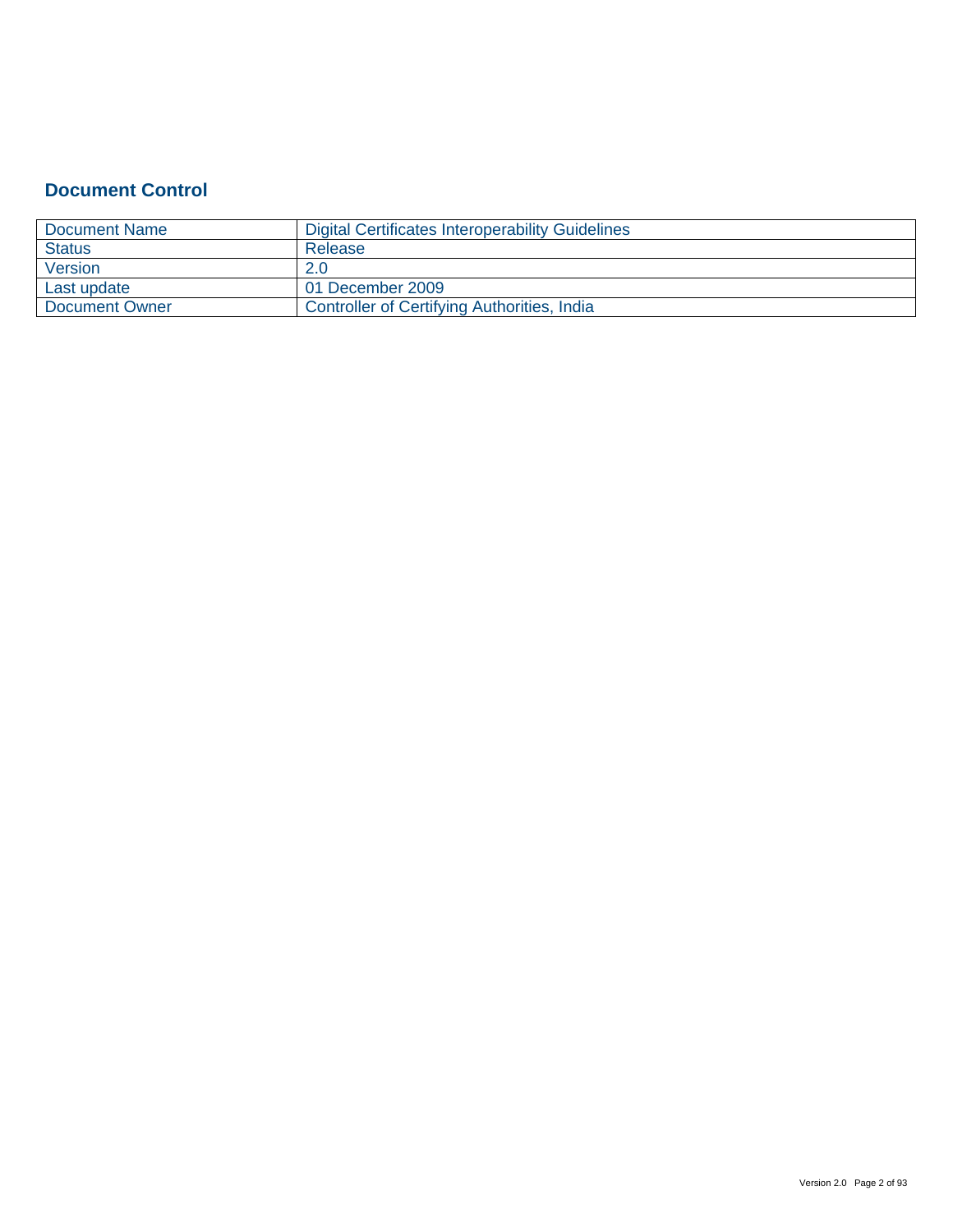## Document Control

| Document Name | Digital Certificates Interoperability Guidelines |
|---|---|
| Status | Release |
| Version | 2.0 |
| Last update | 01 December 2009 |
| Document Owner | Controller of Certifying Authorities, India |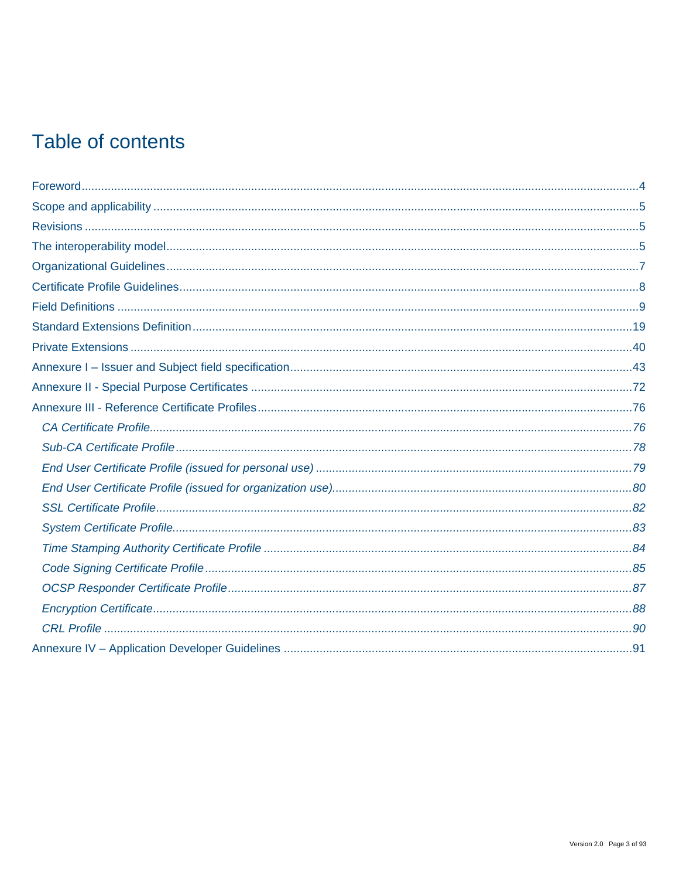# Table of contents

Foreword......4

Scope and applicability......5

Revisions......5

The interoperability model......5

Organizational Guidelines......7

Certificate Profile Guidelines......8

Field Definitions......9

Standard Extensions Definition......19

Private Extensions......40

Annexure I – Issuer and Subject field specification......43

Annexure II - Special Purpose Certificates......72

Annexure III - Reference Certificate Profiles......76

- *CA Certificate Profile......76*
- *Sub-CA Certificate Profile......78*
- *End User Certificate Profile (issued for personal use)......79*
- *End User Certificate Profile (issued for organization use)......80*
- *SSL Certificate Profile......82*
- *System Certificate Profile......83*
- *Time Stamping Authority Certificate Profile......84*
- *Code Signing Certificate Profile......85*
- *OCSP Responder Certificate Profile......87*
- *Encryption Certificate......88*
- *CRL Profile......90*

Annexure IV – Application Developer Guidelines......91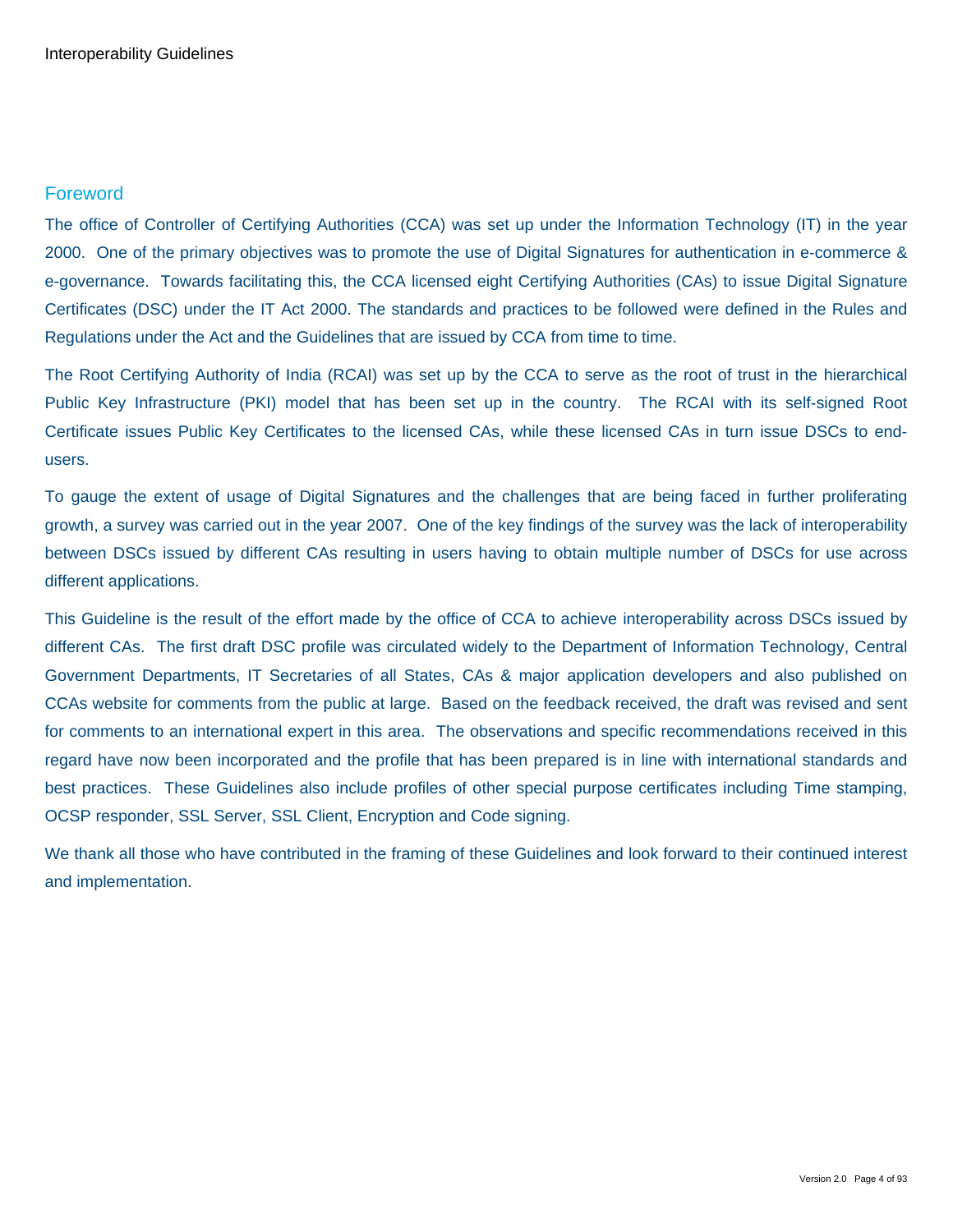## Foreword

The office of Controller of Certifying Authorities (CCA) was set up under the Information Technology (IT) in the year 2000. One of the primary objectives was to promote the use of Digital Signatures for authentication in e-commerce & e-governance. Towards facilitating this, the CCA licensed eight Certifying Authorities (CAs) to issue Digital Signature Certificates (DSC) under the IT Act 2000. The standards and practices to be followed were defined in the Rules and Regulations under the Act and the Guidelines that are issued by CCA from time to time.

The Root Certifying Authority of India (RCAI) was set up by the CCA to serve as the root of trust in the hierarchical Public Key Infrastructure (PKI) model that has been set up in the country. The RCAI with its self-signed Root Certificate issues Public Key Certificates to the licensed CAs, while these licensed CAs in turn issue DSCs to end-users.

To gauge the extent of usage of Digital Signatures and the challenges that are being faced in further proliferating growth, a survey was carried out in the year 2007. One of the key findings of the survey was the lack of interoperability between DSCs issued by different CAs resulting in users having to obtain multiple number of DSCs for use across different applications.

This Guideline is the result of the effort made by the office of CCA to achieve interoperability across DSCs issued by different CAs. The first draft DSC profile was circulated widely to the Department of Information Technology, Central Government Departments, IT Secretaries of all States, CAs & major application developers and also published on CCAs website for comments from the public at large. Based on the feedback received, the draft was revised and sent for comments to an international expert in this area. The observations and specific recommendations received in this regard have now been incorporated and the profile that has been prepared is in line with international standards and best practices. These Guidelines also include profiles of other special purpose certificates including Time stamping, OCSP responder, SSL Server, SSL Client, Encryption and Code signing.

We thank all those who have contributed in the framing of these Guidelines and look forward to their continued interest and implementation.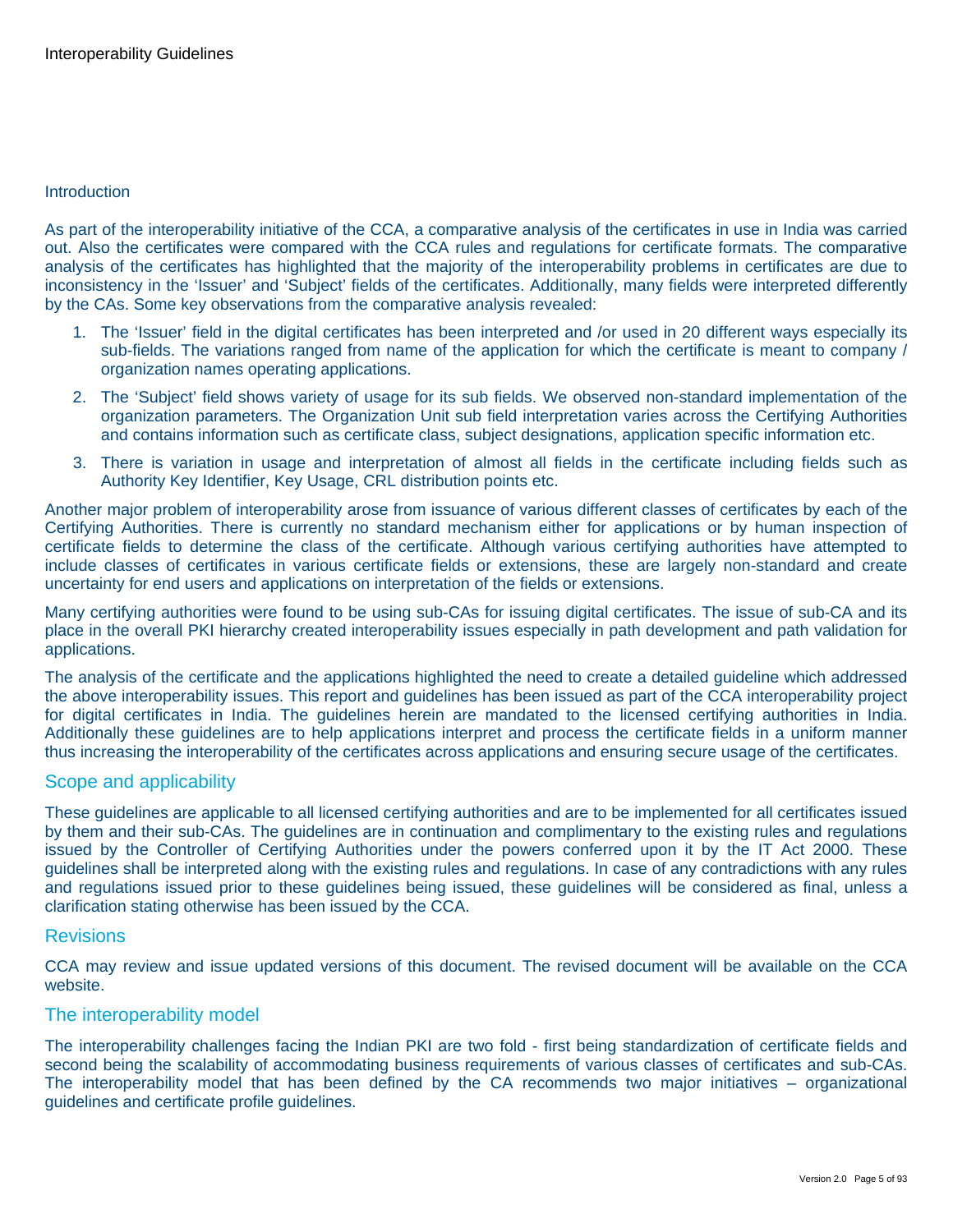## Introduction

As part of the interoperability initiative of the CCA, a comparative analysis of the certificates in use in India was carried out. Also the certificates were compared with the CCA rules and regulations for certificate formats. The comparative analysis of the certificates has highlighted that the majority of the interoperability problems in certificates are due to inconsistency in the 'Issuer' and 'Subject' fields of the certificates. Additionally, many fields were interpreted differently by the CAs. Some key observations from the comparative analysis revealed:

1. The 'Issuer' field in the digital certificates has been interpreted and /or used in 20 different ways especially its sub-fields. The variations ranged from name of the application for which the certificate is meant to company / organization names operating applications.
2. The 'Subject' field shows variety of usage for its sub fields. We observed non-standard implementation of the organization parameters. The Organization Unit sub field interpretation varies across the Certifying Authorities and contains information such as certificate class, subject designations, application specific information etc.
3. There is variation in usage and interpretation of almost all fields in the certificate including fields such as Authority Key Identifier, Key Usage, CRL distribution points etc.

Another major problem of interoperability arose from issuance of various different classes of certificates by each of the Certifying Authorities. There is currently no standard mechanism either for applications or by human inspection of certificate fields to determine the class of the certificate. Although various certifying authorities have attempted to include classes of certificates in various certificate fields or extensions, these are largely non-standard and create uncertainty for end users and applications on interpretation of the fields or extensions.

Many certifying authorities were found to be using sub-CAs for issuing digital certificates. The issue of sub-CA and its place in the overall PKI hierarchy created interoperability issues especially in path development and path validation for applications.

The analysis of the certificate and the applications highlighted the need to create a detailed guideline which addressed the above interoperability issues. This report and guidelines has been issued as part of the CCA interoperability project for digital certificates in India. The guidelines herein are mandated to the licensed certifying authorities in India. Additionally these guidelines are to help applications interpret and process the certificate fields in a uniform manner thus increasing the interoperability of the certificates across applications and ensuring secure usage of the certificates.

## Scope and applicability

These guidelines are applicable to all licensed certifying authorities and are to be implemented for all certificates issued by them and their sub-CAs. The guidelines are in continuation and complimentary to the existing rules and regulations issued by the Controller of Certifying Authorities under the powers conferred upon it by the IT Act 2000. These guidelines shall be interpreted along with the existing rules and regulations. In case of any contradictions with any rules and regulations issued prior to these guidelines being issued, these guidelines will be considered as final, unless a clarification stating otherwise has been issued by the CCA.

## Revisions

CCA may review and issue updated versions of this document. The revised document will be available on the CCA website.

## The interoperability model

The interoperability challenges facing the Indian PKI are two fold - first being standardization of certificate fields and second being the scalability of accommodating business requirements of various classes of certificates and sub-CAs. The interoperability model that has been defined by the CA recommends two major initiatives – organizational guidelines and certificate profile guidelines.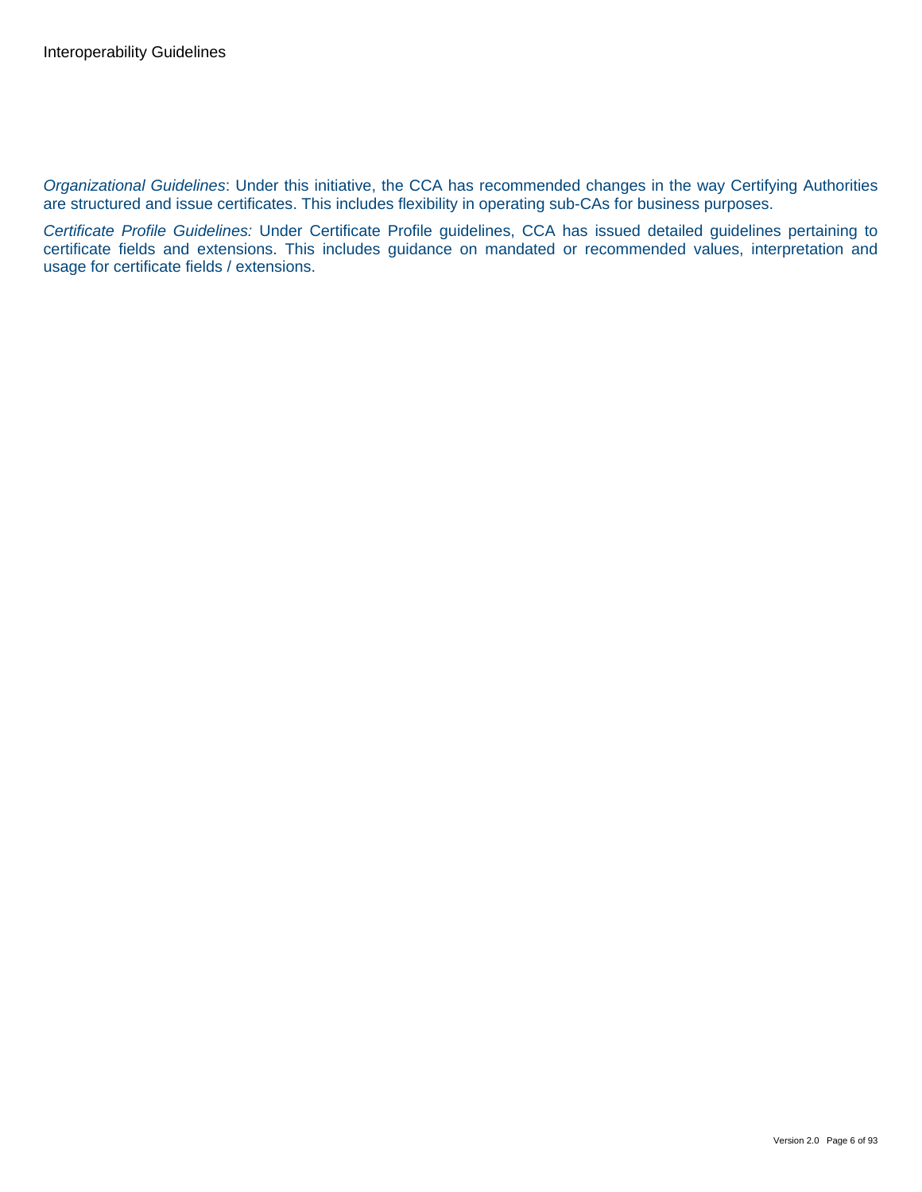*Organizational Guidelines*: Under this initiative, the CCA has recommended changes in the way Certifying Authorities are structured and issue certificates. This includes flexibility in operating sub-CAs for business purposes.

*Certificate Profile Guidelines:* Under Certificate Profile guidelines, CCA has issued detailed guidelines pertaining to certificate fields and extensions. This includes guidance on mandated or recommended values, interpretation and usage for certificate fields / extensions.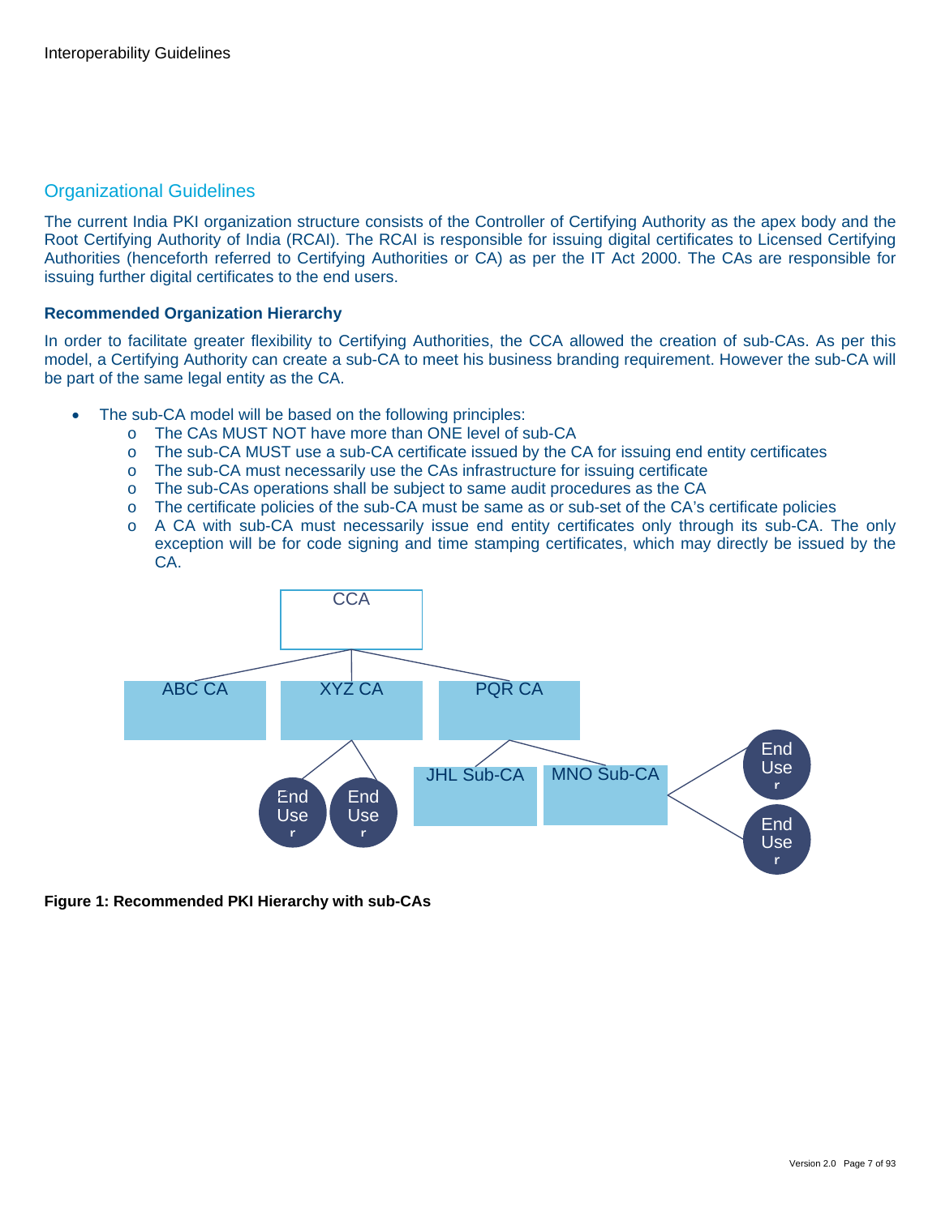## Organizational Guidelines

The current India PKI organization structure consists of the Controller of Certifying Authority as the apex body and the Root Certifying Authority of India (RCAI). The RCAI is responsible for issuing digital certificates to Licensed Certifying Authorities (henceforth referred to as Certifying Authorities or CA) as per the IT Act 2000. The CAs are responsible for issuing further digital certificates to the end users.

### Recommended Organization Hierarchy

In order to facilitate greater flexibility to Certifying Authorities, the CCA allowed the creation of sub-CAs. As per this model, a Certifying Authority can create a sub-CA to meet his business branding requirement. However the sub-CA will be part of the same legal entity as the CA.

- The sub-CA model will be based on the following principles:
  - The CAs MUST NOT have more than ONE level of sub-CA
  - The sub-CA MUST use a sub-CA certificate issued by the CA for issuing end entity certificates
  - The sub-CA must necessarily use the CAs infrastructure for issuing certificate
  - The sub-CAs operations shall be subject to same audit procedures as the CA
  - The certificate policies of the sub-CA must be same as or sub-set of the CA's certificate policies
  - A CA with sub-CA must necessarily issue end entity certificates only through its sub-CA. The only exception will be for code signing and time stamping certificates, which may directly be issued by the CA.

**Figure 1: Recommended PKI Hierarchy with sub-CAs**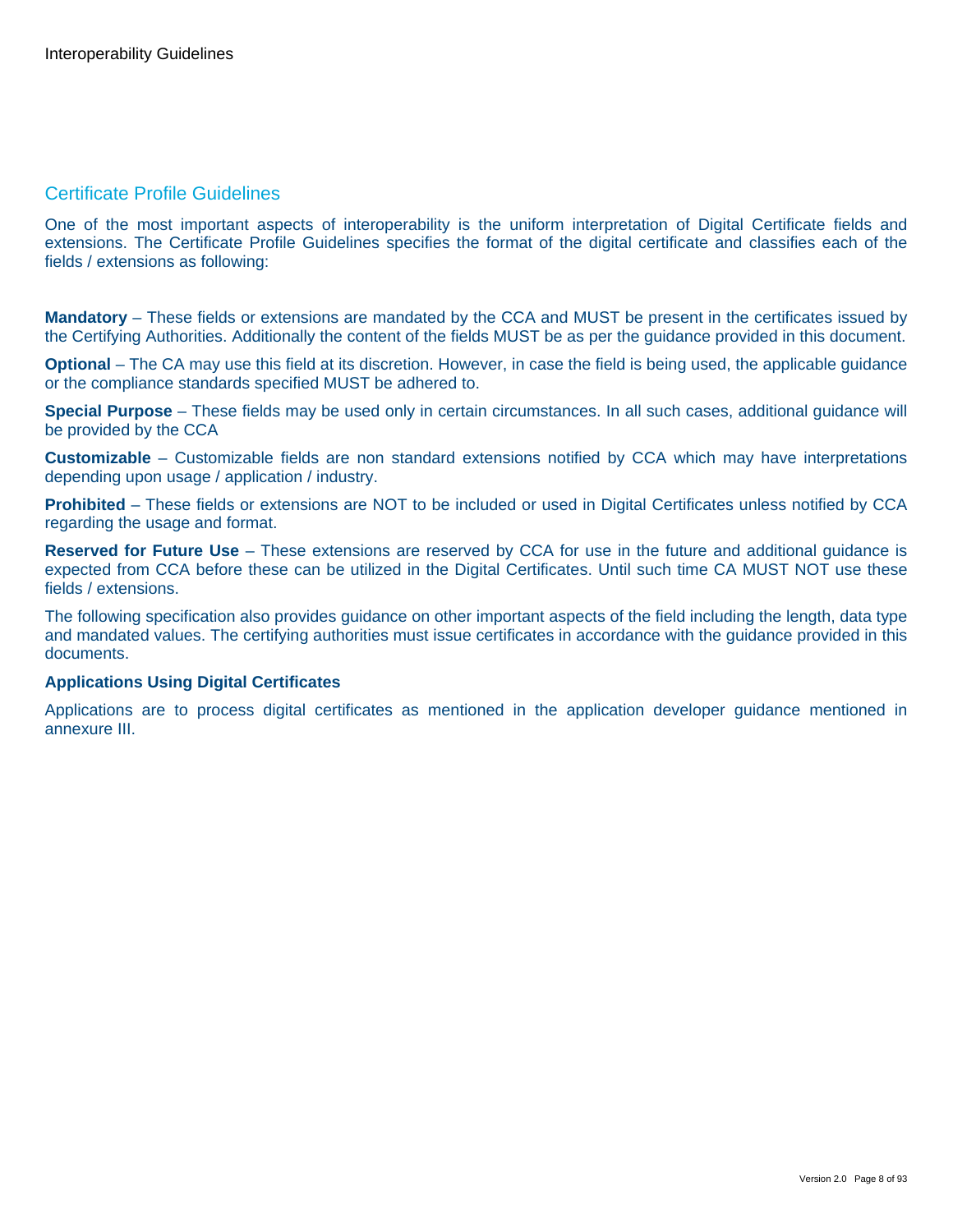## Certificate Profile Guidelines

One of the most important aspects of interoperability is the uniform interpretation of Digital Certificate fields and extensions. The Certificate Profile Guidelines specifies the format of the digital certificate and classifies each of the fields / extensions as following:

**Mandatory** – These fields or extensions are mandated by the CCA and MUST be present in the certificates issued by the Certifying Authorities. Additionally the content of the fields MUST be as per the guidance provided in this document.

**Optional** – The CA may use this field at its discretion. However, in case the field is being used, the applicable guidance or the compliance standards specified MUST be adhered to.

**Special Purpose** – These fields may be used only in certain circumstances. In all such cases, additional guidance will be provided by the CCA

**Customizable** – Customizable fields are non standard extensions notified by CCA which may have interpretations depending upon usage / application / industry.

**Prohibited** – These fields or extensions are NOT to be included or used in Digital Certificates unless notified by CCA regarding the usage and format.

**Reserved for Future Use** – These extensions are reserved by CCA for use in the future and additional guidance is expected from CCA before these can be utilized in the Digital Certificates. Until such time CA MUST NOT use these fields / extensions.

The following specification also provides guidance on other important aspects of the field including the length, data type and mandated values. The certifying authorities must issue certificates in accordance with the guidance provided in this documents.

**Applications Using Digital Certificates**

Applications are to process digital certificates as mentioned in the application developer guidance mentioned in annexure III.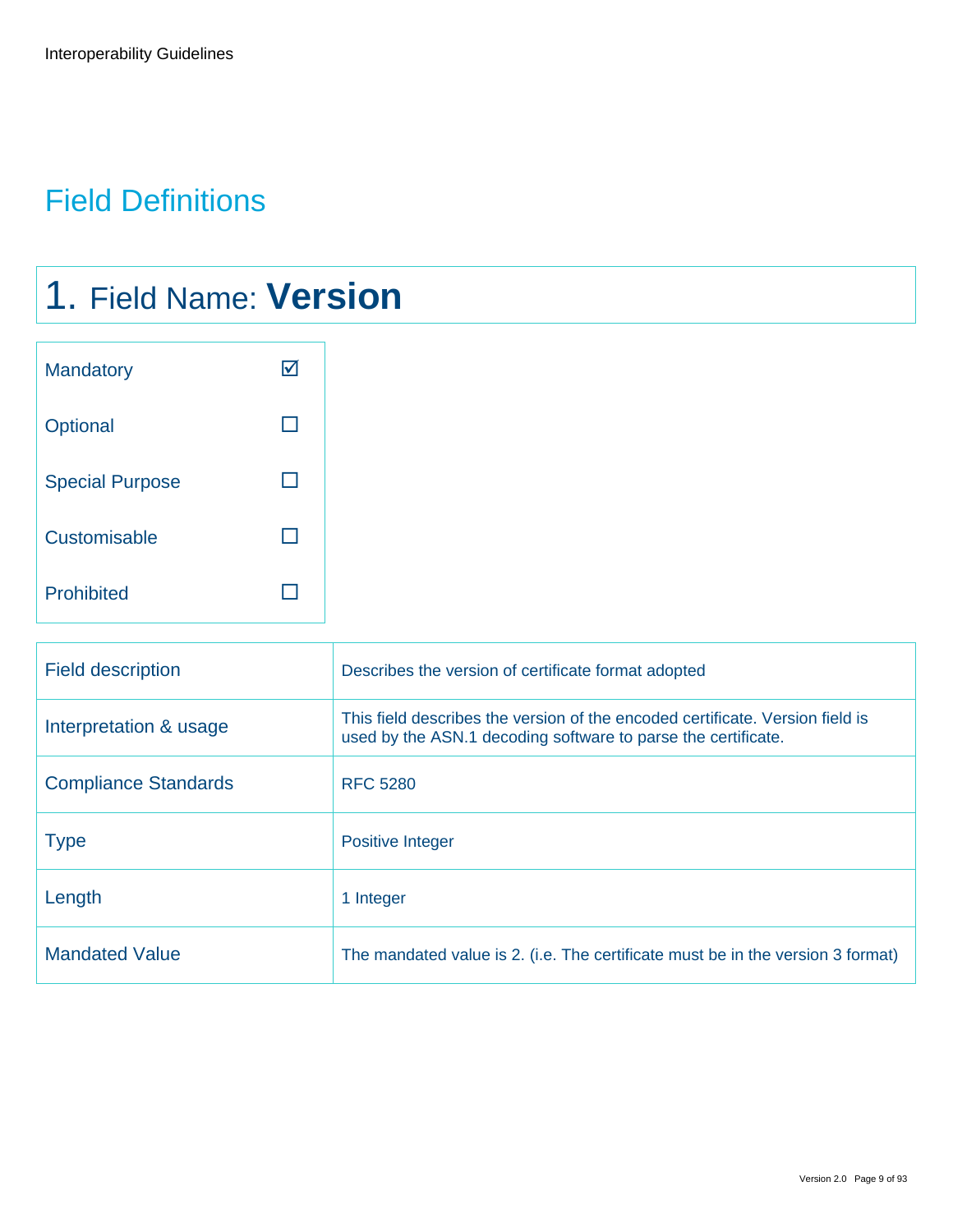# Field Definitions

## 1. Field Name: **Version**

| | |
|---|---|
| Mandatory | ☑ |
| Optional | ☐ |
| Special Purpose | ☐ |
| Customisable | ☐ |
| Prohibited | ☐ |

| | |
|---|---|
| Field description | Describes the version of certificate format adopted |
| Interpretation & usage | This field describes the version of the encoded certificate. Version field is used by the ASN.1 decoding software to parse the certificate. |
| Compliance Standards | RFC 5280 |
| Type | Positive Integer |
| Length | 1 Integer |
| Mandated Value | The mandated value is 2. (i.e. The certificate must be in the version 3 format) |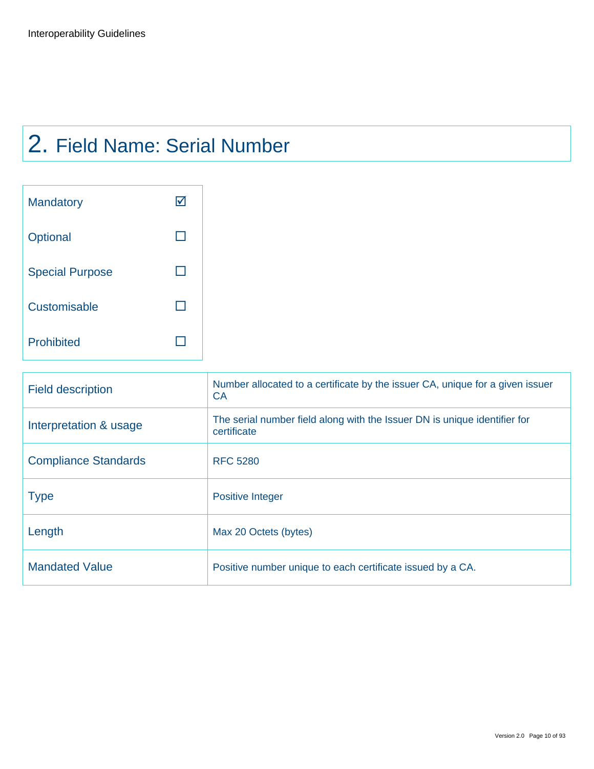# 2. Field Name: Serial Number

| | |
|---|---|
| Mandatory | ☑ |
| Optional | ☐ |
| Special Purpose | ☐ |
| Customisable | ☐ |
| Prohibited | ☐ |

| | |
|---|---|
| Field description | Number allocated to a certificate by the issuer CA, unique for a given issuer CA |
| Interpretation & usage | The serial number field along with the Issuer DN is unique identifier for certificate |
| Compliance Standards | RFC 5280 |
| Type | Positive Integer |
| Length | Max 20 Octets (bytes) |
| Mandated Value | Positive number unique to each certificate issued by a CA. |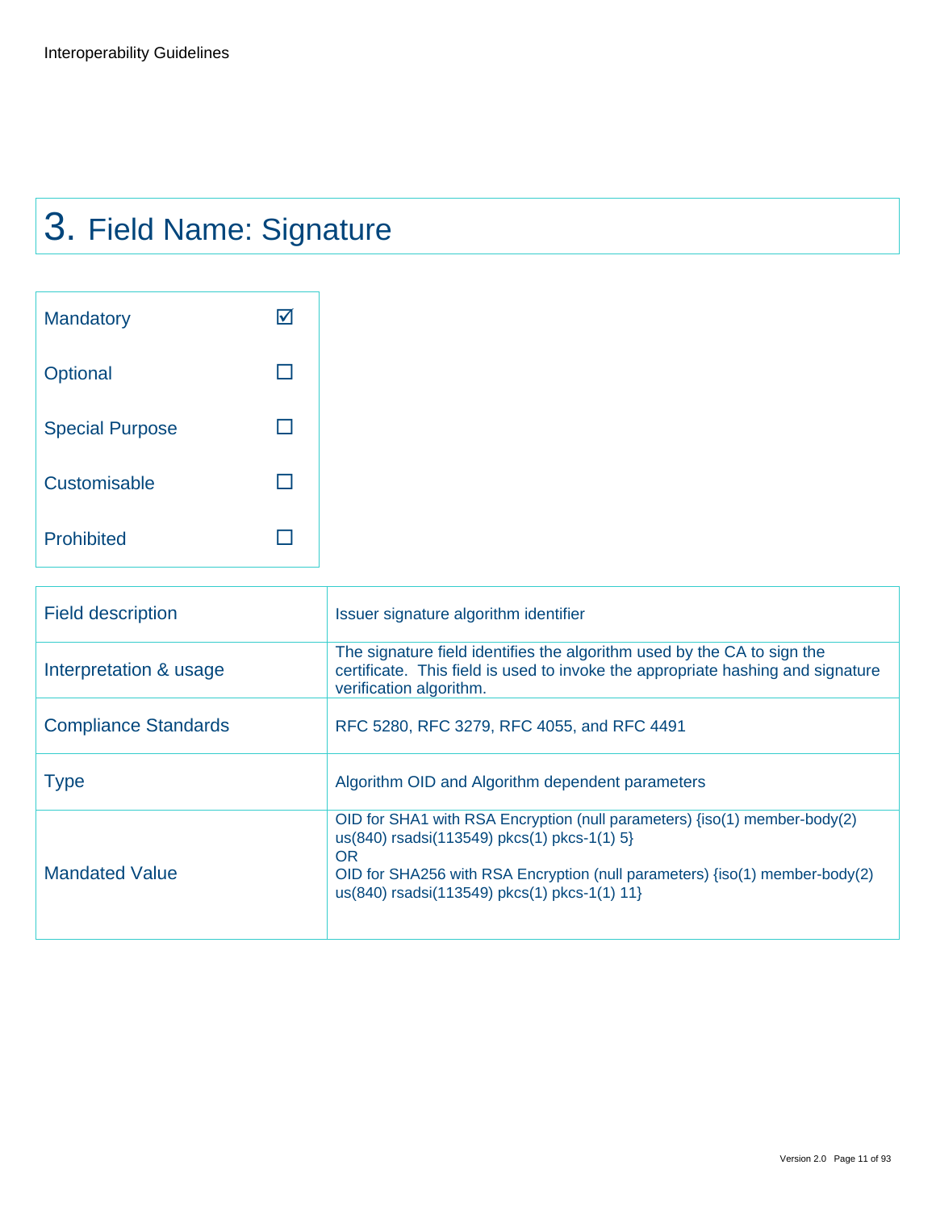# 3. Field Name: Signature

| | |
|---|---|
| Mandatory | ☑ |
| Optional | ☐ |
| Special Purpose | ☐ |
| Customisable | ☐ |
| Prohibited | ☐ |

| | |
|---|---|
| Field description | Issuer signature algorithm identifier |
| Interpretation & usage | The signature field identifies the algorithm used by the CA to sign the certificate. This field is used to invoke the appropriate hashing and signature verification algorithm. |
| Compliance Standards | RFC 5280, RFC 3279, RFC 4055, and RFC 4491 |
| Type | Algorithm OID and Algorithm dependent parameters |
| Mandated Value | OID for SHA1 with RSA Encryption (null parameters) {iso(1) member-body(2) us(840) rsadsi(113549) pkcs(1) pkcs-1(1) 5}<br>OR<br>OID for SHA256 with RSA Encryption (null parameters) {iso(1) member-body(2) us(840) rsadsi(113549) pkcs(1) pkcs-1(1) 11} |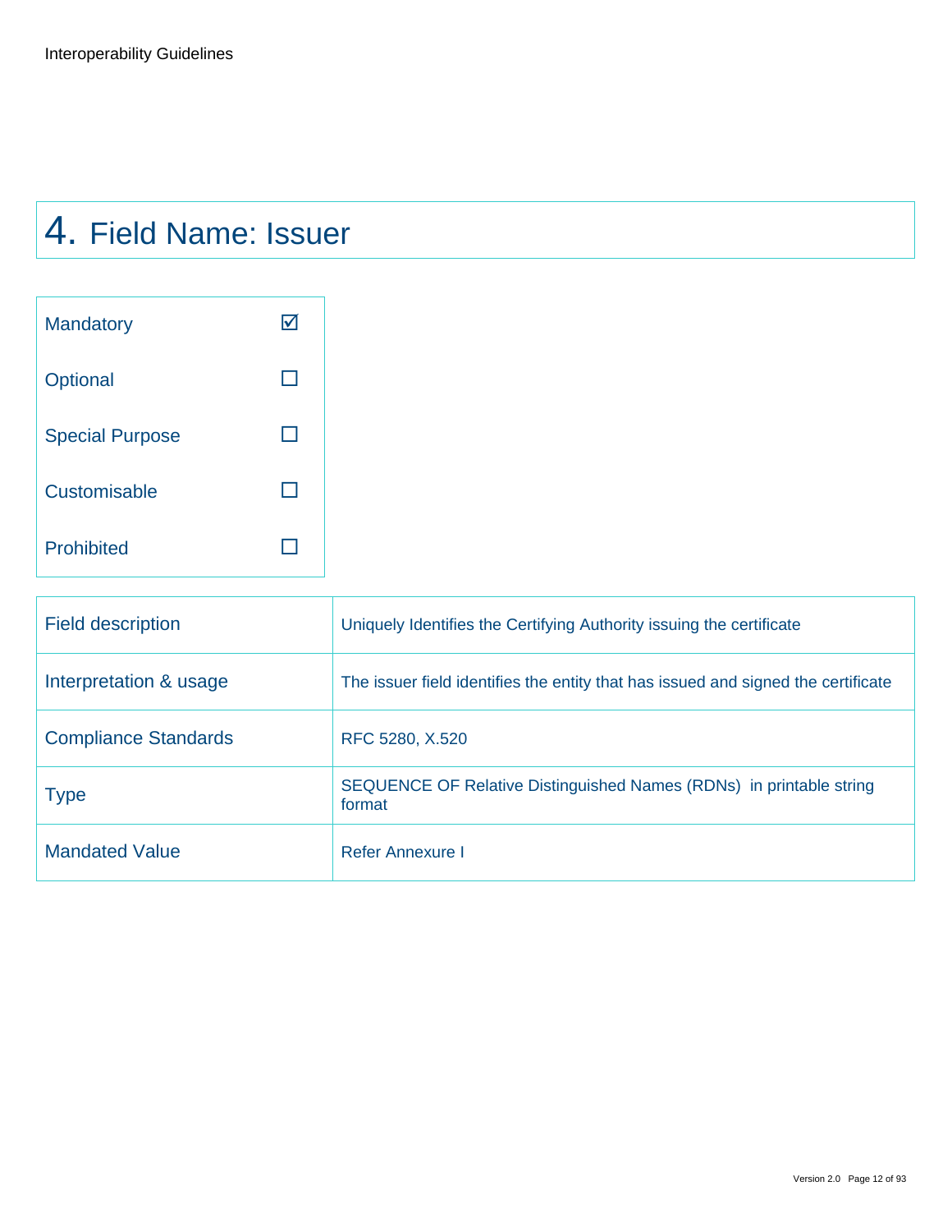# 4. Field Name: Issuer

| | |
|---|---|
| Mandatory | ☑ |
| Optional | ☐ |
| Special Purpose | ☐ |
| Customisable | ☐ |
| Prohibited | ☐ |

| | |
|---|---|
| Field description | Uniquely Identifies the Certifying Authority issuing the certificate |
| Interpretation & usage | The issuer field identifies the entity that has issued and signed the certificate |
| Compliance Standards | RFC 5280, X.520 |
| Type | SEQUENCE OF Relative Distinguished Names (RDNs) in printable string format |
| Mandated Value | Refer Annexure I |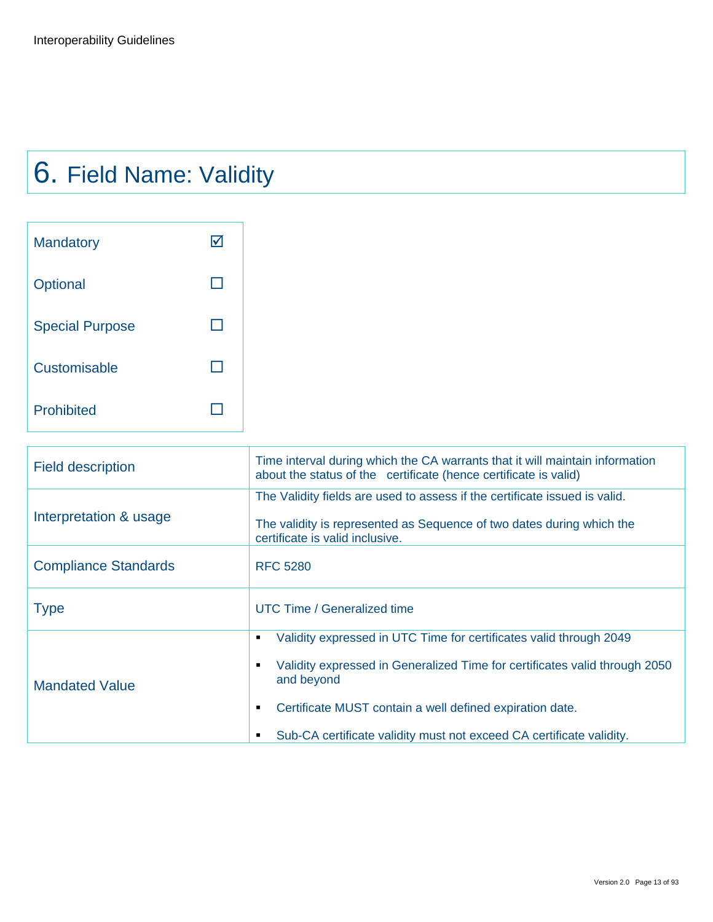# 6. Field Name: Validity

| | |
|---|---|
| Mandatory | ☑ |
| Optional | ☐ |
| Special Purpose | ☐ |
| Customisable | ☐ |
| Prohibited | ☐ |

| | |
|---|---|
| Field description | Time interval during which the CA warrants that it will maintain information about the status of the certificate (hence certificate is valid) |
| Interpretation & usage | The Validity fields are used to assess if the certificate issued is valid.<br><br>The validity is represented as Sequence of two dates during which the certificate is valid inclusive. |
| Compliance Standards | RFC 5280 |
| Type | UTC Time / Generalized time |
| Mandated Value | ▪ Validity expressed in UTC Time for certificates valid through 2049<br>▪ Validity expressed in Generalized Time for certificates valid through 2050 and beyond<br>▪ Certificate MUST contain a well defined expiration date.<br>▪ Sub-CA certificate validity must not exceed CA certificate validity. |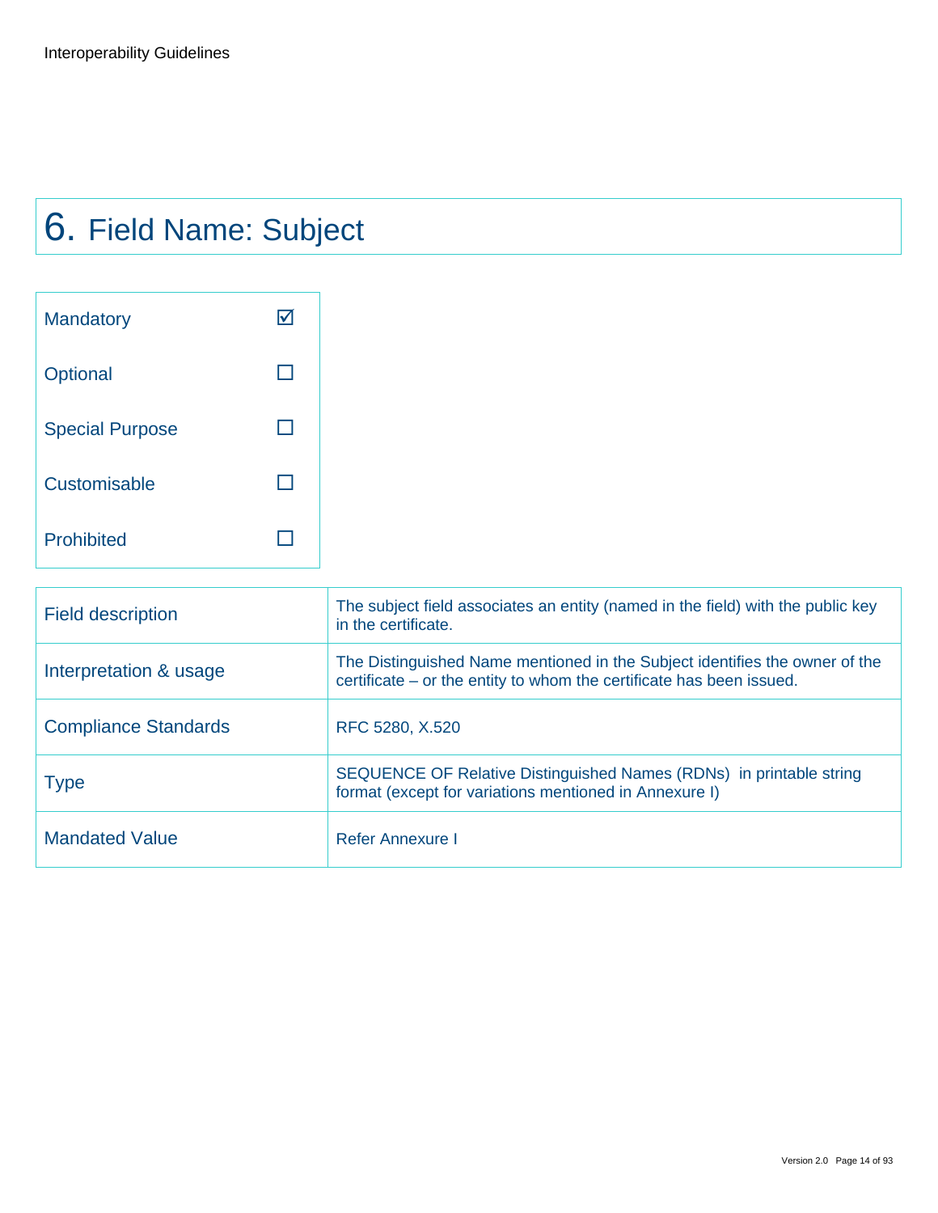# 6. Field Name: Subject

| | |
|---|---|
| Mandatory | ☑ |
| Optional | ☐ |
| Special Purpose | ☐ |
| Customisable | ☐ |
| Prohibited | ☐ |

| | |
|---|---|
| Field description | The subject field associates an entity (named in the field) with the public key in the certificate. |
| Interpretation & usage | The Distinguished Name mentioned in the Subject identifies the owner of the certificate – or the entity to whom the certificate has been issued. |
| Compliance Standards | RFC 5280, X.520 |
| Type | SEQUENCE OF Relative Distinguished Names (RDNs) in printable string format (except for variations mentioned in Annexure I) |
| Mandated Value | Refer Annexure I |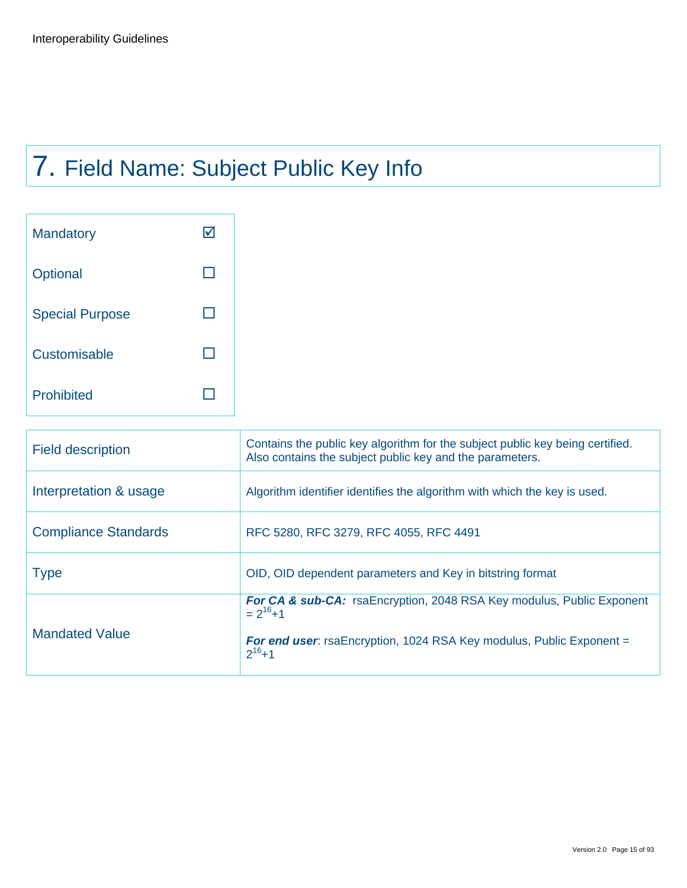# 7. Field Name: Subject Public Key Info

| | |
|---|---|
| Mandatory | ☑ |
| Optional | ☐ |
| Special Purpose | ☐ |
| Customisable | ☐ |
| Prohibited | ☐ |

| | |
|---|---|
| Field description | Contains the public key algorithm for the subject public key being certified. Also contains the subject public key and the parameters. |
| Interpretation & usage | Algorithm identifier identifies the algorithm with which the key is used. |
| Compliance Standards | RFC 5280, RFC 3279, RFC 4055, RFC 4491 |
| Type | OID, OID dependent parameters and Key in bitstring format |
| Mandated Value | ***For CA & sub-CA:*** rsaEncryption, 2048 RSA Key modulus, Public Exponent = $2^{16}+1$ <br><br> ***For end user***: rsaEncryption, 1024 RSA Key modulus, Public Exponent = $2^{16}+1$ |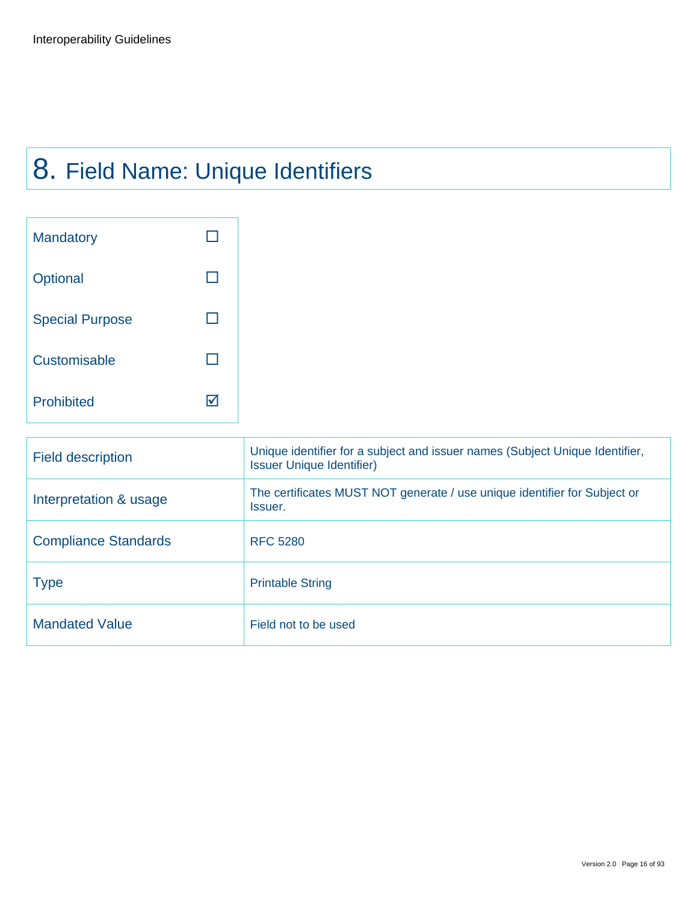# 8. Field Name: Unique Identifiers

| | |
|---|---|
| Mandatory | ☐ |
| Optional | ☐ |
| Special Purpose | ☐ |
| Customisable | ☐ |
| Prohibited | ☑ |

| | |
|---|---|
| Field description | Unique identifier for a subject and issuer names (Subject Unique Identifier, Issuer Unique Identifier) |
| Interpretation & usage | The certificates MUST NOT generate / use unique identifier for Subject or Issuer. |
| Compliance Standards | RFC 5280 |
| Type | Printable String |
| Mandated Value | Field not to be used |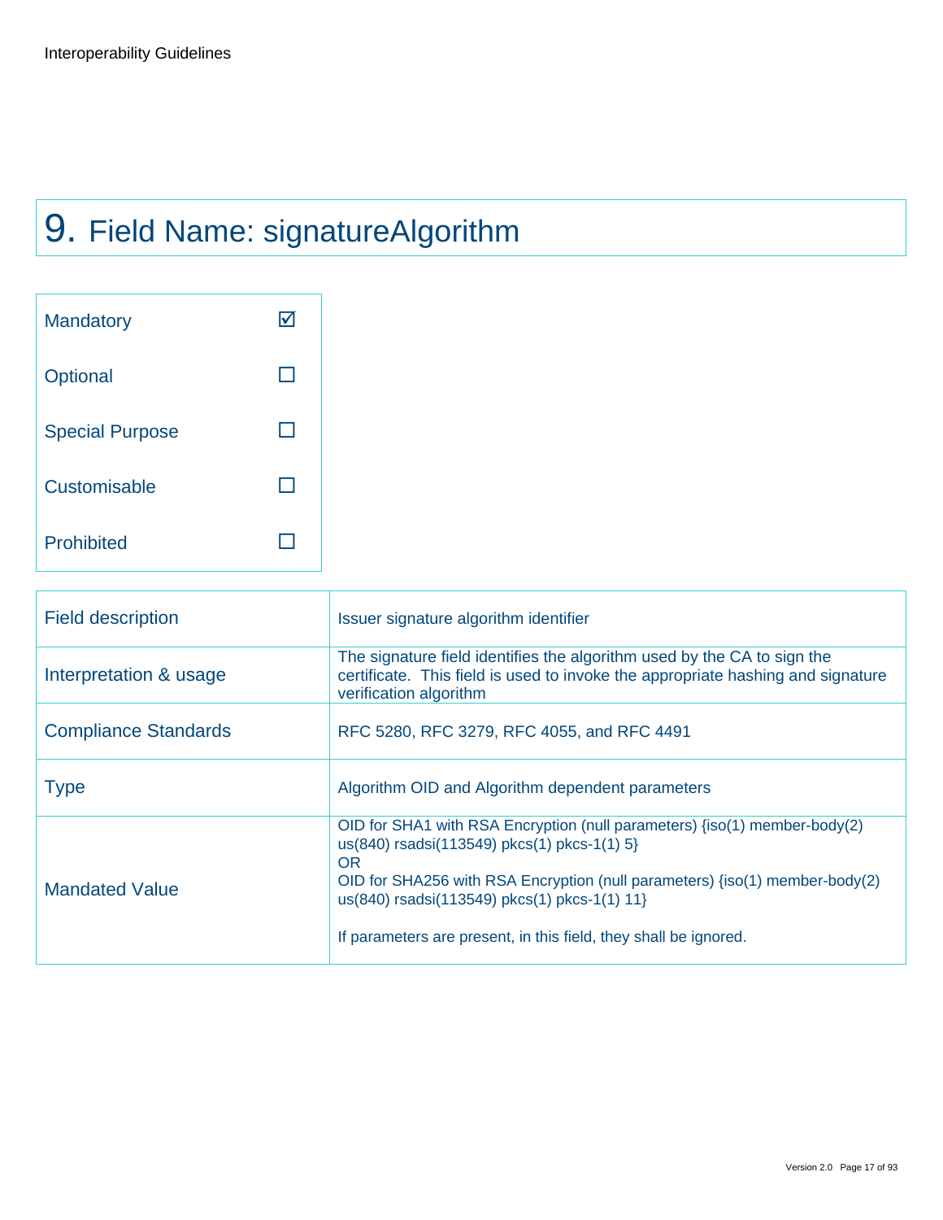# 9. Field Name: signatureAlgorithm

| | |
|---|---|
| Mandatory | ☑ |
| Optional | ☐ |
| Special Purpose | ☐ |
| Customisable | ☐ |
| Prohibited | ☐ |

| | |
|---|---|
| Field description | Issuer signature algorithm identifier |
| Interpretation & usage | The signature field identifies the algorithm used by the CA to sign the certificate. This field is used to invoke the appropriate hashing and signature verification algorithm |
| Compliance Standards | RFC 5280, RFC 3279, RFC 4055, and RFC 4491 |
| Type | Algorithm OID and Algorithm dependent parameters |
| Mandated Value | OID for SHA1 with RSA Encryption (null parameters) {iso(1) member-body(2) us(840) rsadsi(113549) pkcs(1) pkcs-1(1) 5}<br>OR<br>OID for SHA256 with RSA Encryption (null parameters) {iso(1) member-body(2) us(840) rsadsi(113549) pkcs(1) pkcs-1(1) 11}<br><br>If parameters are present, in this field, they shall be ignored. |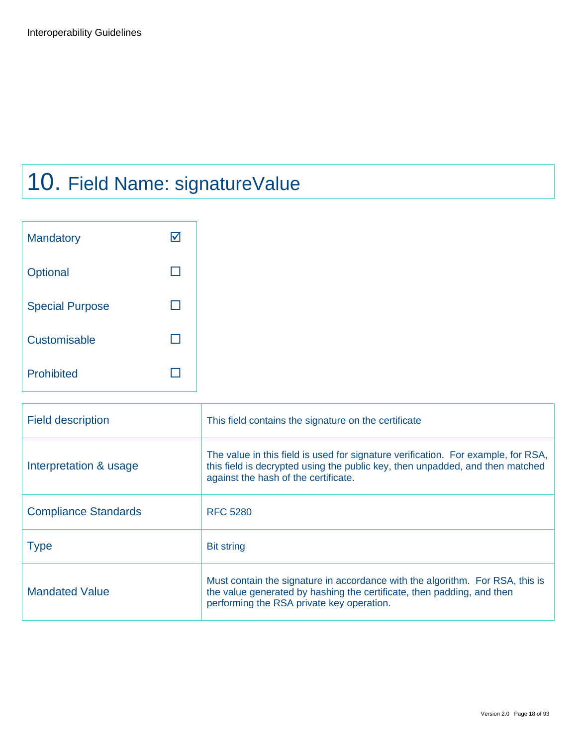# 10. Field Name: signatureValue

| | |
|---|---|
| Mandatory | ☑ |
| Optional | ☐ |
| Special Purpose | ☐ |
| Customisable | ☐ |
| Prohibited | ☐ |

| | |
|---|---|
| Field description | This field contains the signature on the certificate |
| Interpretation & usage | The value in this field is used for signature verification. For example, for RSA, this field is decrypted using the public key, then unpadded, and then matched against the hash of the certificate. |
| Compliance Standards | RFC 5280 |
| Type | Bit string |
| Mandated Value | Must contain the signature in accordance with the algorithm. For RSA, this is the value generated by hashing the certificate, then padding, and then performing the RSA private key operation. |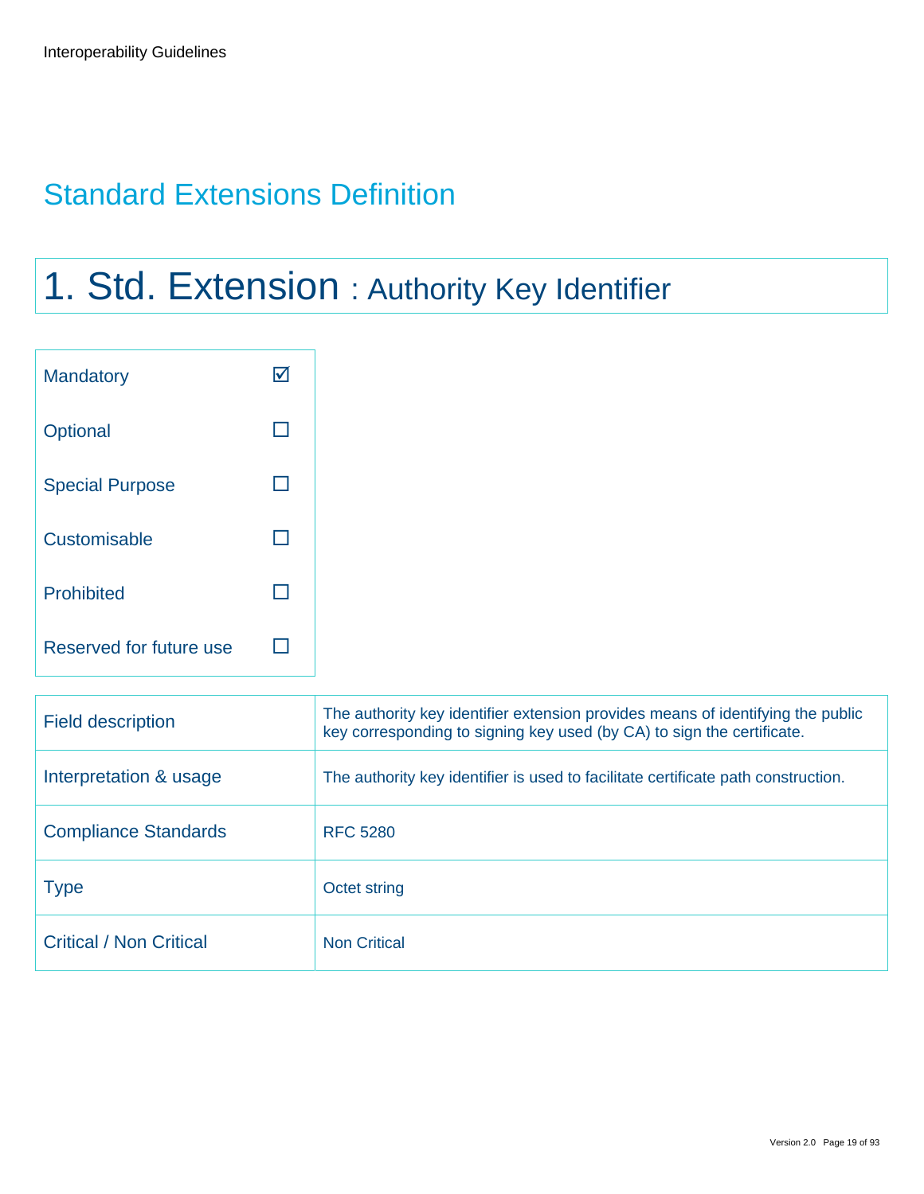## Standard Extensions Definition

# 1. Std. Extension : Authority Key Identifier

| | |
|---|---|
| Mandatory | ☑ |
| Optional | ☐ |
| Special Purpose | ☐ |
| Customisable | ☐ |
| Prohibited | ☐ |
| Reserved for future use | ☐ |

| | |
|---|---|
| Field description | The authority key identifier extension provides means of identifying the public key corresponding to signing key used (by CA) to sign the certificate. |
| Interpretation & usage | The authority key identifier is used to facilitate certificate path construction. |
| Compliance Standards | RFC 5280 |
| Type | Octet string |
| Critical / Non Critical | Non Critical |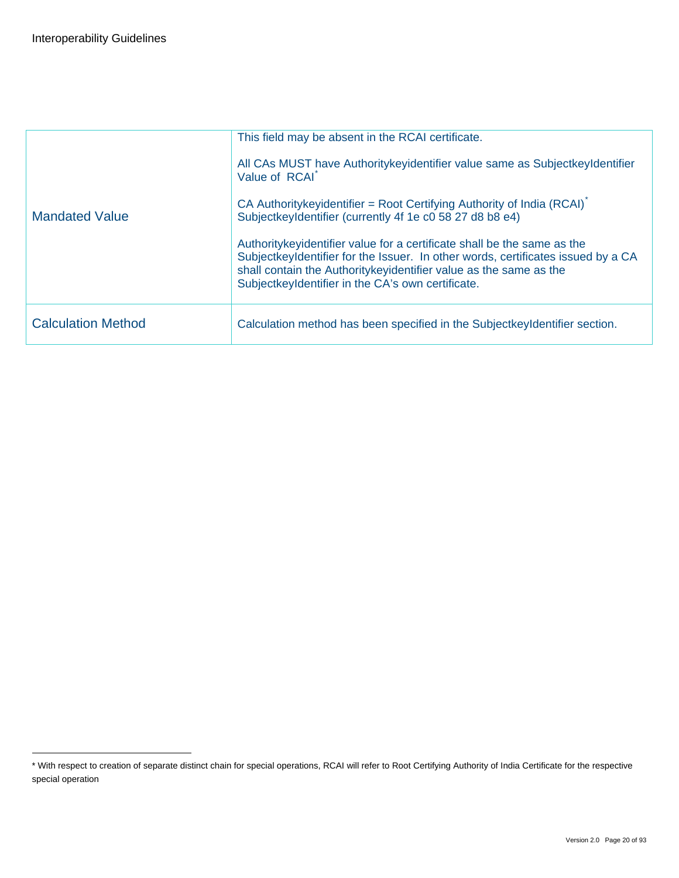| | |
|---|---|
| Mandated Value | This field may be absent in the RCAI certificate.<br><br>All CAs MUST have Authoritykeyidentifier value same as SubjectkeyIdentifier Value of RCAI[*]<br><br>CA Authoritykeyidentifier = Root Certifying Authority of India (RCAI)[*] SubjectkeyIdentifier (currently 4f 1e c0 58 27 d8 b8 e4)<br><br>Authoritykeyidentifier value for a certificate shall be the same as the SubjectkeyIdentifier for the Issuer. In other words, certificates issued by a CA shall contain the Authoritykeyidentifier value as the same as the SubjectkeyIdentifier in the CA's own certificate. |
| Calculation Method | Calculation method has been specified in the SubjectkeyIdentifier section. |

[*] With respect to creation of separate distinct chain for special operations, RCAI will refer to Root Certifying Authority of India Certificate for the respective special operation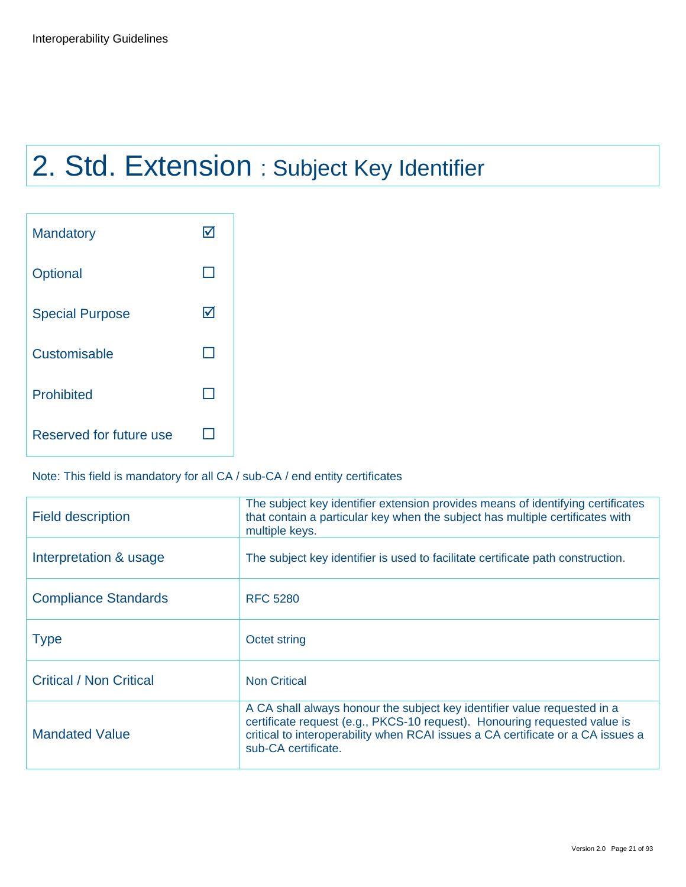# 2. Std. Extension : Subject Key Identifier

| | |
|---|---|
| Mandatory | ☑ |
| Optional | ☐ |
| Special Purpose | ☑ |
| Customisable | ☐ |
| Prohibited | ☐ |
| Reserved for future use | ☐ |

Note: This field is mandatory for all CA / sub-CA / end entity certificates

| | |
|---|---|
| Field description | The subject key identifier extension provides means of identifying certificates that contain a particular key when the subject has multiple certificates with multiple keys. |
| Interpretation & usage | The subject key identifier is used to facilitate certificate path construction. |
| Compliance Standards | RFC 5280 |
| Type | Octet string |
| Critical / Non Critical | Non Critical |
| Mandated Value | A CA shall always honour the subject key identifier value requested in a certificate request (e.g., PKCS-10 request). Honouring requested value is critical to interoperability when RCAI issues a CA certificate or a CA issues a sub-CA certificate. |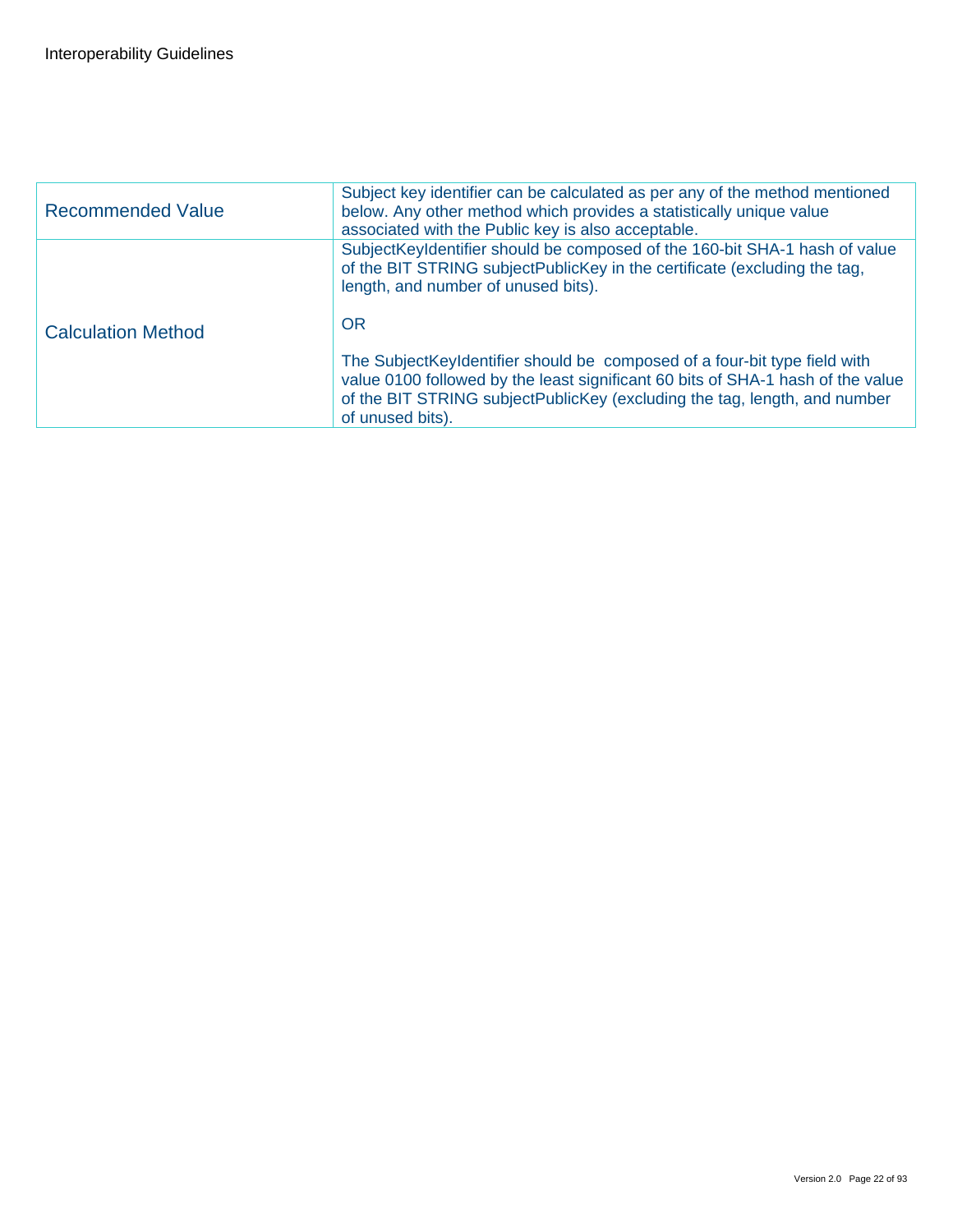| | |
|---|---|
| Recommended Value | Subject key identifier can be calculated as per any of the method mentioned below. Any other method which provides a statistically unique value associated with the Public key is also acceptable. |
| Calculation Method | SubjectKeyIdentifier should be composed of the 160-bit SHA-1 hash of value of the BIT STRING subjectPublicKey in the certificate (excluding the tag, length, and number of unused bits).<br><br>OR<br><br>The SubjectKeyIdentifier should be composed of a four-bit type field with value 0100 followed by the least significant 60 bits of SHA-1 hash of the value of the BIT STRING subjectPublicKey (excluding the tag, length, and number of unused bits). |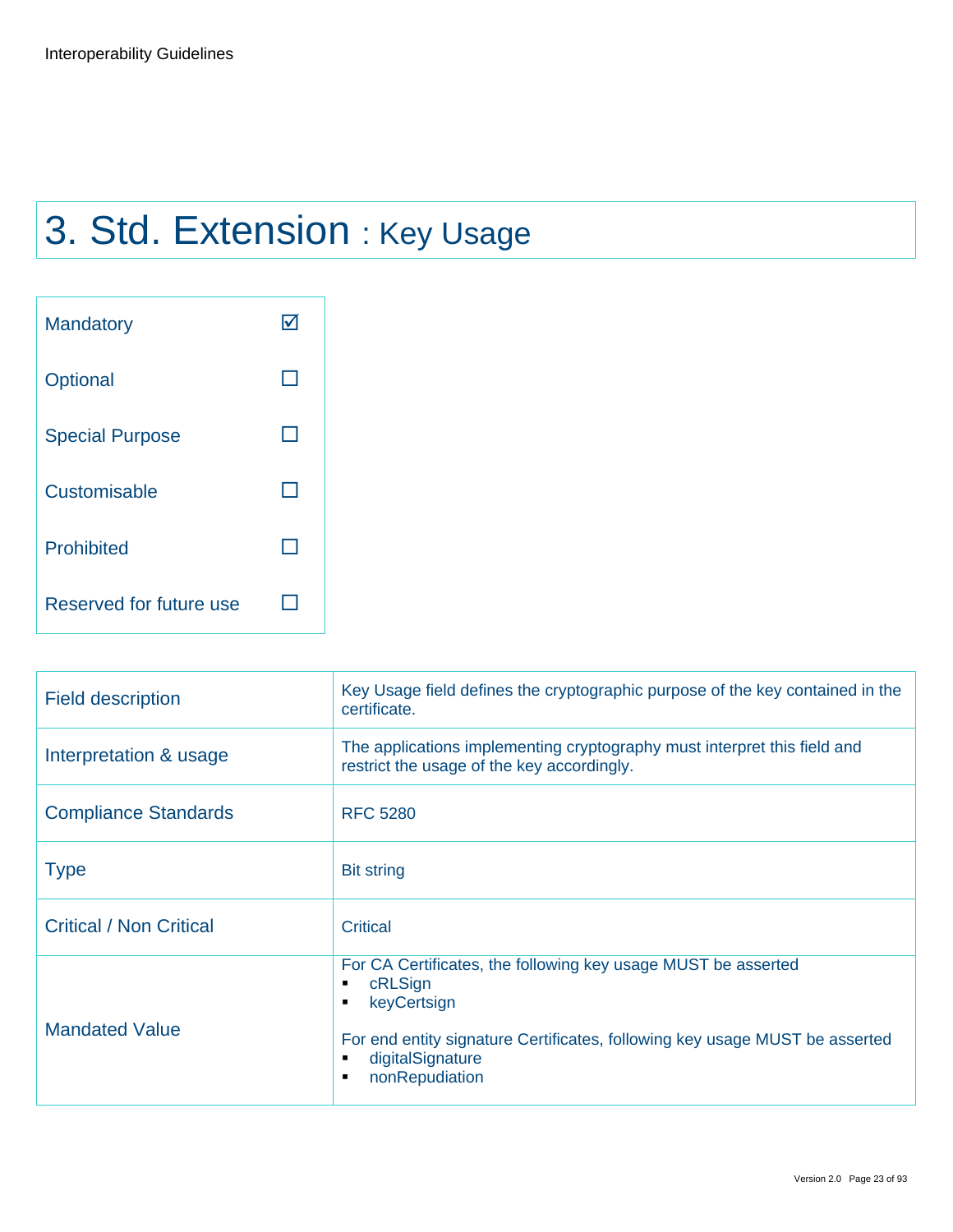# 3. Std. Extension : Key Usage

| | |
|---|---|
| Mandatory | ☑ |
| Optional | ☐ |
| Special Purpose | ☐ |
| Customisable | ☐ |
| Prohibited | ☐ |
| Reserved for future use | ☐ |

| | |
|---|---|
| Field description | Key Usage field defines the cryptographic purpose of the key contained in the certificate. |
| Interpretation & usage | The applications implementing cryptography must interpret this field and restrict the usage of the key accordingly. |
| Compliance Standards | RFC 5280 |
| Type | Bit string |
| Critical / Non Critical | Critical |
| Mandated Value | For CA Certificates, the following key usage MUST be asserted<br>▪ cRLSign<br>▪ keyCertsign<br><br>For end entity signature Certificates, following key usage MUST be asserted<br>▪ digitalSignature<br>▪ nonRepudiation |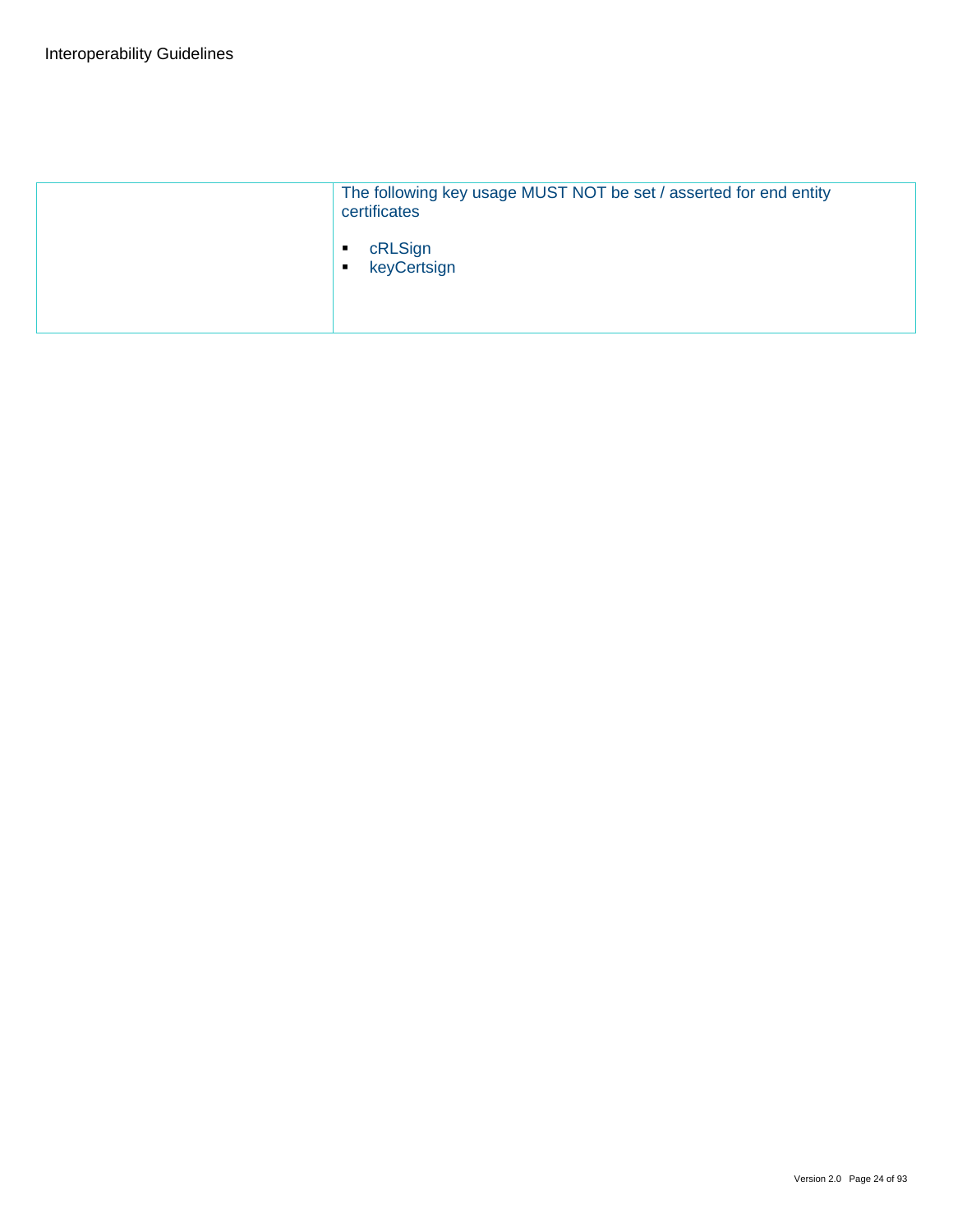| | |
|---|---|
| | The following key usage MUST NOT be set / asserted for end entity certificates<br><br>▪ cRLSign<br>▪ keyCertsign |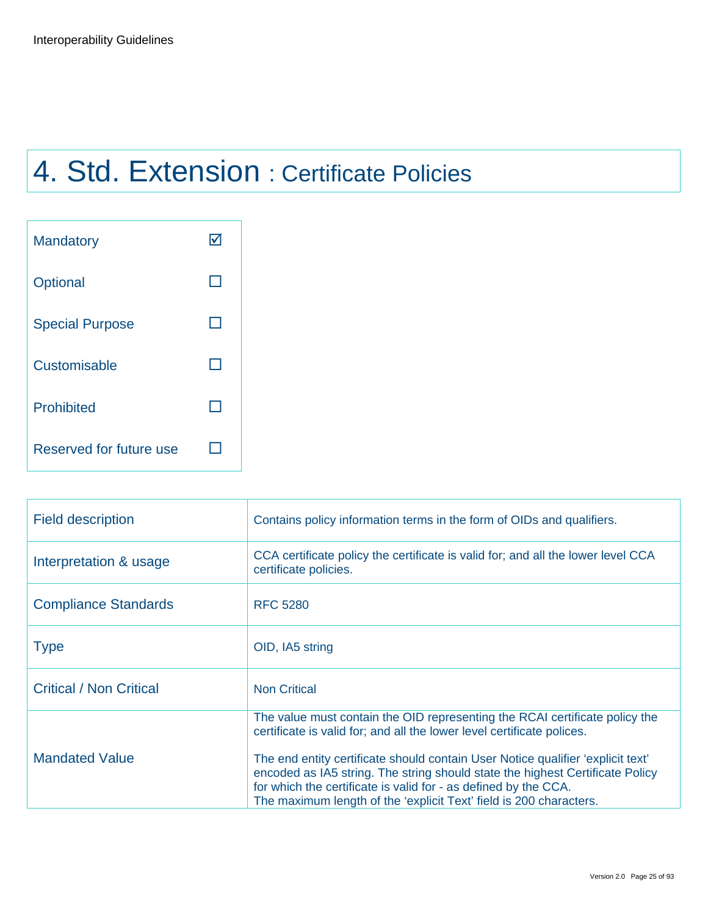# 4. Std. Extension : Certificate Policies

| | |
|---|---|
| Mandatory | ☑ |
| Optional | ☐ |
| Special Purpose | ☐ |
| Customisable | ☐ |
| Prohibited | ☐ |
| Reserved for future use | ☐ |

| | |
|---|---|
| Field description | Contains policy information terms in the form of OIDs and qualifiers. |
| Interpretation & usage | CCA certificate policy the certificate is valid for; and all the lower level CCA certificate policies. |
| Compliance Standards | RFC 5280 |
| Type | OID, IA5 string |
| Critical / Non Critical | Non Critical |
| Mandated Value | The value must contain the OID representing the RCAI certificate policy the certificate is valid for; and all the lower level certificate polices.<br><br>The end entity certificate should contain User Notice qualifier 'explicit text' encoded as IA5 string. The string should state the highest Certificate Policy for which the certificate is valid for - as defined by the CCA.<br>The maximum length of the 'explicit Text' field is 200 characters. |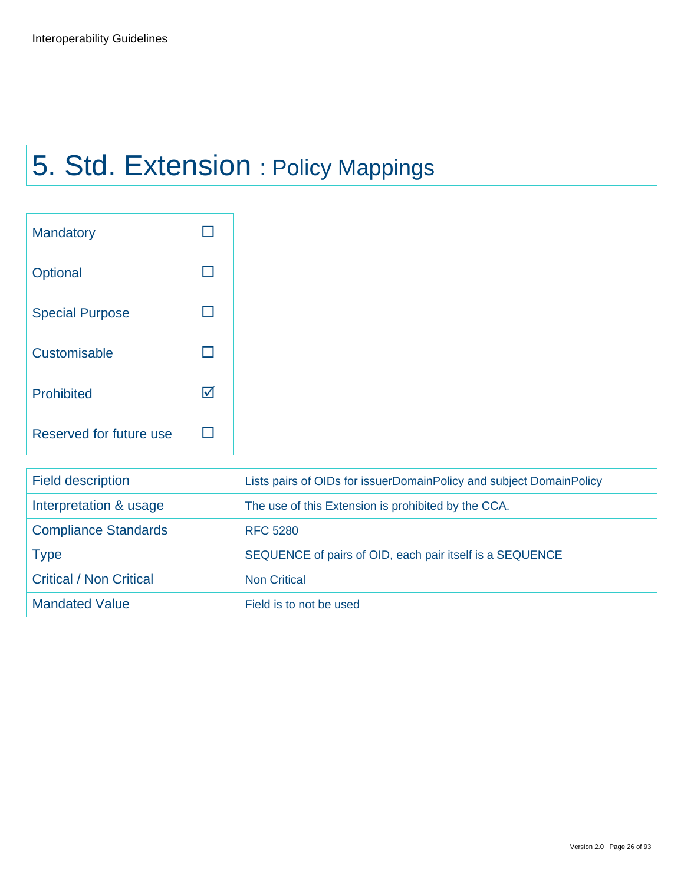# 5. Std. Extension : Policy Mappings

| | |
|---|---|
| Mandatory | ☐ |
| Optional | ☐ |
| Special Purpose | ☐ |
| Customisable | ☐ |
| Prohibited | ☑ |
| Reserved for future use | ☐ |

| | |
|---|---|
| Field description | Lists pairs of OIDs for issuerDomainPolicy and subject DomainPolicy |
| Interpretation & usage | The use of this Extension is prohibited by the CCA. |
| Compliance Standards | RFC 5280 |
| Type | SEQUENCE of pairs of OID, each pair itself is a SEQUENCE |
| Critical / Non Critical | Non Critical |
| Mandated Value | Field is to not be used |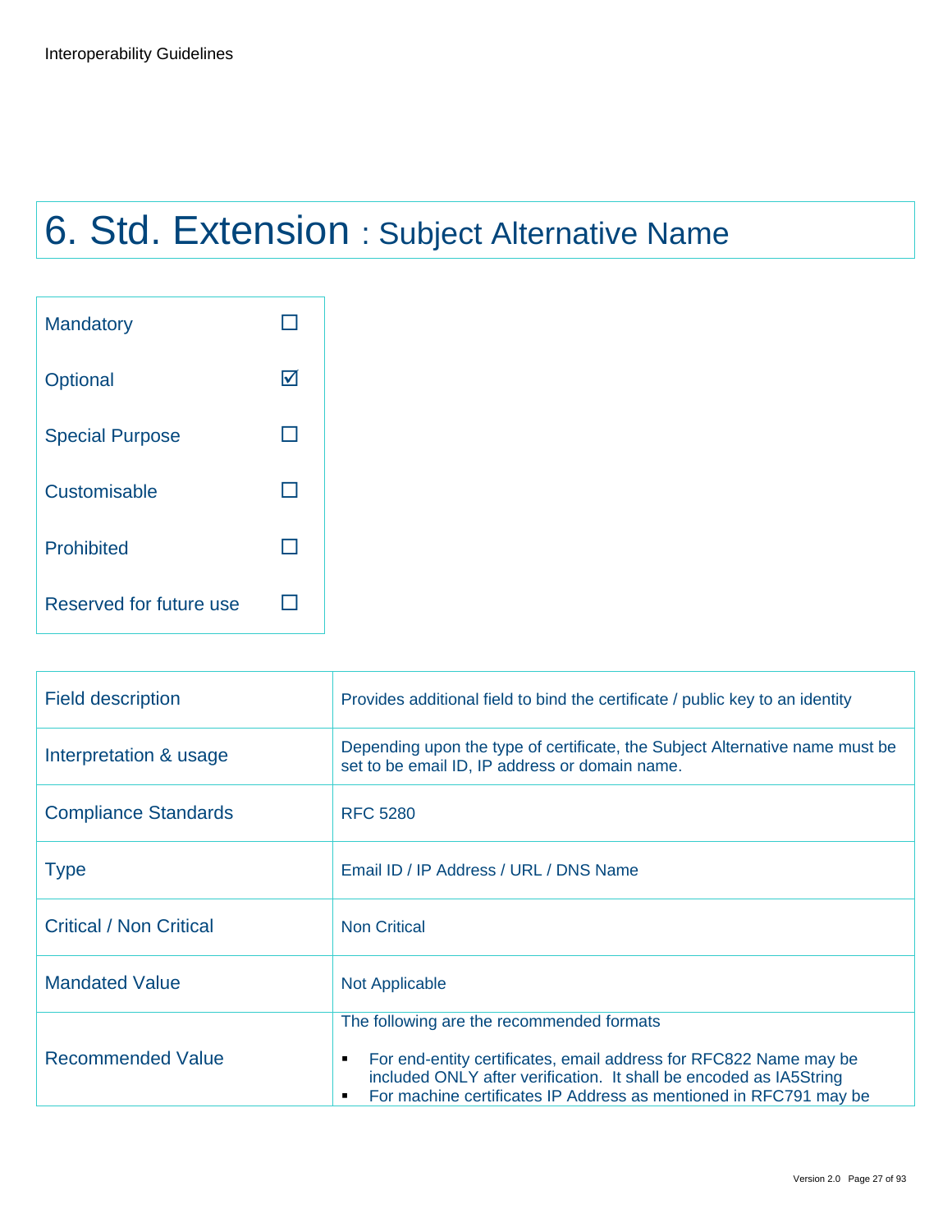# 6. Std. Extension : Subject Alternative Name

| | |
|---|---|
| Mandatory | ☐ |
| Optional | ☑ |
| Special Purpose | ☐ |
| Customisable | ☐ |
| Prohibited | ☐ |
| Reserved for future use | ☐ |

| | |
|---|---|
| Field description | Provides additional field to bind the certificate / public key to an identity |
| Interpretation & usage | Depending upon the type of certificate, the Subject Alternative name must be set to be email ID, IP address or domain name. |
| Compliance Standards | RFC 5280 |
| Type | Email ID / IP Address / URL / DNS Name |
| Critical / Non Critical | Non Critical |
| Mandated Value | Not Applicable |
| Recommended Value | The following are the recommended formats<br>▪ For end-entity certificates, email address for RFC822 Name may be included ONLY after verification. It shall be encoded as IA5String<br>▪ For machine certificates IP Address as mentioned in RFC791 may be |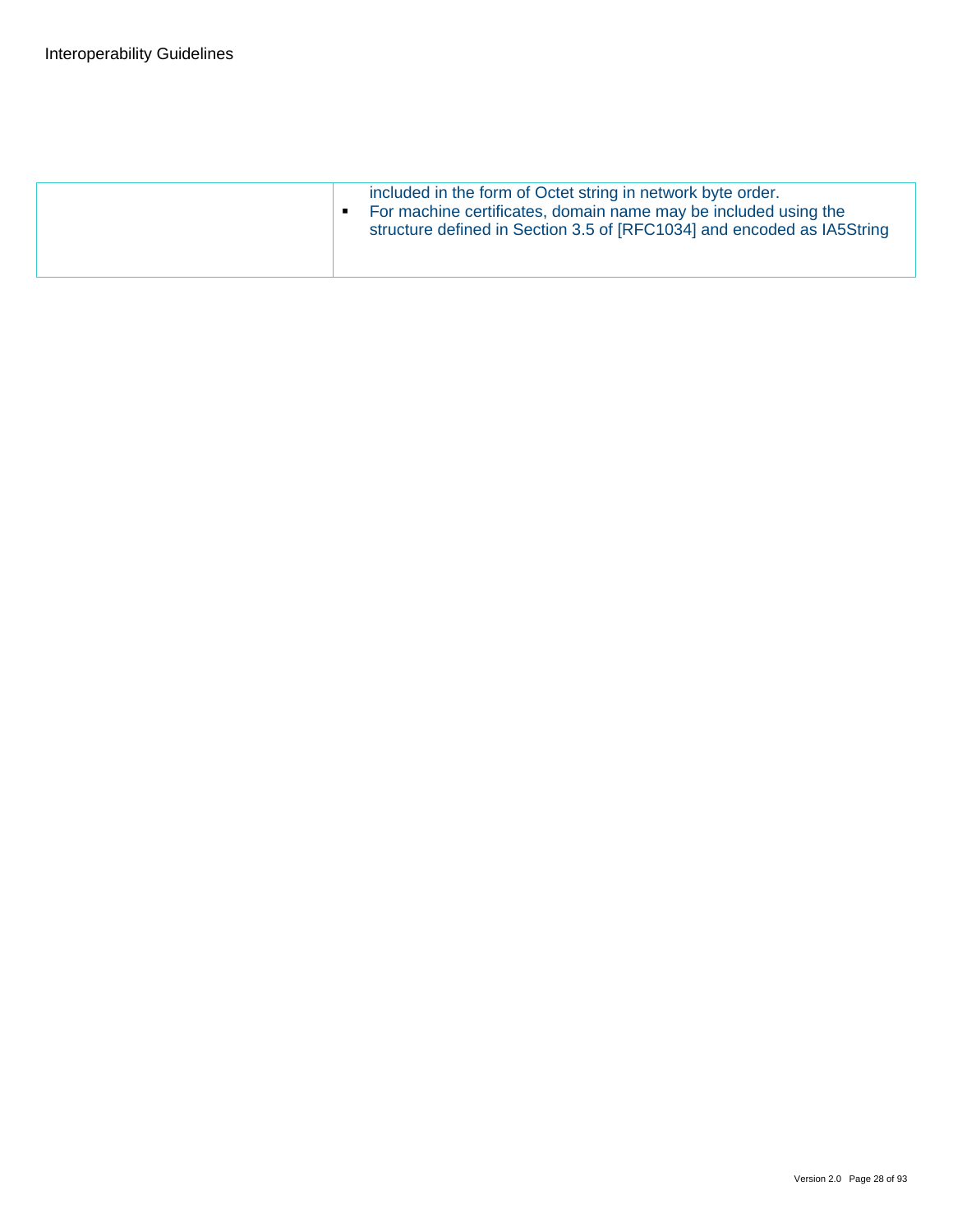|  |  |
| --- | --- |
|  | included in the form of Octet string in network byte order.<br>▪ For machine certificates, domain name may be included using the structure defined in Section 3.5 of [RFC1034] and encoded as IA5String |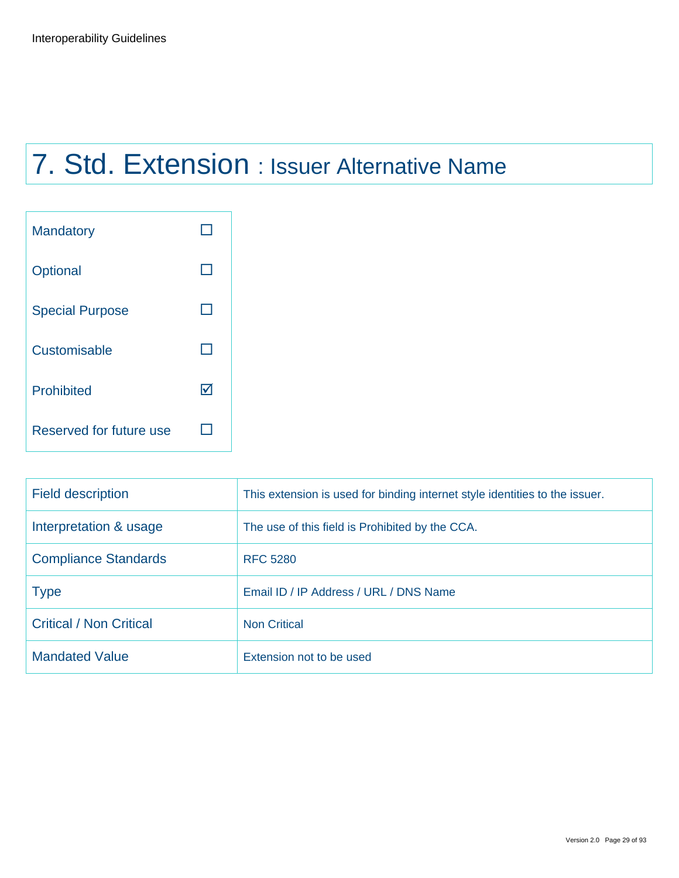# 7. Std. Extension : Issuer Alternative Name

| | |
|---|---|
| Mandatory | ☐ |
| Optional | ☐ |
| Special Purpose | ☐ |
| Customisable | ☐ |
| Prohibited | ☑ |
| Reserved for future use | ☐ |

| | |
|---|---|
| Field description | This extension is used for binding internet style identities to the issuer. |
| Interpretation & usage | The use of this field is Prohibited by the CCA. |
| Compliance Standards | RFC 5280 |
| Type | Email ID / IP Address / URL / DNS Name |
| Critical / Non Critical | Non Critical |
| Mandated Value | Extension not to be used |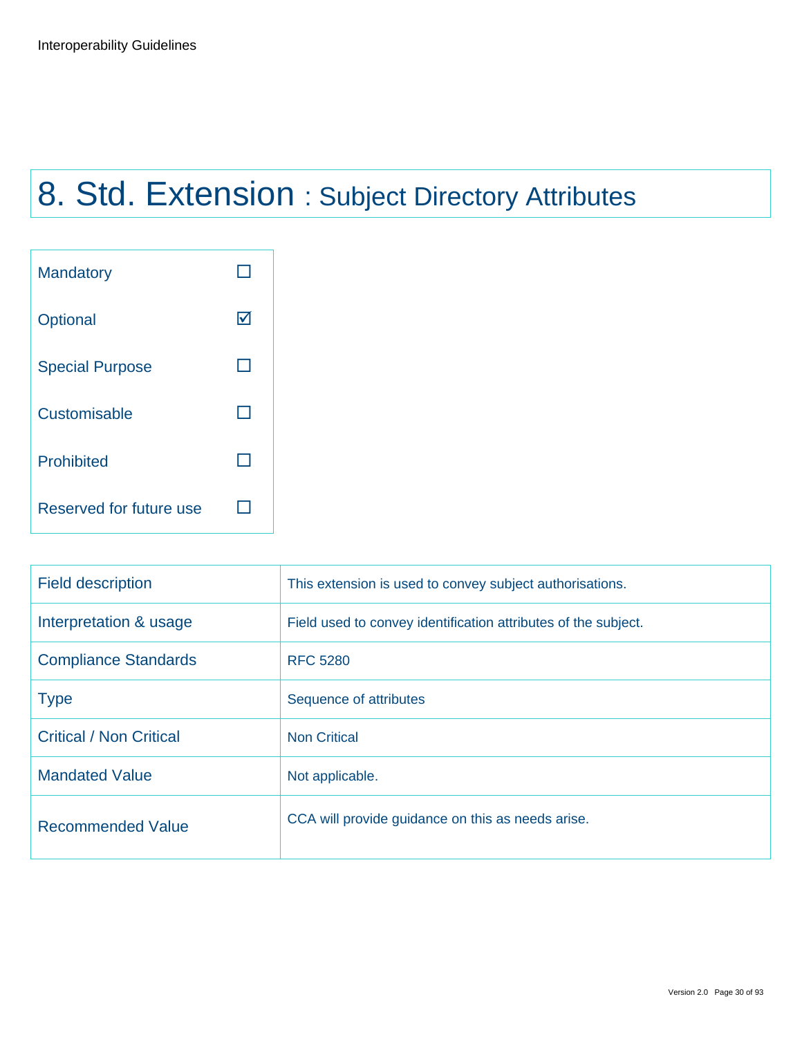# 8. Std. Extension : Subject Directory Attributes

| | |
|---|---|
| Mandatory | ☐ |
| Optional | ☑ |
| Special Purpose | ☐ |
| Customisable | ☐ |
| Prohibited | ☐ |
| Reserved for future use | ☐ |

| | |
|---|---|
| Field description | This extension is used to convey subject authorisations. |
| Interpretation & usage | Field used to convey identification attributes of the subject. |
| Compliance Standards | RFC 5280 |
| Type | Sequence of attributes |
| Critical / Non Critical | Non Critical |
| Mandated Value | Not applicable. |
| Recommended Value | CCA will provide guidance on this as needs arise. |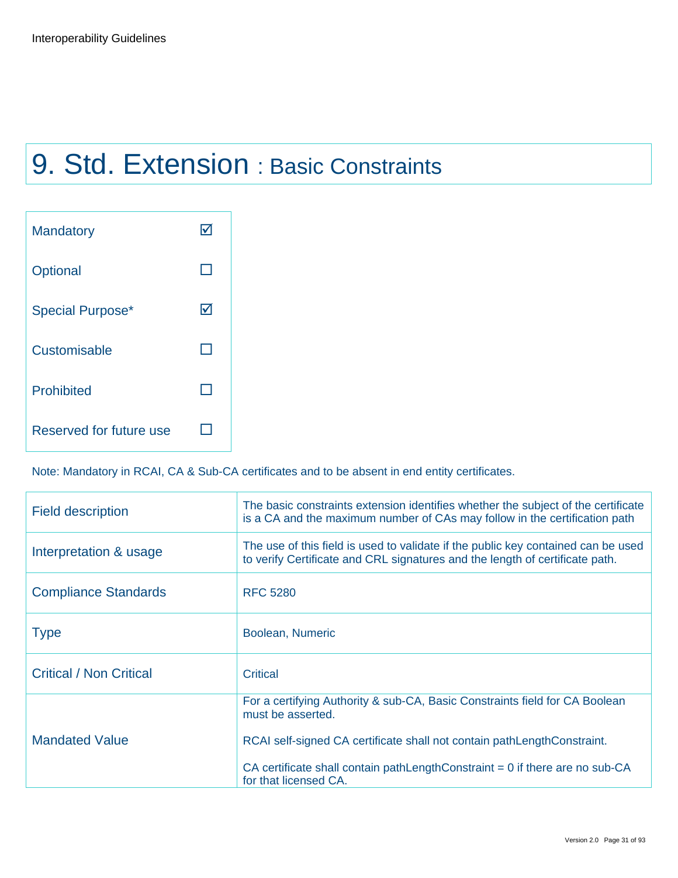# 9. Std. Extension : Basic Constraints

| | |
|---|---|
| Mandatory | ☑ |
| Optional | ☐ |
| Special Purpose* | ☑ |
| Customisable | ☐ |
| Prohibited | ☐ |
| Reserved for future use | ☐ |

Note: Mandatory in RCAI, CA & Sub-CA certificates and to be absent in end entity certificates.

| | |
|---|---|
| Field description | The basic constraints extension identifies whether the subject of the certificate is a CA and the maximum number of CAs may follow in the certification path |
| Interpretation & usage | The use of this field is used to validate if the public key contained can be used to verify Certificate and CRL signatures and the length of certificate path. |
| Compliance Standards | RFC 5280 |
| Type | Boolean, Numeric |
| Critical / Non Critical | Critical |
| Mandated Value | For a certifying Authority & sub-CA, Basic Constraints field for CA Boolean must be asserted.<br><br>RCAI self-signed CA certificate shall not contain pathLengthConstraint.<br><br>CA certificate shall contain pathLengthConstraint = 0 if there are no sub-CA for that licensed CA. |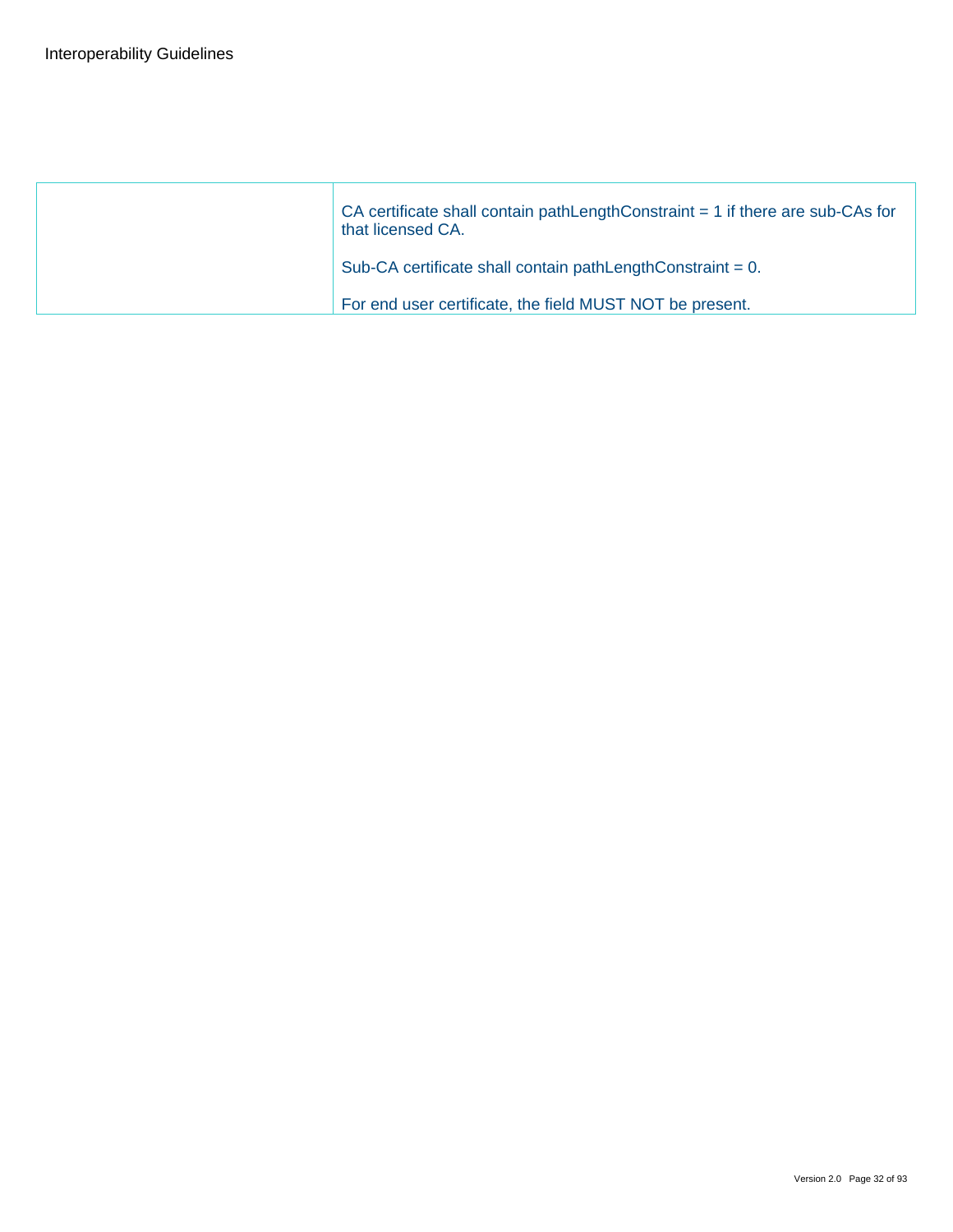| | |
|---|---|
| | CA certificate shall contain pathLengthConstraint = 1 if there are sub-CAs for that licensed CA.<br><br>Sub-CA certificate shall contain pathLengthConstraint = 0.<br><br>For end user certificate, the field MUST NOT be present. |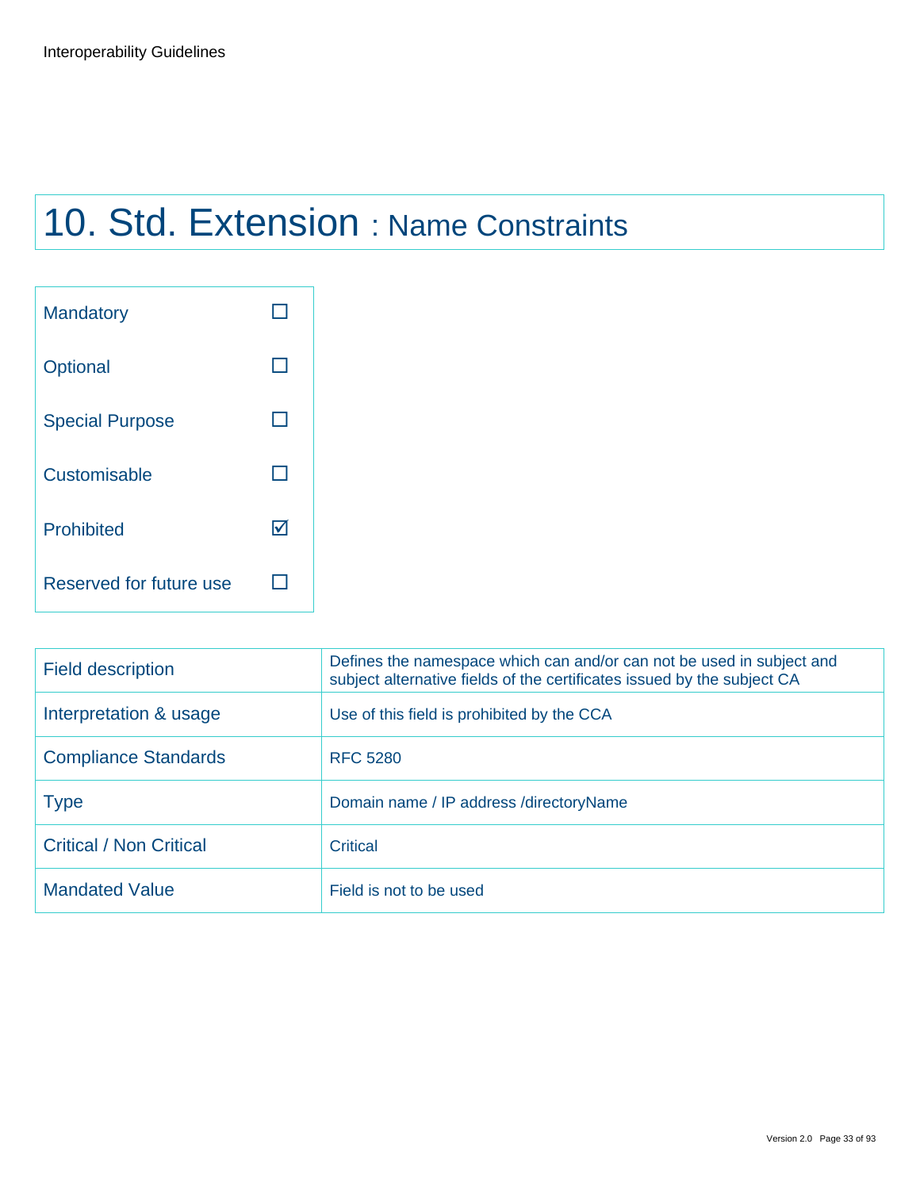# 10. Std. Extension : Name Constraints

| | |
|---|---|
| Mandatory | ☐ |
| Optional | ☐ |
| Special Purpose | ☐ |
| Customisable | ☐ |
| Prohibited | ☑ |
| Reserved for future use | ☐ |

| | |
|---|---|
| Field description | Defines the namespace which can and/or can not be used in subject and subject alternative fields of the certificates issued by the subject CA |
| Interpretation & usage | Use of this field is prohibited by the CCA |
| Compliance Standards | RFC 5280 |
| Type | Domain name / IP address /directoryName |
| Critical / Non Critical | Critical |
| Mandated Value | Field is not to be used |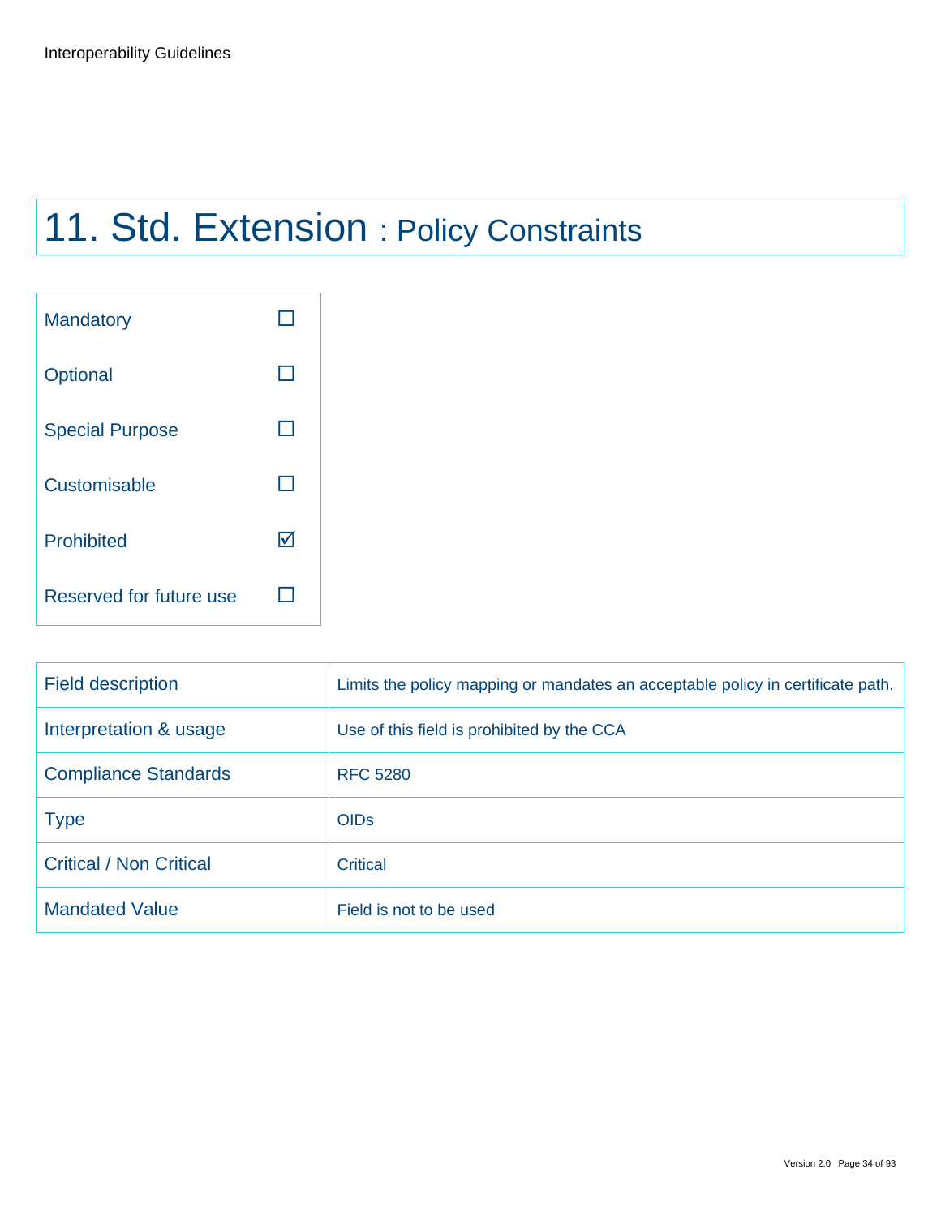# 11. Std. Extension : Policy Constraints

| | |
|---|---|
| Mandatory | ☐ |
| Optional | ☐ |
| Special Purpose | ☐ |
| Customisable | ☐ |
| Prohibited | ☑ |
| Reserved for future use | ☐ |

| | |
|---|---|
| Field description | Limits the policy mapping or mandates an acceptable policy in certificate path. |
| Interpretation & usage | Use of this field is prohibited by the CCA |
| Compliance Standards | RFC 5280 |
| Type | OIDs |
| Critical / Non Critical | Critical |
| Mandated Value | Field is not to be used |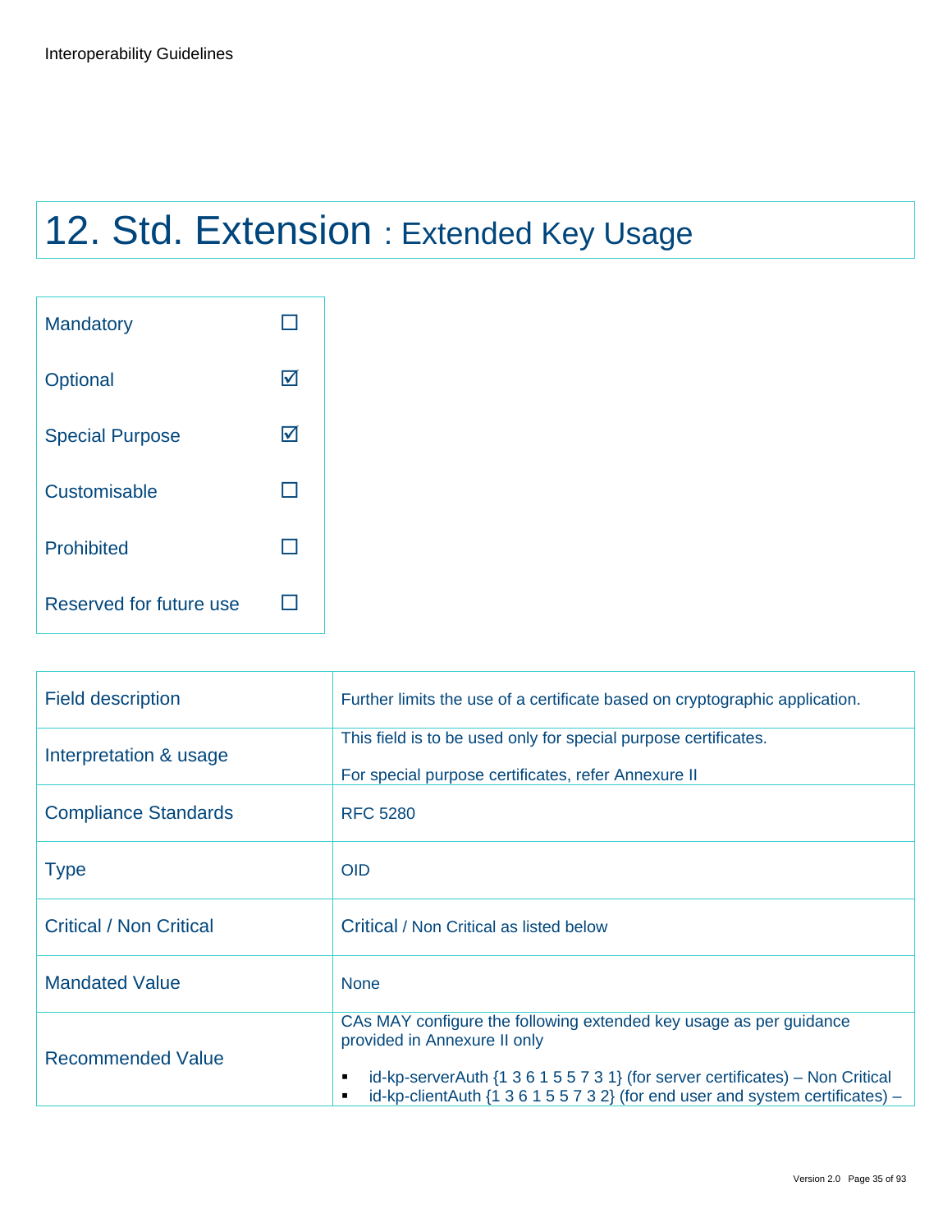# 12. Std. Extension : Extended Key Usage

| | |
|---|---|
| Mandatory | ☐ |
| Optional | ☑ |
| Special Purpose | ☑ |
| Customisable | ☐ |
| Prohibited | ☐ |
| Reserved for future use | ☐ |

| | |
|---|---|
| Field description | Further limits the use of a certificate based on cryptographic application. |
| Interpretation & usage | This field is to be used only for special purpose certificates.<br><br>For special purpose certificates, refer Annexure II |
| Compliance Standards | RFC 5280 |
| Type | OID |
| Critical / Non Critical | Critical / Non Critical as listed below |
| Mandated Value | None |
| Recommended Value | CAs MAY configure the following extended key usage as per guidance provided in Annexure II only<br><br>▪ id-kp-serverAuth {1 3 6 1 5 5 7 3 1} (for server certificates) – Non Critical<br>▪ id-kp-clientAuth {1 3 6 1 5 5 7 3 2} (for end user and system certificates) – |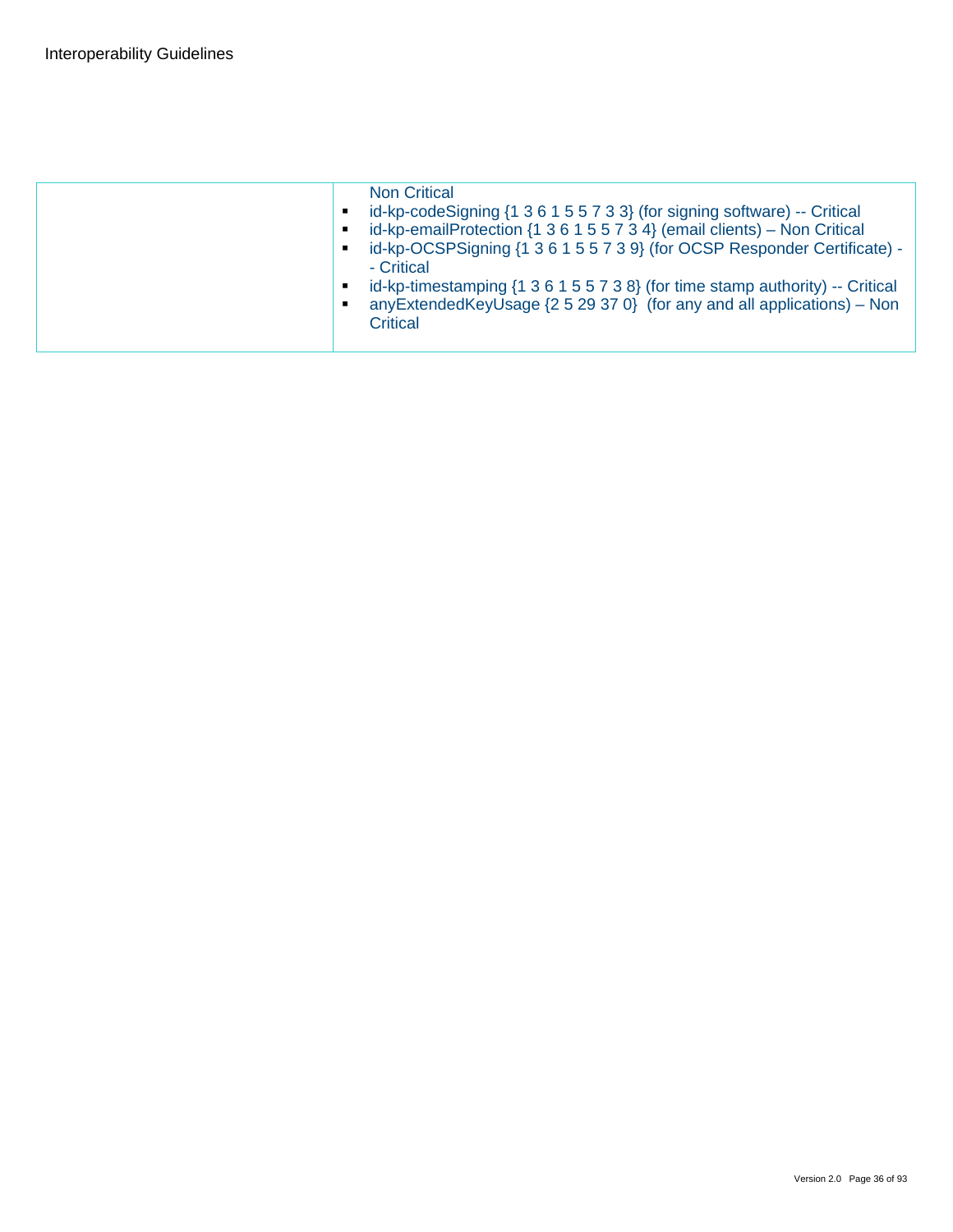| | |
|---|---|
| | Non Critical<br>▪ id-kp-codeSigning {1 3 6 1 5 5 7 3 3} (for signing software) -- Critical<br>▪ id-kp-emailProtection {1 3 6 1 5 5 7 3 4} (email clients) – Non Critical<br>▪ id-kp-OCSPSigning {1 3 6 1 5 5 7 3 9} (for OCSP Responder Certificate) -- Critical<br>▪ id-kp-timestamping {1 3 6 1 5 5 7 3 8} (for time stamp authority) -- Critical<br>▪ anyExtendedKeyUsage {2 5 29 37 0} (for any and all applications) – Non Critical |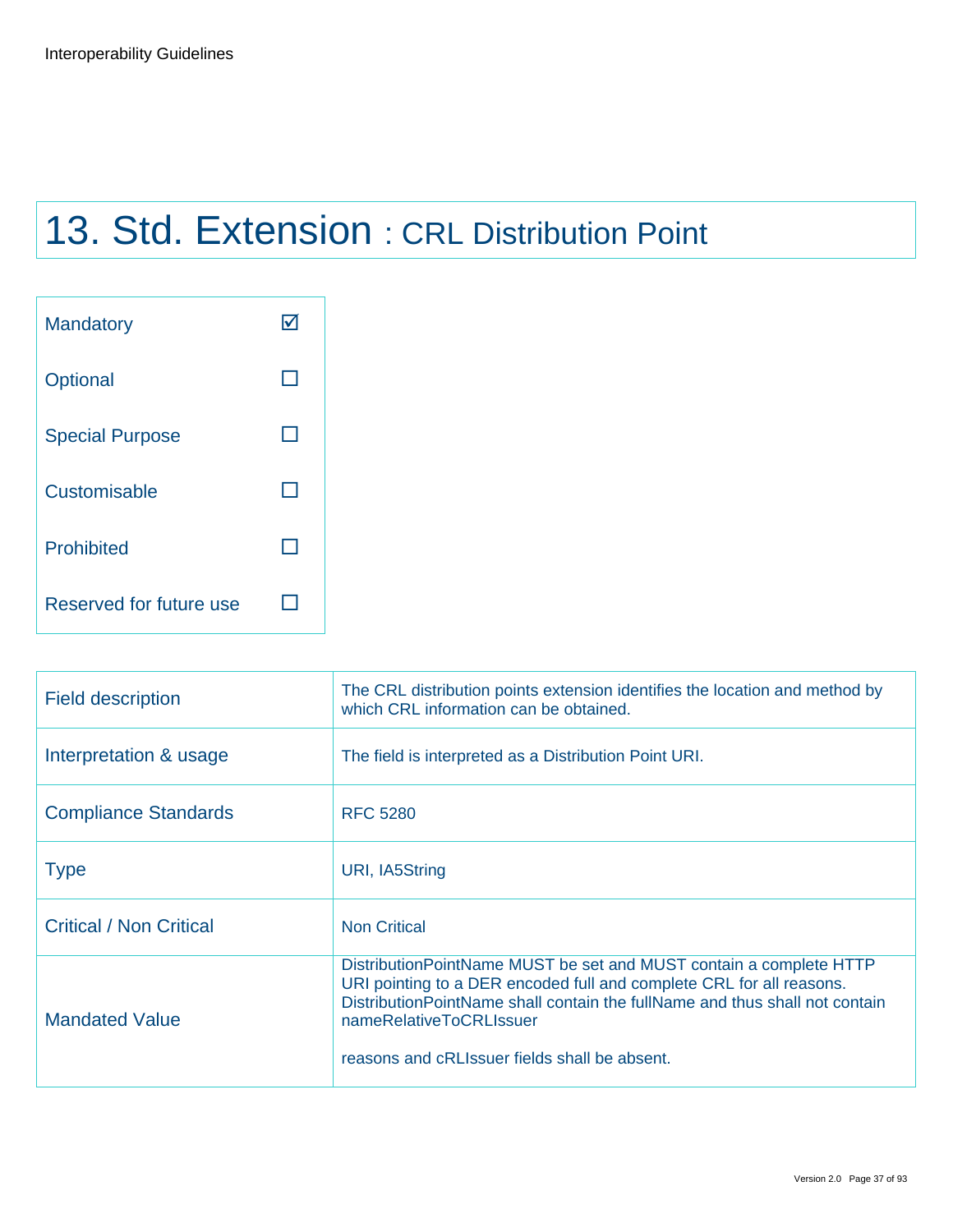# 13. Std. Extension : CRL Distribution Point

| | |
|---|---|
| Mandatory | ☑ |
| Optional | ☐ |
| Special Purpose | ☐ |
| Customisable | ☐ |
| Prohibited | ☐ |
| Reserved for future use | ☐ |

| | |
|---|---|
| Field description | The CRL distribution points extension identifies the location and method by which CRL information can be obtained. |
| Interpretation & usage | The field is interpreted as a Distribution Point URI. |
| Compliance Standards | RFC 5280 |
| Type | URI, IA5String |
| Critical / Non Critical | Non Critical |
| Mandated Value | DistributionPointName MUST be set and MUST contain a complete HTTP URI pointing to a DER encoded full and complete CRL for all reasons. DistributionPointName shall contain the fullName and thus shall not contain nameRelativeToCRLIssuer<br><br>reasons and cRLIssuer fields shall be absent. |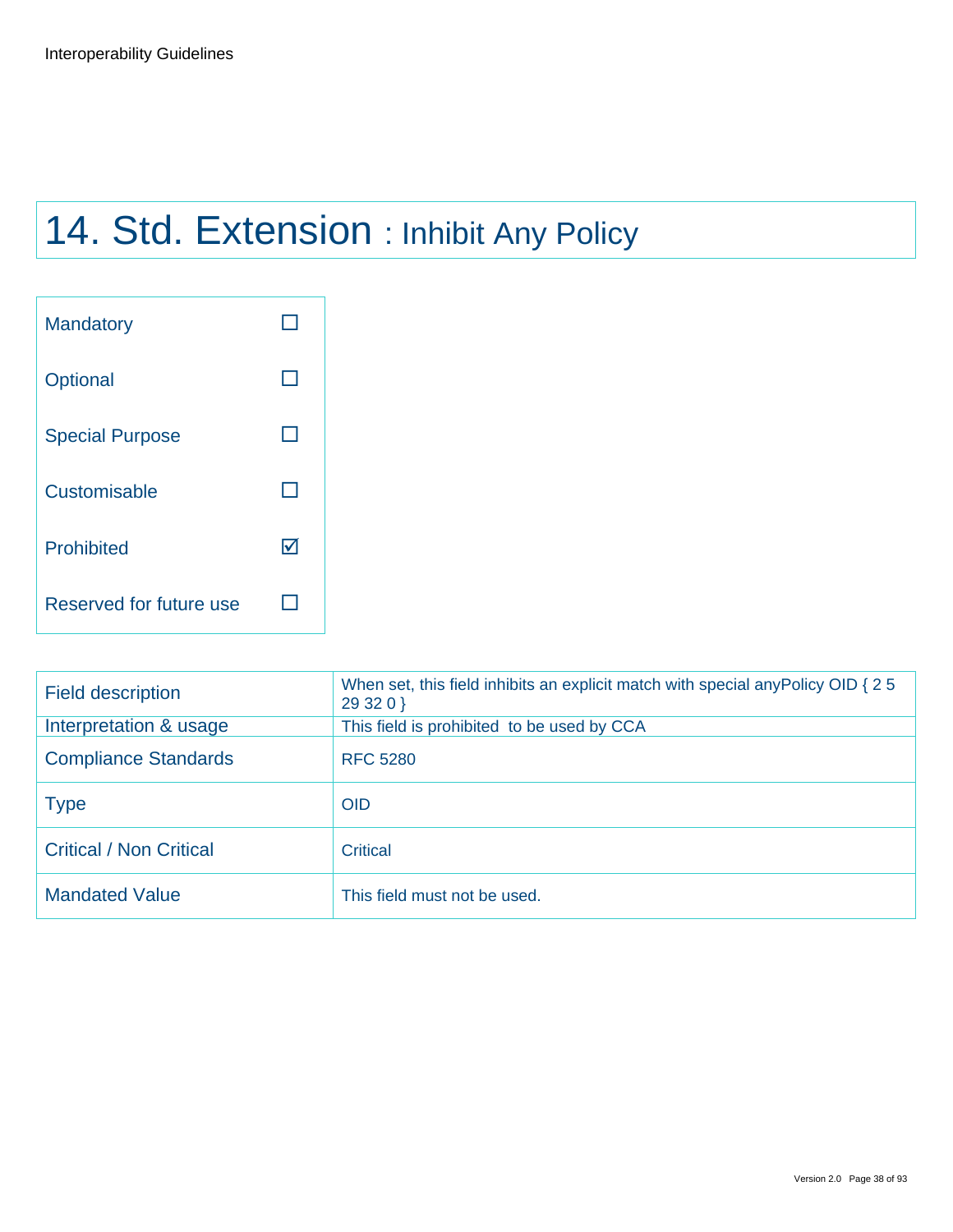# 14. Std. Extension : Inhibit Any Policy

| | |
|---|---|
| Mandatory | ☐ |
| Optional | ☐ |
| Special Purpose | ☐ |
| Customisable | ☐ |
| Prohibited | ☑ |
| Reserved for future use | ☐ |

| | |
|---|---|
| Field description | When set, this field inhibits an explicit match with special anyPolicy OID { 2 5 29 32 0 } |
| Interpretation & usage | This field is prohibited to be used by CCA |
| Compliance Standards | RFC 5280 |
| Type | OID |
| Critical / Non Critical | Critical |
| Mandated Value | This field must not be used. |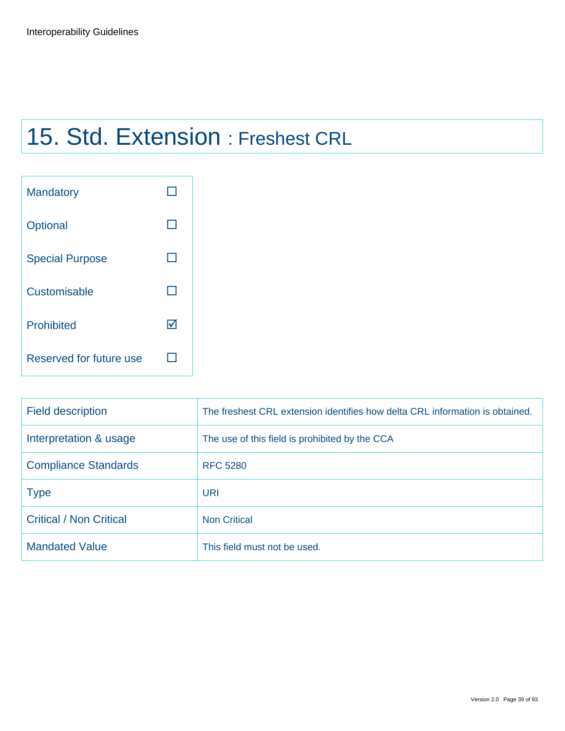# 15. Std. Extension : Freshest CRL

| | |
|---|---|
| Mandatory | ☐ |
| Optional | ☐ |
| Special Purpose | ☐ |
| Customisable | ☐ |
| Prohibited | ☑ |
| Reserved for future use | ☐ |

| | |
|---|---|
| Field description | The freshest CRL extension identifies how delta CRL information is obtained. |
| Interpretation & usage | The use of this field is prohibited by the CCA |
| Compliance Standards | RFC 5280 |
| Type | URI |
| Critical / Non Critical | Non Critical |
| Mandated Value | This field must not be used. |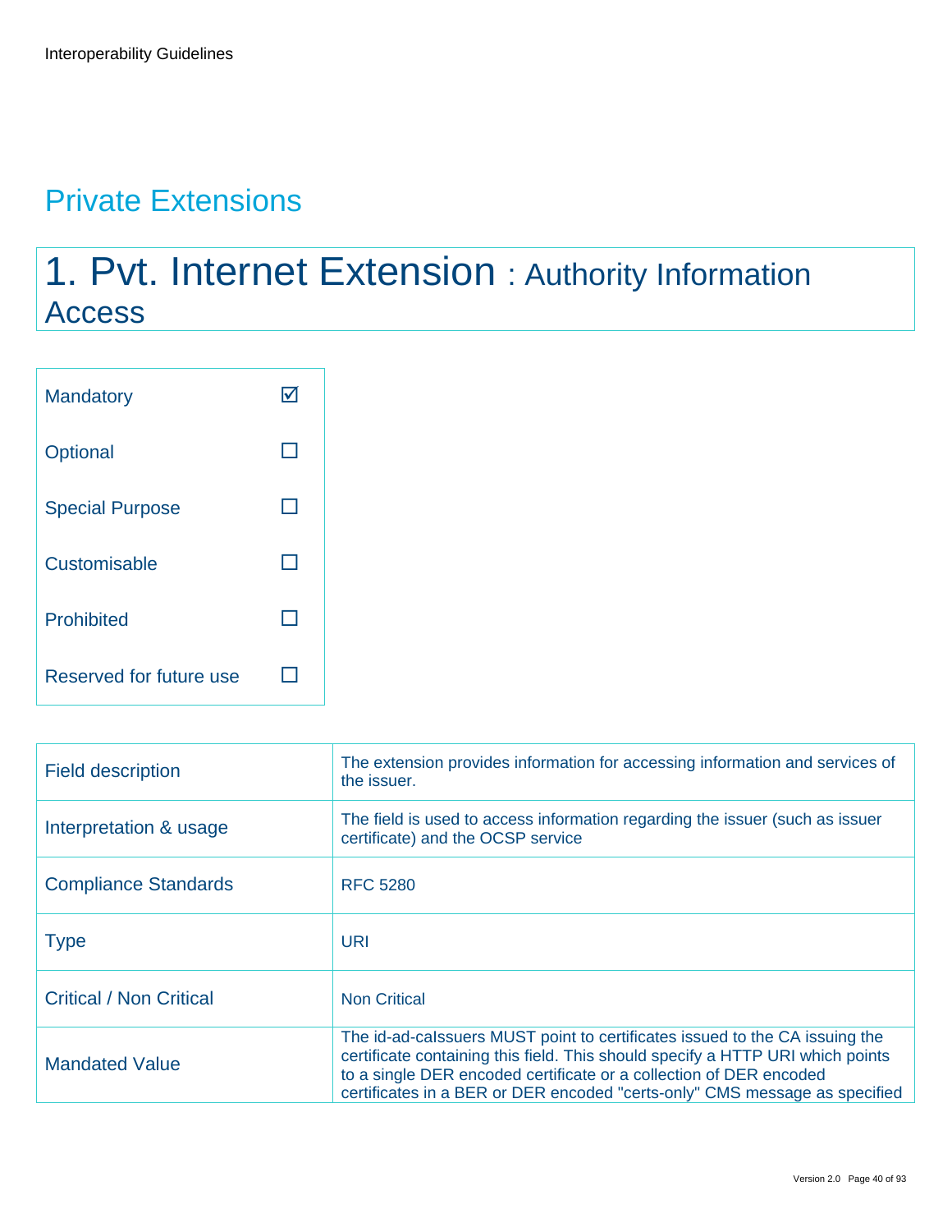## Private Extensions

# 1. Pvt. Internet Extension : Authority Information Access

| | |
|---|---|
| Mandatory | ☑ |
| Optional | ☐ |
| Special Purpose | ☐ |
| Customisable | ☐ |
| Prohibited | ☐ |
| Reserved for future use | ☐ |

| | |
|---|---|
| Field description | The extension provides information for accessing information and services of the issuer. |
| Interpretation & usage | The field is used to access information regarding the issuer (such as issuer certificate) and the OCSP service |
| Compliance Standards | RFC 5280 |
| Type | URI |
| Critical / Non Critical | Non Critical |
| Mandated Value | The id-ad-caIssuers MUST point to certificates issued to the CA issuing the certificate containing this field. This should specify a HTTP URI which points to a single DER encoded certificate or a collection of DER encoded certificates in a BER or DER encoded "certs-only" CMS message as specified |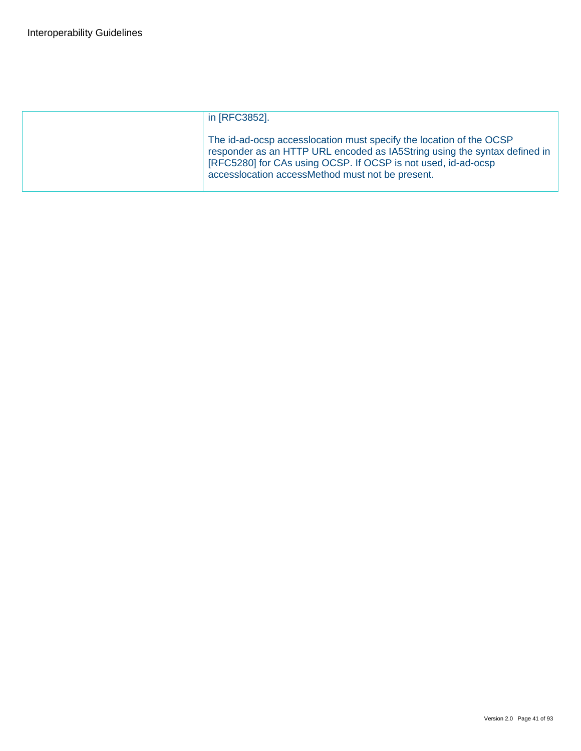|  |  |
|---|---|
|  | in [RFC3852].<br><br>The id-ad-ocsp accesslocation must specify the location of the OCSP responder as an HTTP URL encoded as IA5String using the syntax defined in [RFC5280] for CAs using OCSP. If OCSP is not used, id-ad-ocsp accesslocation accessMethod must not be present. |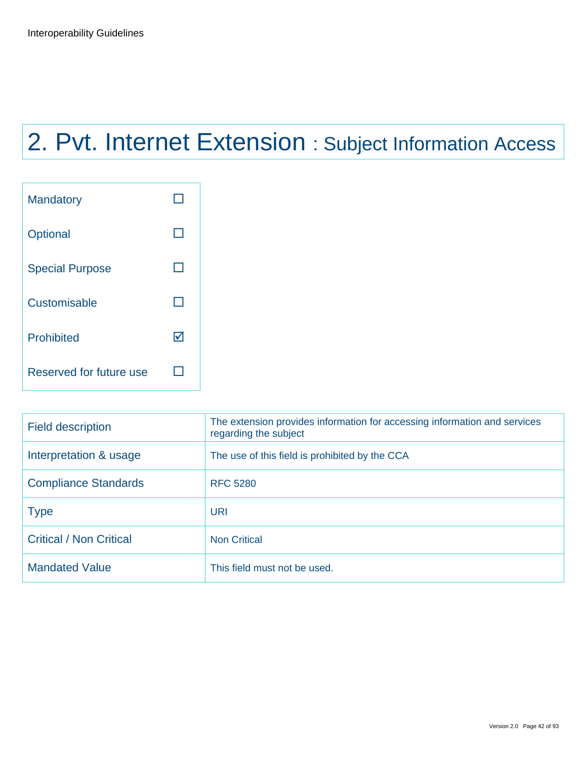# 2. Pvt. Internet Extension : Subject Information Access

| | |
|---|---|
| Mandatory | ☐ |
| Optional | ☐ |
| Special Purpose | ☐ |
| Customisable | ☐ |
| Prohibited | ☑ |
| Reserved for future use | ☐ |

| | |
|---|---|
| Field description | The extension provides information for accessing information and services regarding the subject |
| Interpretation & usage | The use of this field is prohibited by the CCA |
| Compliance Standards | RFC 5280 |
| Type | URI |
| Critical / Non Critical | Non Critical |
| Mandated Value | This field must not be used. |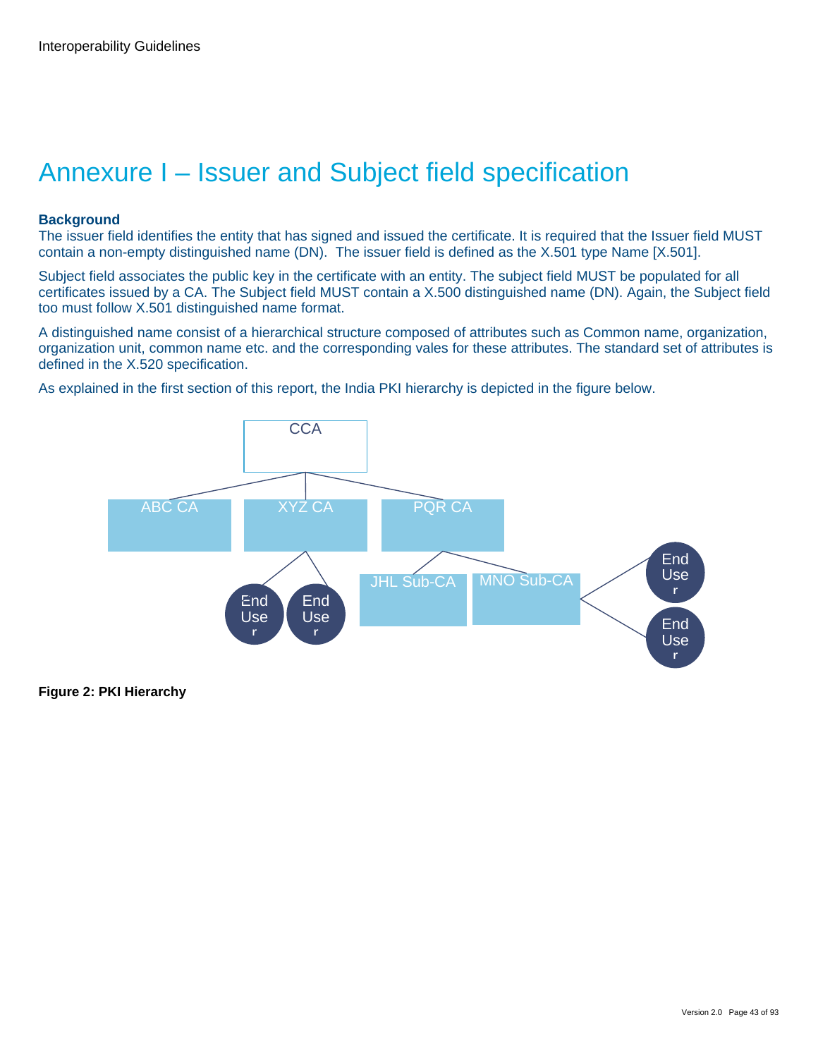# Annexure I – Issuer and Subject field specification

**Background**

The issuer field identifies the entity that has signed and issued the certificate. It is required that the Issuer field MUST contain a non-empty distinguished name (DN). The issuer field is defined as the X.501 type Name [X.501].

Subject field associates the public key in the certificate with an entity. The subject field MUST be populated for all certificates issued by a CA. The Subject field MUST contain a X.500 distinguished name (DN). Again, the Subject field too must follow X.501 distinguished name format.

A distinguished name consist of a hierarchical structure composed of attributes such as Common name, organization, organization unit, common name etc. and the corresponding vales for these attributes. The standard set of attributes is defined in the X.520 specification.

As explained in the first section of this report, the India PKI hierarchy is depicted in the figure below.

**Figure 2: PKI Hierarchy**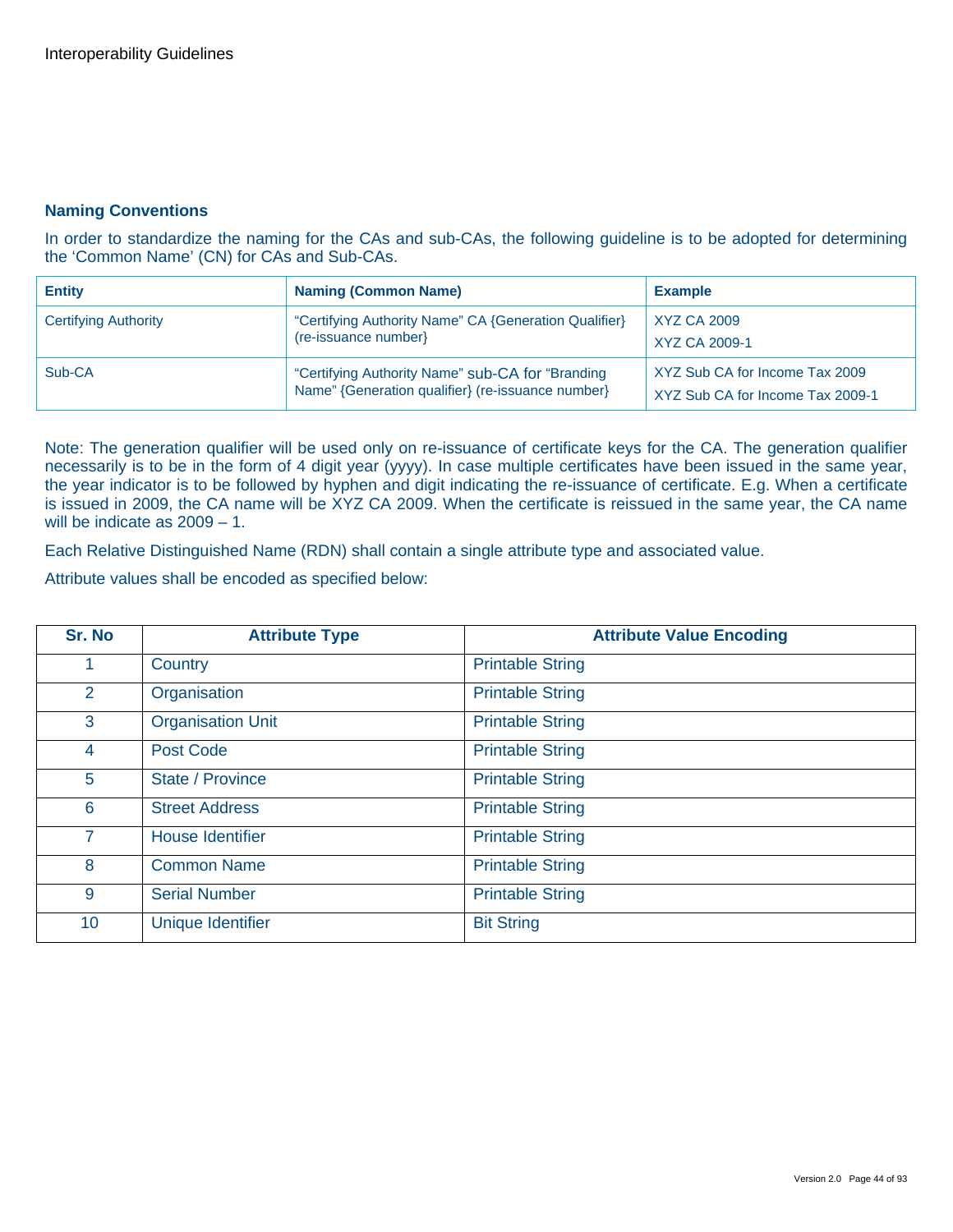## Naming Conventions

In order to standardize the naming for the CAs and sub-CAs, the following guideline is to be adopted for determining the 'Common Name' (CN) for CAs and Sub-CAs.

| Entity | Naming (Common Name) | Example |
|---|---|---|
| Certifying Authority | "Certifying Authority Name" CA {Generation Qualifier} (re-issuance number} | XYZ CA 2009<br>XYZ CA 2009-1 |
| Sub-CA | "Certifying Authority Name" sub-CA for "Branding Name" {Generation qualifier} (re-issuance number} | XYZ Sub CA for Income Tax 2009<br>XYZ Sub CA for Income Tax 2009-1 |

Note: The generation qualifier will be used only on re-issuance of certificate keys for the CA. The generation qualifier necessarily is to be in the form of 4 digit year (yyyy). In case multiple certificates have been issued in the same year, the year indicator is to be followed by hyphen and digit indicating the re-issuance of certificate. E.g. When a certificate is issued in 2009, the CA name will be XYZ CA 2009. When the certificate is reissued in the same year, the CA name will be indicate as 2009 – 1.

Each Relative Distinguished Name (RDN) shall contain a single attribute type and associated value.

Attribute values shall be encoded as specified below:

| Sr. No | Attribute Type | Attribute Value Encoding |
|---|---|---|
| 1 | Country | Printable String |
| 2 | Organisation | Printable String |
| 3 | Organisation Unit | Printable String |
| 4 | Post Code | Printable String |
| 5 | State / Province | Printable String |
| 6 | Street Address | Printable String |
| 7 | House Identifier | Printable String |
| 8 | Common Name | Printable String |
| 9 | Serial Number | Printable String |
| 10 | Unique Identifier | Bit String |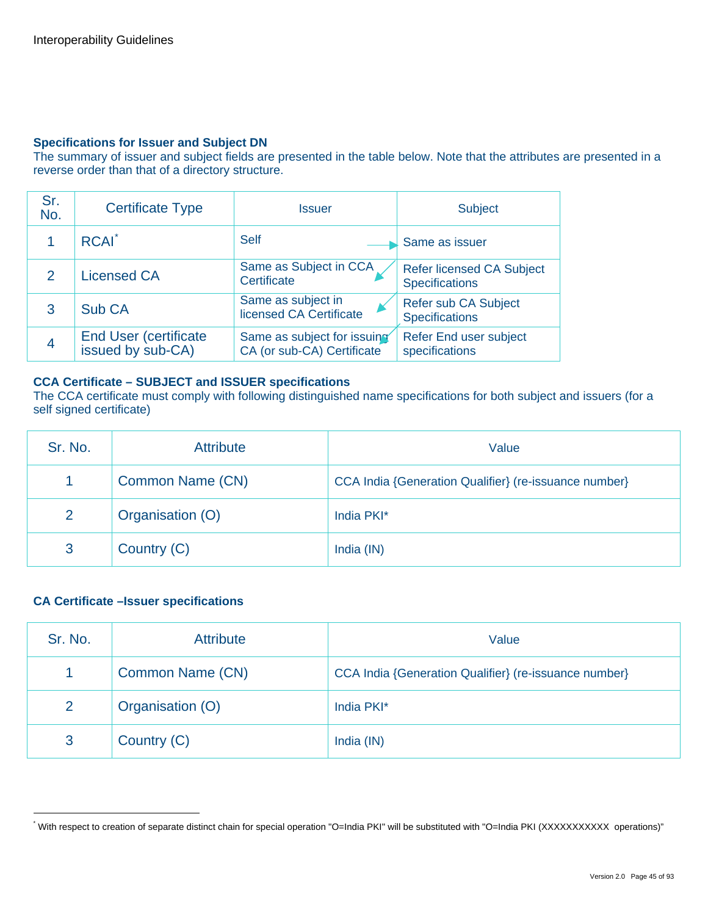### Specifications for Issuer and Subject DN

The summary of issuer and subject fields are presented in the table below. Note that the attributes are presented in a reverse order than that of a directory structure.

| Sr. No. | Certificate Type | Issuer | Subject |
|---|---|---|---|
| 1 | RCAI* | Self | Same as issuer |
| 2 | Licensed CA | Same as Subject in CCA Certificate | Refer licensed CA Subject Specifications |
| 3 | Sub CA | Same as subject in licensed CA Certificate | Refer sub CA Subject Specifications |
| 4 | End User (certificate issued by sub-CA) | Same as subject for issuing CA (or sub-CA) Certificate | Refer End user subject specifications |

### CCA Certificate – SUBJECT and ISSUER specifications

The CCA certificate must comply with following distinguished name specifications for both subject and issuers (for a self signed certificate)

| Sr. No. | Attribute | Value |
|---|---|---|
| 1 | Common Name (CN) | CCA India {Generation Qualifier} (re-issuance number} |
| 2 | Organisation (O) | India PKI* |
| 3 | Country (C) | India (IN) |

### CA Certificate –Issuer specifications

| Sr. No. | Attribute | Value |
|---|---|---|
| 1 | Common Name (CN) | CCA India {Generation Qualifier} (re-issuance number} |
| 2 | Organisation (O) | India PKI* |
| 3 | Country (C) | India (IN) |

* With respect to creation of separate distinct chain for special operation "O=India PKI" will be substituted with "O=India PKI (XXXXXXXXXXX operations)"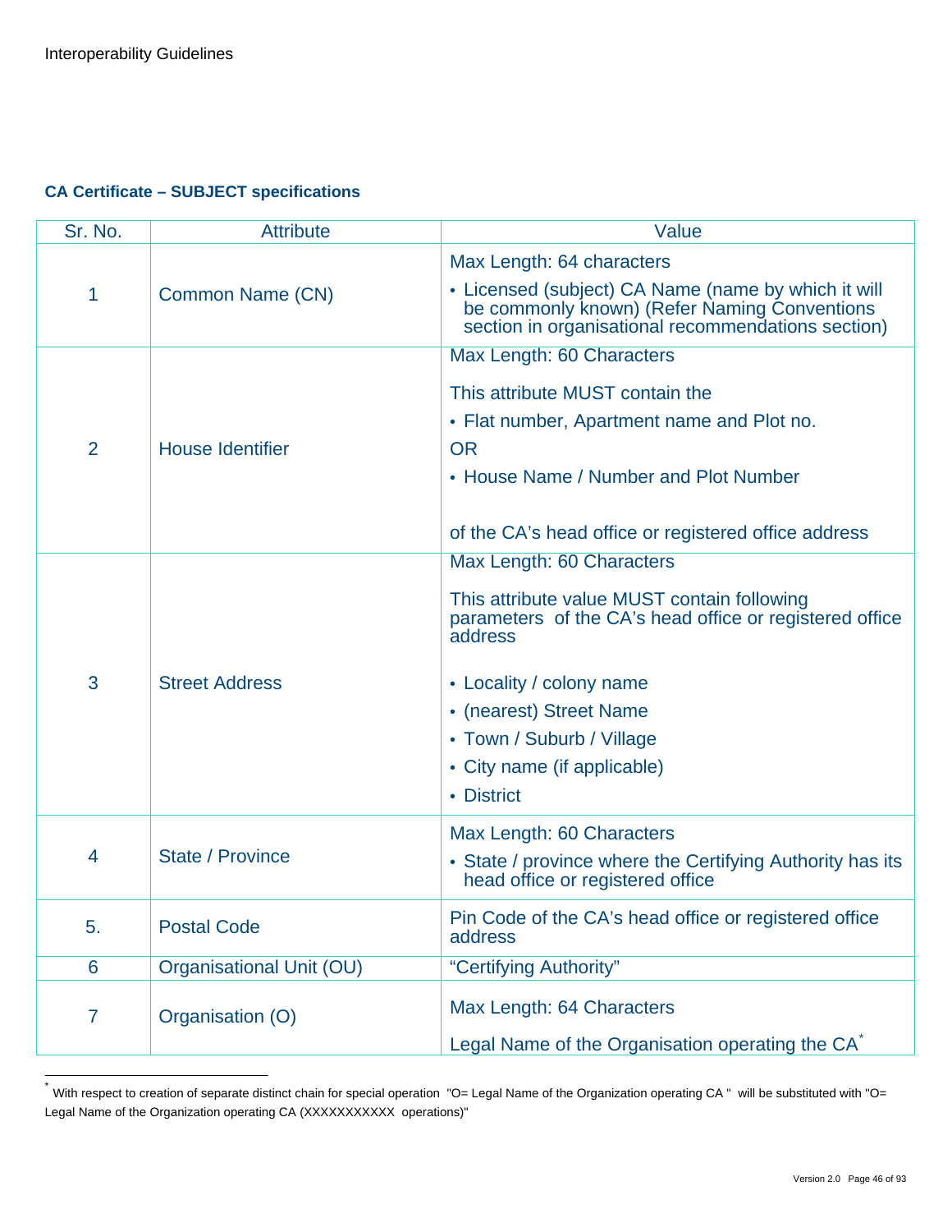**CA Certificate – SUBJECT specifications**

| Sr. No. | Attribute | Value |
|---|---|---|
| 1 | Common Name (CN) | Max Length: 64 characters<br>• Licensed (subject) CA Name (name by which it will be commonly known) (Refer Naming Conventions section in organisational recommendations section) |
| 2 | House Identifier | Max Length: 60 Characters<br>This attribute MUST contain the<br>• Flat number, Apartment name and Plot no.<br>OR<br>• House Name / Number and Plot Number<br><br>of the CA's head office or registered office address |
| 3 | Street Address | Max Length: 60 Characters<br>This attribute value MUST contain following parameters of the CA's head office or registered office address<br>• Locality / colony name<br>• (nearest) Street Name<br>• Town / Suburb / Village<br>• City name (if applicable)<br>• District |
| 4 | State / Province | Max Length: 60 Characters<br>• State / province where the Certifying Authority has its head office or registered office |
| 5. | Postal Code | Pin Code of the CA's head office or registered office address |
| 6 | Organisational Unit (OU) | "Certifying Authority" |
| 7 | Organisation (O) | Max Length: 64 Characters<br>Legal Name of the Organisation operating the CA[*] |

[*] With respect to creation of separate distinct chain for special operation "O= Legal Name of the Organization operating CA " will be substituted with "O= Legal Name of the Organization operating CA (XXXXXXXXXXX operations)"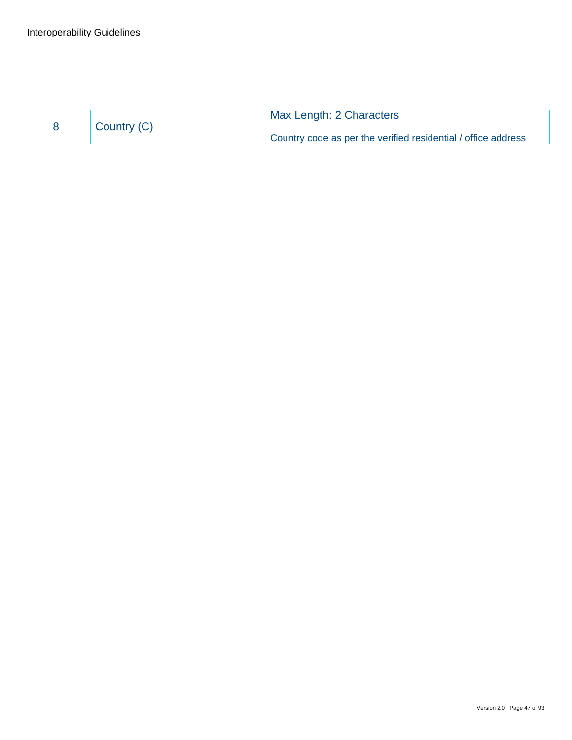| 8 | Country (C) | Max Length: 2 Characters<br><br>Country code as per the verified residential / office address |
|---|---|---|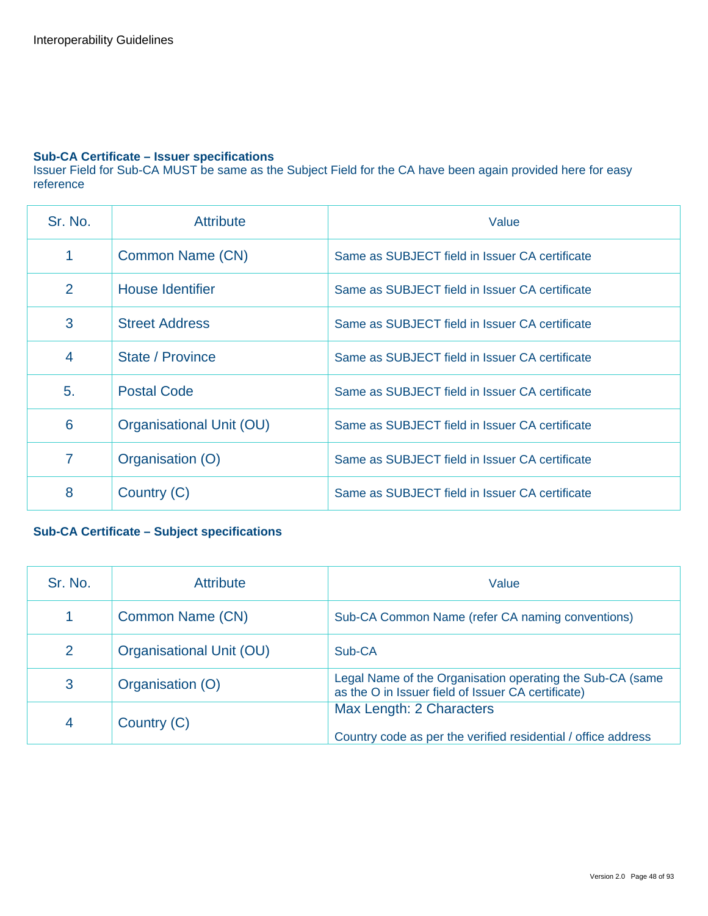**Sub-CA Certificate – Issuer specifications**

Issuer Field for Sub-CA MUST be same as the Subject Field for the CA have been again provided here for easy reference

| Sr. No. | Attribute | Value |
|---|---|---|
| 1 | Common Name (CN) | Same as SUBJECT field in Issuer CA certificate |
| 2 | House Identifier | Same as SUBJECT field in Issuer CA certificate |
| 3 | Street Address | Same as SUBJECT field in Issuer CA certificate |
| 4 | State / Province | Same as SUBJECT field in Issuer CA certificate |
| 5. | Postal Code | Same as SUBJECT field in Issuer CA certificate |
| 6 | Organisational Unit (OU) | Same as SUBJECT field in Issuer CA certificate |
| 7 | Organisation (O) | Same as SUBJECT field in Issuer CA certificate |
| 8 | Country (C) | Same as SUBJECT field in Issuer CA certificate |

**Sub-CA Certificate – Subject specifications**

| Sr. No. | Attribute | Value |
|---|---|---|
| 1 | Common Name (CN) | Sub-CA Common Name (refer CA naming conventions) |
| 2 | Organisational Unit (OU) | Sub-CA |
| 3 | Organisation (O) | Legal Name of the Organisation operating the Sub-CA (same as the O in Issuer field of Issuer CA certificate) |
| 4 | Country (C) | Max Length: 2 Characters<br><br>Country code as per the verified residential / office address |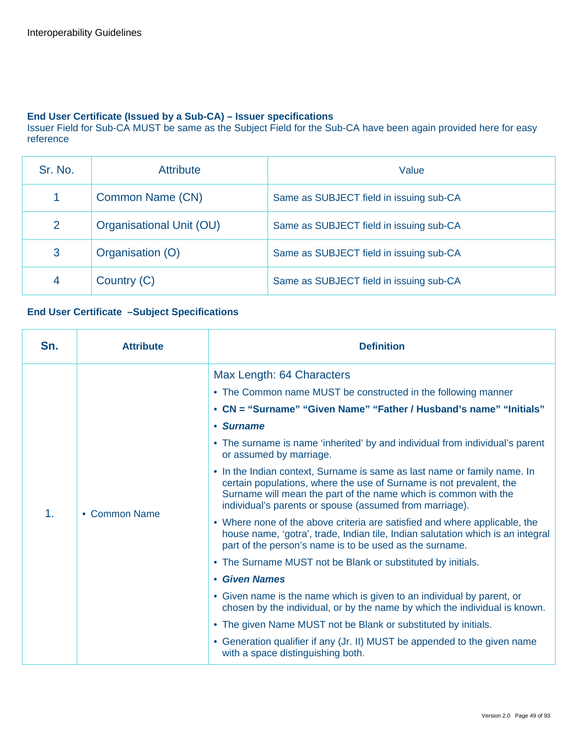**End User Certificate (Issued by a Sub-CA) – Issuer specifications**

Issuer Field for Sub-CA MUST be same as the Subject Field for the Sub-CA have been again provided here for easy reference

| Sr. No. | Attribute | Value |
|---|---|---|
| 1 | Common Name (CN) | Same as SUBJECT field in issuing sub-CA |
| 2 | Organisational Unit (OU) | Same as SUBJECT field in issuing sub-CA |
| 3 | Organisation (O) | Same as SUBJECT field in issuing sub-CA |
| 4 | Country (C) | Same as SUBJECT field in issuing sub-CA |

**End User Certificate –Subject Specifications**

| Sn. | Attribute | Definition |
|---|---|---|
| 1. | • Common Name | Max Length: 64 Characters<br>• The Common name MUST be constructed in the following manner<br>• **CN = "Surname" "Given Name" "Father / Husband's name" "Initials"**<br>• ***Surname***<br>• The surname is name 'inherited' by and individual from individual's parent or assumed by marriage.<br>• In the Indian context, Surname is same as last name or family name. In certain populations, where the use of Surname is not prevalent, the Surname will mean the part of the name which is common with the individual's parents or spouse (assumed from marriage).<br>• Where none of the above criteria are satisfied and where applicable, the house name, 'gotra', trade, Indian tile, Indian salutation which is an integral part of the person's name is to be used as the surname.<br>• The Surname MUST not be Blank or substituted by initials.<br>• ***Given Names***<br>• Given name is the name which is given to an individual by parent, or chosen by the individual, or by the name by which the individual is known.<br>• The given Name MUST not be Blank or substituted by initials.<br>• Generation qualifier if any (Jr. II) MUST be appended to the given name with a space distinguishing both. |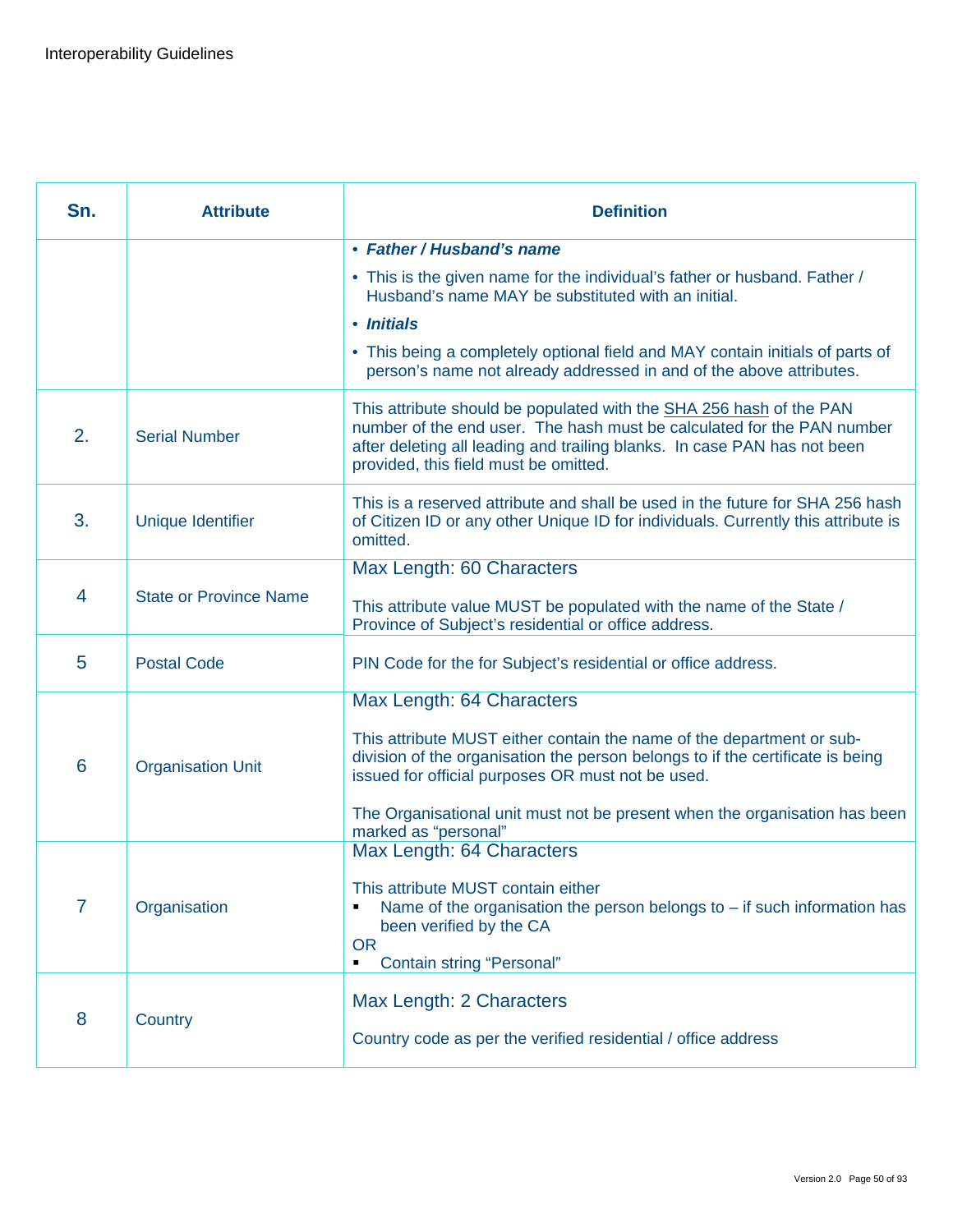| Sn. | Attribute | Definition |
| --- | --- | --- |
| | | • ***Father / Husband's name*** <br> • This is the given name for the individual's father or husband. Father / Husband's name MAY be substituted with an initial. <br> • ***Initials*** <br> • This being a completely optional field and MAY contain initials of parts of person's name not already addressed in and of the above attributes. |
| 2. | Serial Number | This attribute should be populated with the SHA 256 hash of the PAN number of the end user. The hash must be calculated for the PAN number after deleting all leading and trailing blanks. In case PAN has not been provided, this field must be omitted. |
| 3. | Unique Identifier | This is a reserved attribute and shall be used in the future for SHA 256 hash of Citizen ID or any other Unique ID for individuals. Currently this attribute is omitted. |
| 4 | State or Province Name | Max Length: 60 Characters <br><br> This attribute value MUST be populated with the name of the State / Province of Subject's residential or office address. |
| 5 | Postal Code | PIN Code for the for Subject's residential or office address. |
| 6 | Organisation Unit | Max Length: 64 Characters <br><br> This attribute MUST either contain the name of the department or sub-division of the organisation the person belongs to if the certificate is being issued for official purposes OR must not be used. <br><br> The Organisational unit must not be present when the organisation has been marked as "personal" |
| 7 | Organisation | Max Length: 64 Characters <br><br> This attribute MUST contain either <br> ▪ Name of the organisation the person belongs to – if such information has been verified by the CA <br> OR <br> ▪ Contain string "Personal" |
| 8 | Country | Max Length: 2 Characters <br><br> Country code as per the verified residential / office address |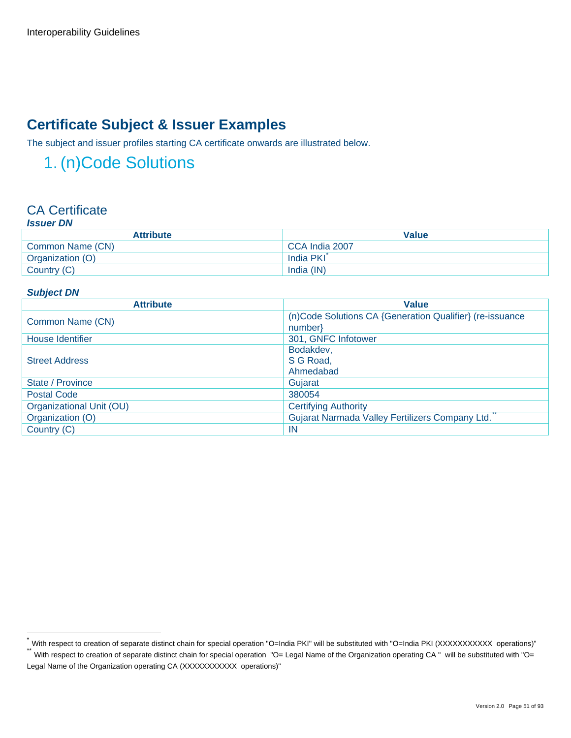# Certificate Subject & Issuer Examples

The subject and issuer profiles starting CA certificate onwards are illustrated below.

## 1. (n)Code Solutions

### CA Certificate

***Issuer DN***

| Attribute | Value |
|---|---|
| Common Name (CN) | CCA India 2007 |
| Organization (O) | India PKI* |
| Country (C) | India (IN) |

***Subject DN***

| Attribute | Value |
|---|---|
| Common Name (CN) | (n)Code Solutions CA {Generation Qualifier} (re-issuance number} |
| House Identifier | 301, GNFC Infotower |
| Street Address | Bodakdev,<br>S G Road,<br>Ahmedabad |
| State / Province | Gujarat |
| Postal Code | 380054 |
| Organizational Unit (OU) | Certifying Authority |
| Organization (O) | Gujarat Narmada Valley Fertilizers Company Ltd.** |
| Country (C) | IN |

---

* With respect to creation of separate distinct chain for special operation "O=India PKI" will be substituted with "O=India PKI (XXXXXXXXXXX operations)"

** With respect to creation of separate distinct chain for special operation "O= Legal Name of the Organization operating CA " will be substituted with "O= Legal Name of the Organization operating CA (XXXXXXXXXXX operations)"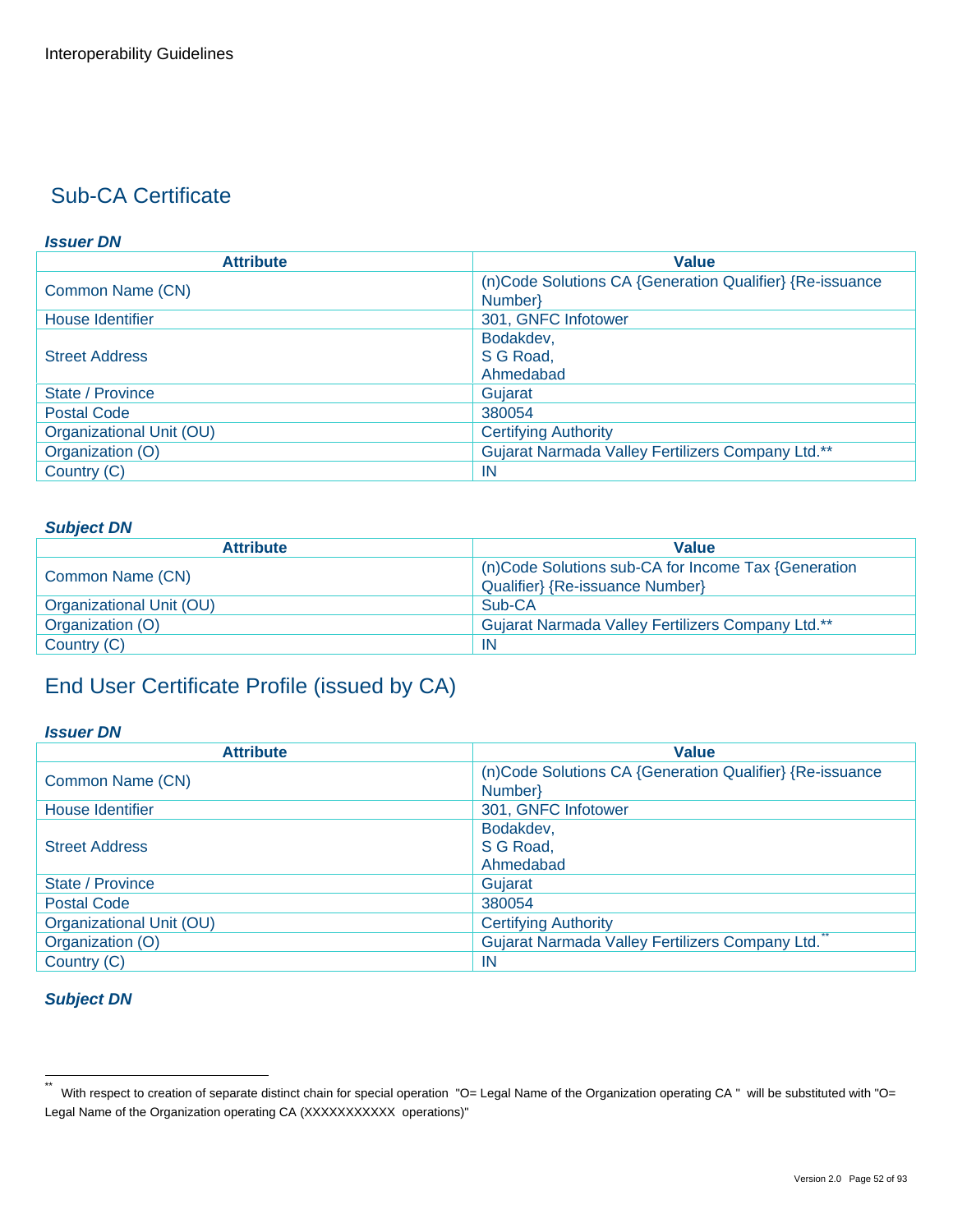## Sub-CA Certificate

***Issuer DN***

| Attribute | Value |
|---|---|
| Common Name (CN) | (n)Code Solutions CA {Generation Qualifier} {Re-issuance Number} |
| House Identifier | 301, GNFC Infotower |
| Street Address | Bodakdev,<br>S G Road,<br>Ahmedabad |
| State / Province | Gujarat |
| Postal Code | 380054 |
| Organizational Unit (OU) | Certifying Authority |
| Organization (O) | Gujarat Narmada Valley Fertilizers Company Ltd.** |
| Country (C) | IN |

***Subject DN***

| Attribute | Value |
|---|---|
| Common Name (CN) | (n)Code Solutions sub-CA for Income Tax {Generation Qualifier} {Re-issuance Number} |
| Organizational Unit (OU) | Sub-CA |
| Organization (O) | Gujarat Narmada Valley Fertilizers Company Ltd.** |
| Country (C) | IN |

## End User Certificate Profile (issued by CA)

***Issuer DN***

| Attribute | Value |
|---|---|
| Common Name (CN) | (n)Code Solutions CA {Generation Qualifier} {Re-issuance Number} |
| House Identifier | 301, GNFC Infotower |
| Street Address | Bodakdev,<br>S G Road,<br>Ahmedabad |
| State / Province | Gujarat |
| Postal Code | 380054 |
| Organizational Unit (OU) | Certifying Authority |
| Organization (O) | Gujarat Narmada Valley Fertilizers Company Ltd.[**] |
| Country (C) | IN |

***Subject DN***

---

** With respect to creation of separate distinct chain for special operation "O= Legal Name of the Organization operating CA " will be substituted with "O= Legal Name of the Organization operating CA (XXXXXXXXXXX operations)"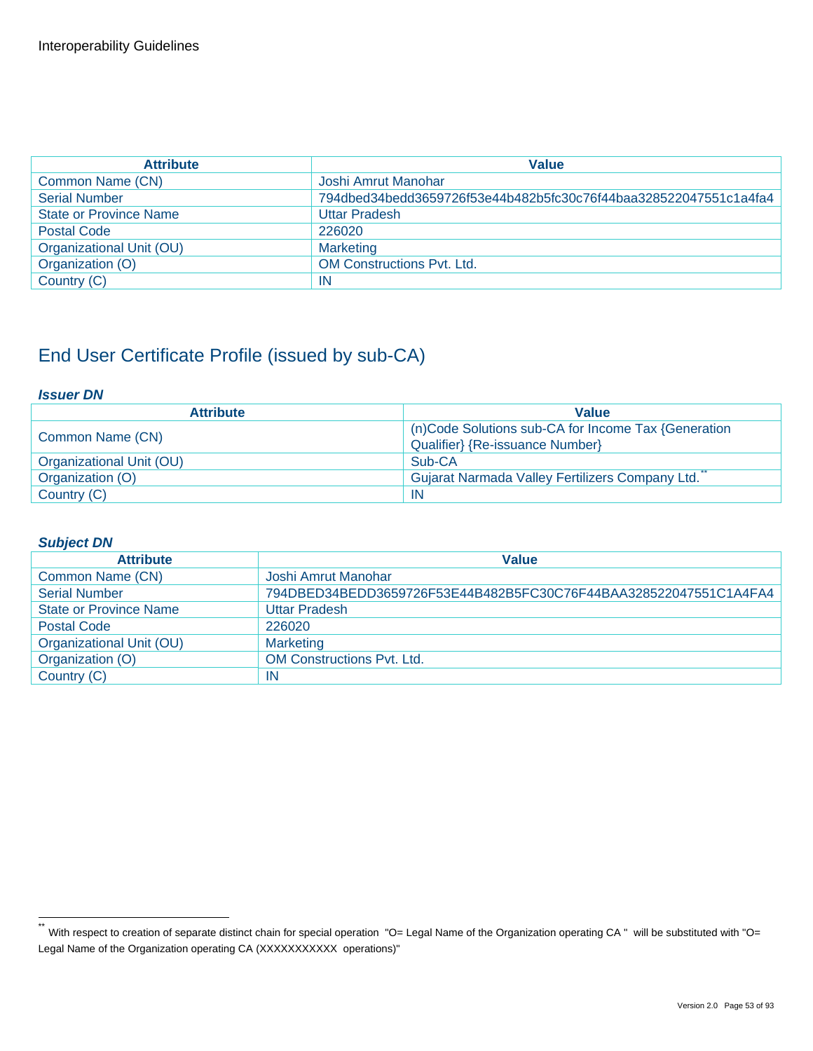| Attribute | Value |
| --- | --- |
| Common Name (CN) | Joshi Amrut Manohar |
| Serial Number | 794dbed34bedd3659726f53e44b482b5fc30c76f44baa328522047551c1a4fa4 |
| State or Province Name | Uttar Pradesh |
| Postal Code | 226020 |
| Organizational Unit (OU) | Marketing |
| Organization (O) | OM Constructions Pvt. Ltd. |
| Country (C) | IN |

## End User Certificate Profile (issued by sub-CA)

***Issuer DN***

| Attribute | Value |
| --- | --- |
| Common Name (CN) | (n)Code Solutions sub-CA for Income Tax {Generation Qualifier} {Re-issuance Number} |
| Organizational Unit (OU) | Sub-CA |
| Organization (O) | Gujarat Narmada Valley Fertilizers Company Ltd.** |
| Country (C) | IN |

***Subject DN***

| Attribute | Value |
| --- | --- |
| Common Name (CN) | Joshi Amrut Manohar |
| Serial Number | 794DBED34BEDD3659726F53E44B482B5FC30C76F44BAA328522047551C1A4FA4 |
| State or Province Name | Uttar Pradesh |
| Postal Code | 226020 |
| Organizational Unit (OU) | Marketing |
| Organization (O) | OM Constructions Pvt. Ltd. |
| Country (C) | IN |

** With respect to creation of separate distinct chain for special operation "O= Legal Name of the Organization operating CA " will be substituted with "O= Legal Name of the Organization operating CA (XXXXXXXXXXX operations)"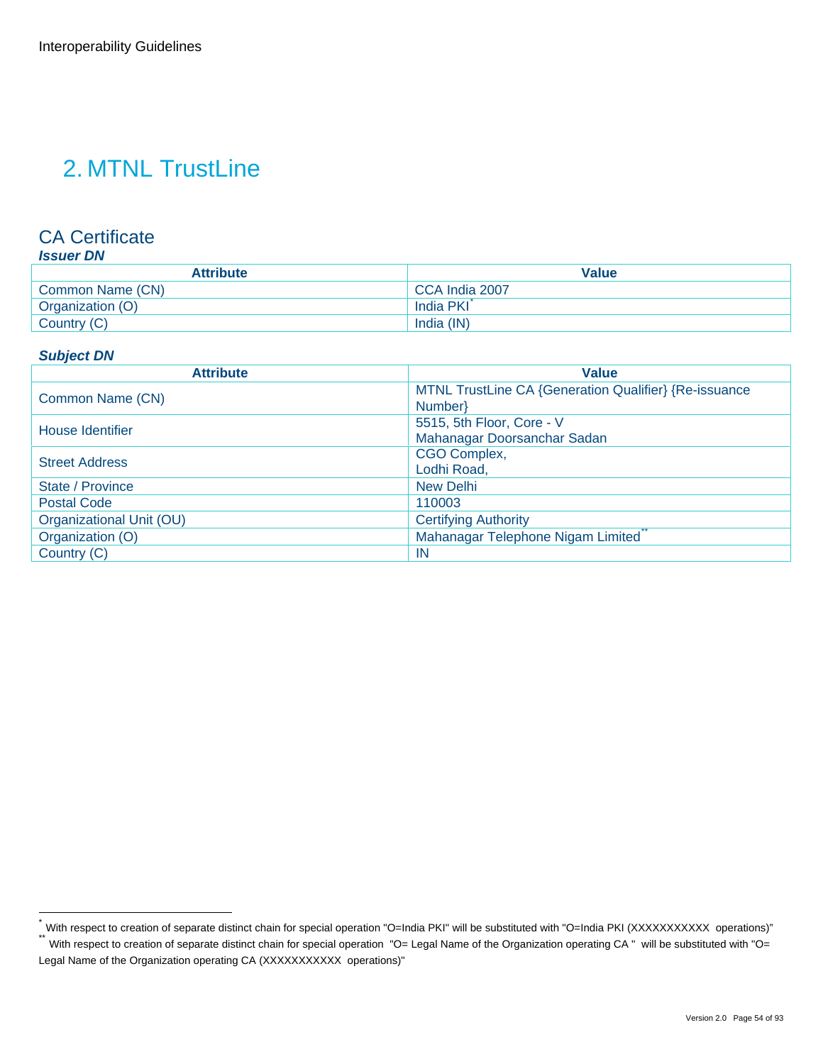# 2. MTNL TrustLine

## CA Certificate

### *Issuer DN*

| Attribute | Value |
|---|---|
| Common Name (CN) | CCA India 2007 |
| Organization (O) | India PKI[*] |
| Country (C) | India (IN) |

### *Subject DN*

| Attribute | Value |
|---|---|
| Common Name (CN) | MTNL TrustLine CA {Generation Qualifier} {Re-issuance Number} |
| House Identifier | 5515, 5th Floor, Core - V Mahanagar Doorsanchar Sadan |
| Street Address | CGO Complex, Lodhi Road, |
| State / Province | New Delhi |
| Postal Code | 110003 |
| Organizational Unit (OU) | Certifying Authority |
| Organization (O) | Mahanagar Telephone Nigam Limited[**] |
| Country (C) | IN |

---

[*] With respect to creation of separate distinct chain for special operation "O=India PKI" will be substituted with "O=India PKI (XXXXXXXXXXX operations)"

[**] With respect to creation of separate distinct chain for special operation "O= Legal Name of the Organization operating CA " will be substituted with "O= Legal Name of the Organization operating CA (XXXXXXXXXXX operations)"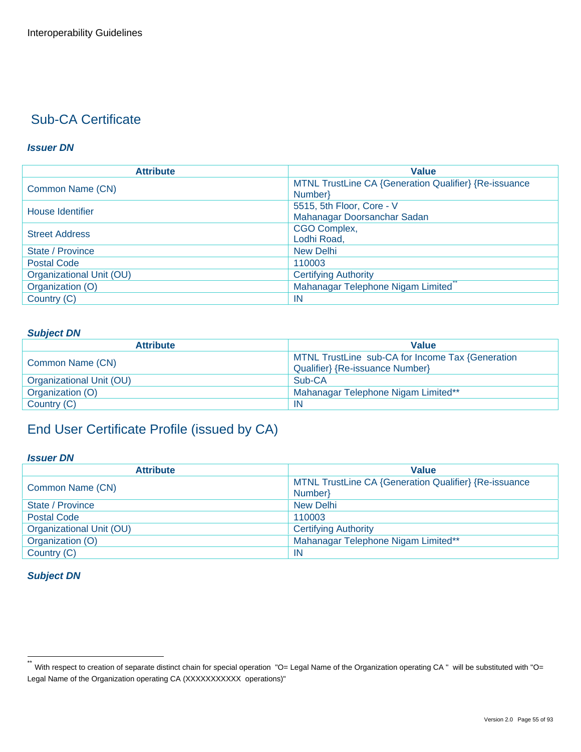## Sub-CA Certificate

### *Issuer DN*

| Attribute | Value |
|---|---|
| Common Name (CN) | MTNL TrustLine CA {Generation Qualifier} {Re-issuance Number} |
| House Identifier | 5515, 5th Floor, Core - V Mahanagar Doorsanchar Sadan |
| Street Address | CGO Complex, Lodhi Road, |
| State / Province | New Delhi |
| Postal Code | 110003 |
| Organizational Unit (OU) | Certifying Authority |
| Organization (O) | Mahanagar Telephone Nigam Limited** |
| Country (C) | IN |

### *Subject DN*

| Attribute | Value |
|---|---|
| Common Name (CN) | MTNL TrustLine sub-CA for Income Tax {Generation Qualifier} {Re-issuance Number} |
| Organizational Unit (OU) | Sub-CA |
| Organization (O) | Mahanagar Telephone Nigam Limited** |
| Country (C) | IN |

## End User Certificate Profile (issued by CA)

### *Issuer DN*

| Attribute | Value |
|---|---|
| Common Name (CN) | MTNL TrustLine CA {Generation Qualifier} {Re-issuance Number} |
| State / Province | New Delhi |
| Postal Code | 110003 |
| Organizational Unit (OU) | Certifying Authority |
| Organization (O) | Mahanagar Telephone Nigam Limited** |
| Country (C) | IN |

### *Subject DN*

---

** With respect to creation of separate distinct chain for special operation "O= Legal Name of the Organization operating CA " will be substituted with "O= Legal Name of the Organization operating CA (XXXXXXXXXXX operations)"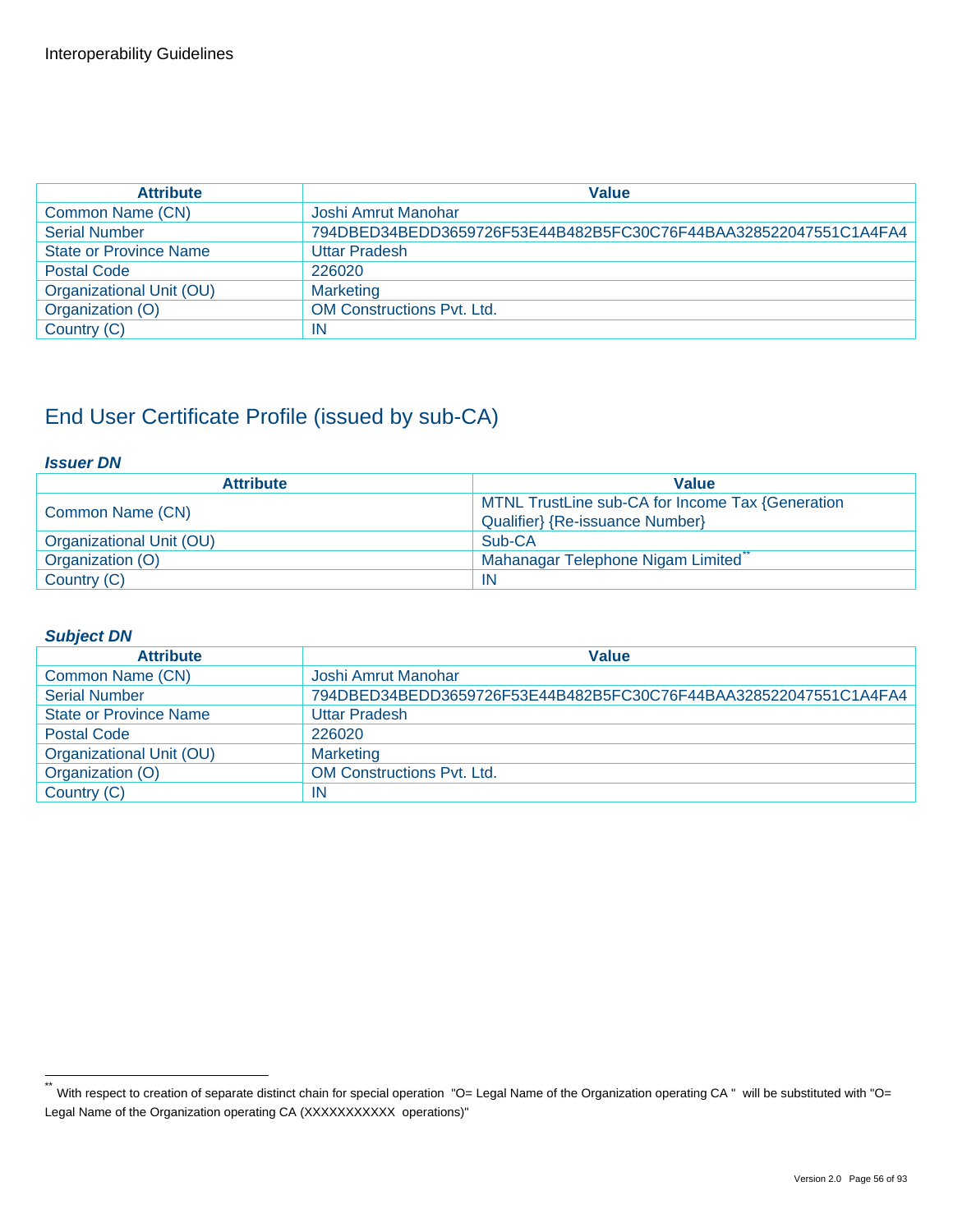| Attribute | Value |
|---|---|
| Common Name (CN) | Joshi Amrut Manohar |
| Serial Number | 794DBED34BEDD3659726F53E44B482B5FC30C76F44BAA328522047551C1A4FA4 |
| State or Province Name | Uttar Pradesh |
| Postal Code | 226020 |
| Organizational Unit (OU) | Marketing |
| Organization (O) | OM Constructions Pvt. Ltd. |
| Country (C) | IN |

## End User Certificate Profile (issued by sub-CA)

***Issuer DN***

| Attribute | Value |
|---|---|
| Common Name (CN) | MTNL TrustLine sub-CA for Income Tax {Generation Qualifier} {Re-issuance Number} |
| Organizational Unit (OU) | Sub-CA |
| Organization (O) | Mahanagar Telephone Nigam Limited[**] |
| Country (C) | IN |

***Subject DN***

| Attribute | Value |
|---|---|
| Common Name (CN) | Joshi Amrut Manohar |
| Serial Number | 794DBED34BEDD3659726F53E44B482B5FC30C76F44BAA328522047551C1A4FA4 |
| State or Province Name | Uttar Pradesh |
| Postal Code | 226020 |
| Organizational Unit (OU) | Marketing |
| Organization (O) | OM Constructions Pvt. Ltd. |
| Country (C) | IN |

[**] With respect to creation of separate distinct chain for special operation "O= Legal Name of the Organization operating CA " will be substituted with "O= Legal Name of the Organization operating CA (XXXXXXXXXXX operations)"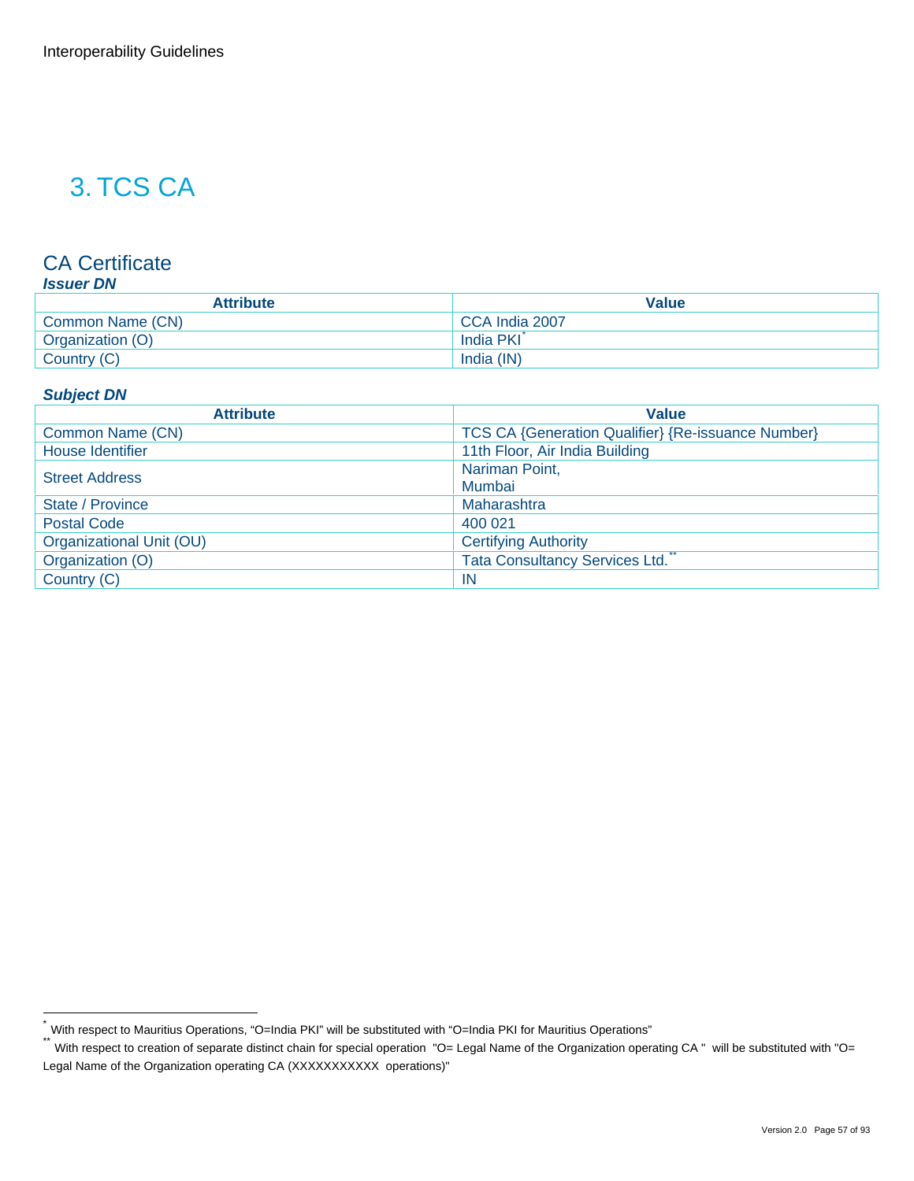# 3. TCS CA

## CA Certificate

### *Issuer DN*

| Attribute | Value |
|---|---|
| Common Name (CN) | CCA India 2007 |
| Organization (O) | India PKI[*] |
| Country (C) | India (IN) |

### *Subject DN*

| Attribute | Value |
|---|---|
| Common Name (CN) | TCS CA {Generation Qualifier} {Re-issuance Number} |
| House Identifier | 11th Floor, Air India Building |
| Street Address | Nariman Point, Mumbai |
| State / Province | Maharashtra |
| Postal Code | 400 021 |
| Organizational Unit (OU) | Certifying Authority |
| Organization (O) | Tata Consultancy Services Ltd.[**] |
| Country (C) | IN |

[*] With respect to Mauritius Operations, "O=India PKI" will be substituted with "O=India PKI for Mauritius Operations"

[**] With respect to creation of separate distinct chain for special operation "O= Legal Name of the Organization operating CA " will be substituted with "O= Legal Name of the Organization operating CA (XXXXXXXXXXX operations)"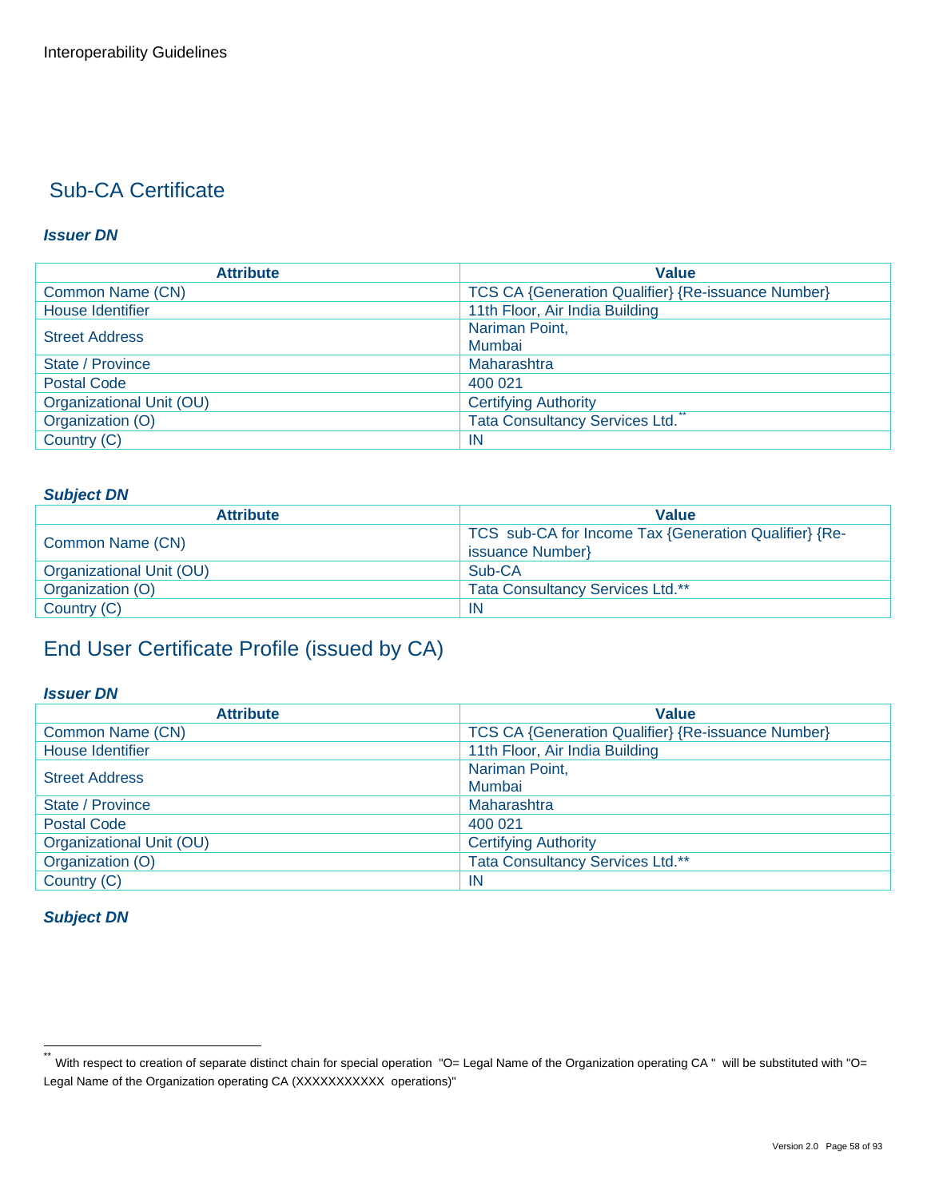## Sub-CA Certificate

***Issuer DN***

| Attribute | Value |
|---|---|
| Common Name (CN) | TCS CA {Generation Qualifier} {Re-issuance Number} |
| House Identifier | 11th Floor, Air India Building |
| Street Address | Nariman Point,<br>Mumbai |
| State / Province | Maharashtra |
| Postal Code | 400 021 |
| Organizational Unit (OU) | Certifying Authority |
| Organization (O) | Tata Consultancy Services Ltd.** |
| Country (C) | IN |

***Subject DN***

| Attribute | Value |
|---|---|
| Common Name (CN) | TCS sub-CA for Income Tax {Generation Qualifier} {Re-issuance Number} |
| Organizational Unit (OU) | Sub-CA |
| Organization (O) | Tata Consultancy Services Ltd.** |
| Country (C) | IN |

## End User Certificate Profile (issued by CA)

***Issuer DN***

| Attribute | Value |
|---|---|
| Common Name (CN) | TCS CA {Generation Qualifier} {Re-issuance Number} |
| House Identifier | 11th Floor, Air India Building |
| Street Address | Nariman Point,<br>Mumbai |
| State / Province | Maharashtra |
| Postal Code | 400 021 |
| Organizational Unit (OU) | Certifying Authority |
| Organization (O) | Tata Consultancy Services Ltd.** |
| Country (C) | IN |

***Subject DN***

---

** With respect to creation of separate distinct chain for special operation "O= Legal Name of the Organization operating CA " will be substituted with "O= Legal Name of the Organization operating CA (XXXXXXXXXXX operations)"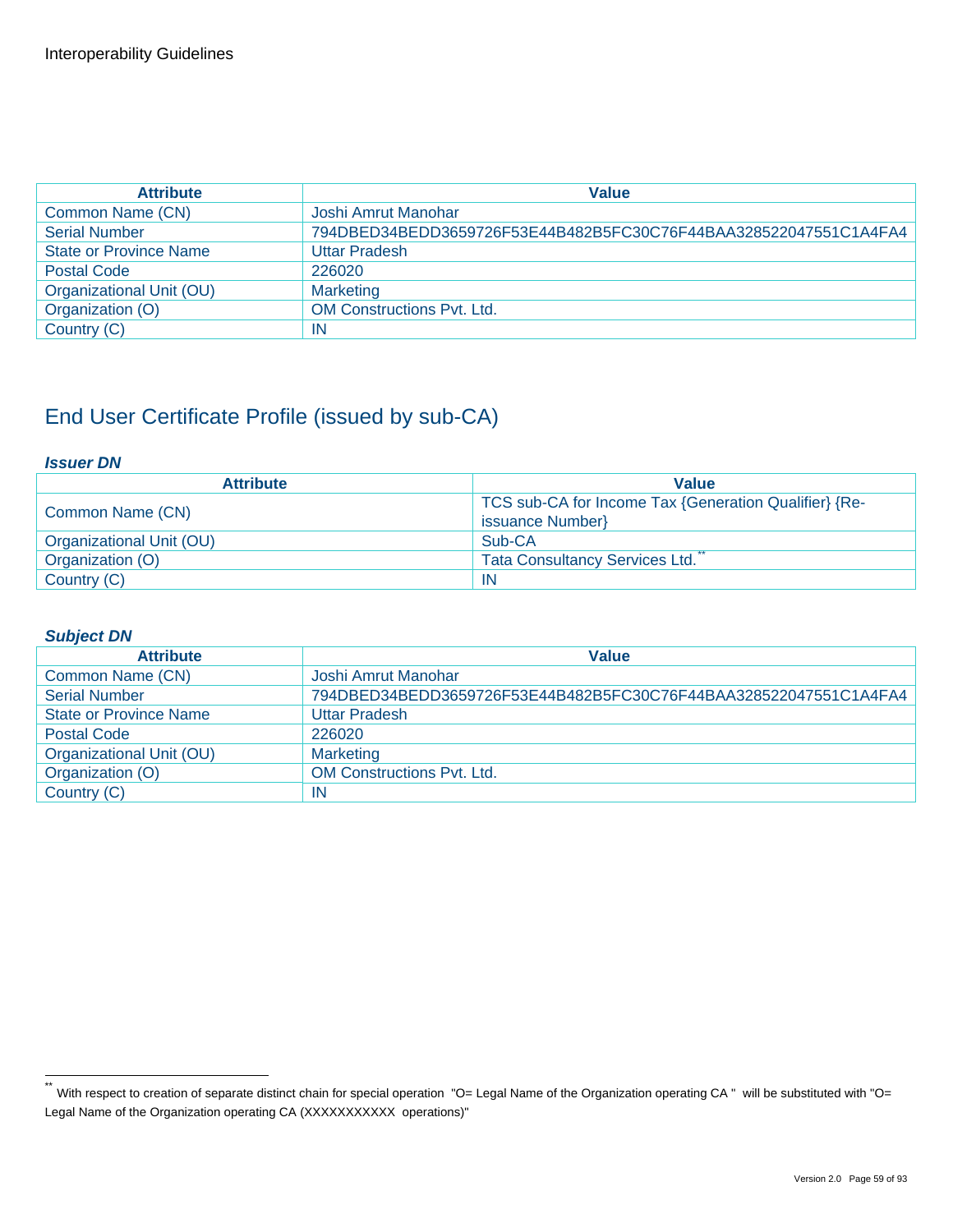| Attribute | Value |
| --- | --- |
| Common Name (CN) | Joshi Amrut Manohar |
| Serial Number | 794DBED34BEDD3659726F53E44B482B5FC30C76F44BAA328522047551C1A4FA4 |
| State or Province Name | Uttar Pradesh |
| Postal Code | 226020 |
| Organizational Unit (OU) | Marketing |
| Organization (O) | OM Constructions Pvt. Ltd. |
| Country (C) | IN |

## End User Certificate Profile (issued by sub-CA)

***Issuer DN***

| Attribute | Value |
| --- | --- |
| Common Name (CN) | TCS sub-CA for Income Tax {Generation Qualifier} {Re-issuance Number} |
| Organizational Unit (OU) | Sub-CA |
| Organization (O) | Tata Consultancy Services Ltd.[**] |
| Country (C) | IN |

***Subject DN***

| Attribute | Value |
| --- | --- |
| Common Name (CN) | Joshi Amrut Manohar |
| Serial Number | 794DBED34BEDD3659726F53E44B482B5FC30C76F44BAA328522047551C1A4FA4 |
| State or Province Name | Uttar Pradesh |
| Postal Code | 226020 |
| Organizational Unit (OU) | Marketing |
| Organization (O) | OM Constructions Pvt. Ltd. |
| Country (C) | IN |

[**] With respect to creation of separate distinct chain for special operation "O= Legal Name of the Organization operating CA " will be substituted with "O= Legal Name of the Organization operating CA (XXXXXXXXXXX operations)"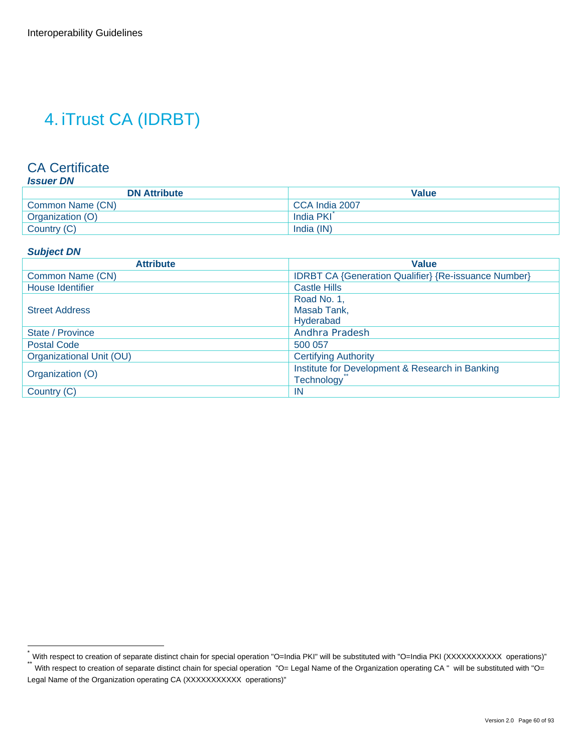# 4. iTrust CA (IDRBT)

## CA Certificate

***Issuer DN***

| DN Attribute | Value |
|---|---|
| Common Name (CN) | CCA India 2007 |
| Organization (O) | India PKI[*] |
| Country (C) | India (IN) |

***Subject DN***

| Attribute | Value |
|---|---|
| Common Name (CN) | IDRBT CA {Generation Qualifier} {Re-issuance Number} |
| House Identifier | Castle Hills |
| Street Address | Road No. 1,<br>Masab Tank,<br>Hyderabad |
| State / Province | Andhra Pradesh |
| Postal Code | 500 057 |
| Organizational Unit (OU) | Certifying Authority |
| Organization (O) | Institute for Development & Research in Banking Technology[**] |
| Country (C) | IN |

[*] With respect to creation of separate distinct chain for special operation "O=India PKI" will be substituted with "O=India PKI (XXXXXXXXXXX operations)"

[**] With respect to creation of separate distinct chain for special operation "O= Legal Name of the Organization operating CA " will be substituted with "O= Legal Name of the Organization operating CA (XXXXXXXXXXX operations)"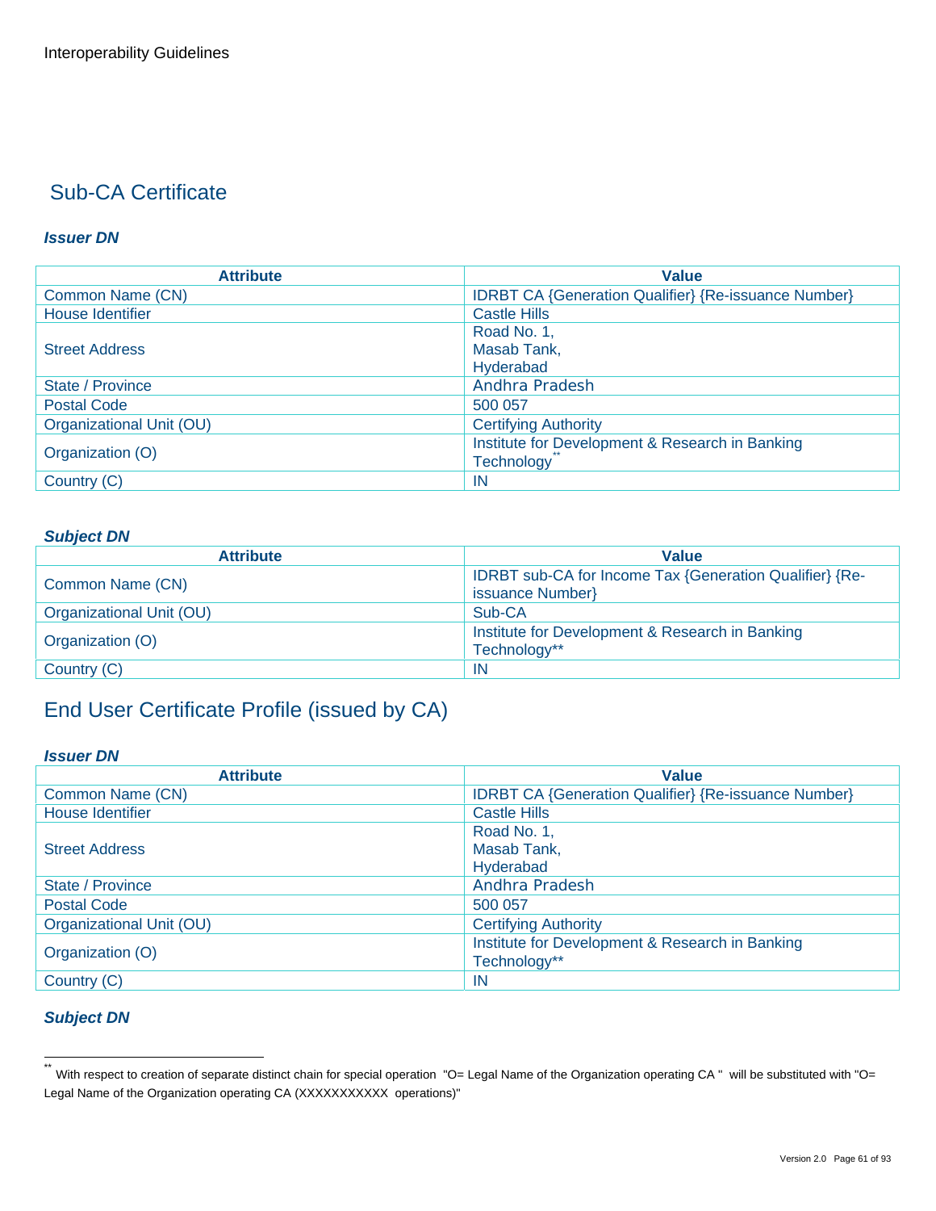## Sub-CA Certificate

***Issuer DN***

| Attribute | Value |
|---|---|
| Common Name (CN) | IDRBT CA {Generation Qualifier} {Re-issuance Number} |
| House Identifier | Castle Hills |
| Street Address | Road No. 1,<br>Masab Tank,<br>Hyderabad |
| State / Province | Andhra Pradesh |
| Postal Code | 500 057 |
| Organizational Unit (OU) | Certifying Authority |
| Organization (O) | Institute for Development & Research in Banking Technology** |
| Country (C) | IN |

***Subject DN***

| Attribute | Value |
|---|---|
| Common Name (CN) | IDRBT sub-CA for Income Tax {Generation Qualifier} {Re-issuance Number} |
| Organizational Unit (OU) | Sub-CA |
| Organization (O) | Institute for Development & Research in Banking Technology** |
| Country (C) | IN |

## End User Certificate Profile (issued by CA)

***Issuer DN***

| Attribute | Value |
|---|---|
| Common Name (CN) | IDRBT CA {Generation Qualifier} {Re-issuance Number} |
| House Identifier | Castle Hills |
| Street Address | Road No. 1,<br>Masab Tank,<br>Hyderabad |
| State / Province | Andhra Pradesh |
| Postal Code | 500 057 |
| Organizational Unit (OU) | Certifying Authority |
| Organization (O) | Institute for Development & Research in Banking Technology** |
| Country (C) | IN |

***Subject DN***

---

** With respect to creation of separate distinct chain for special operation "O= Legal Name of the Organization operating CA " will be substituted with "O= Legal Name of the Organization operating CA (XXXXXXXXXXX operations)"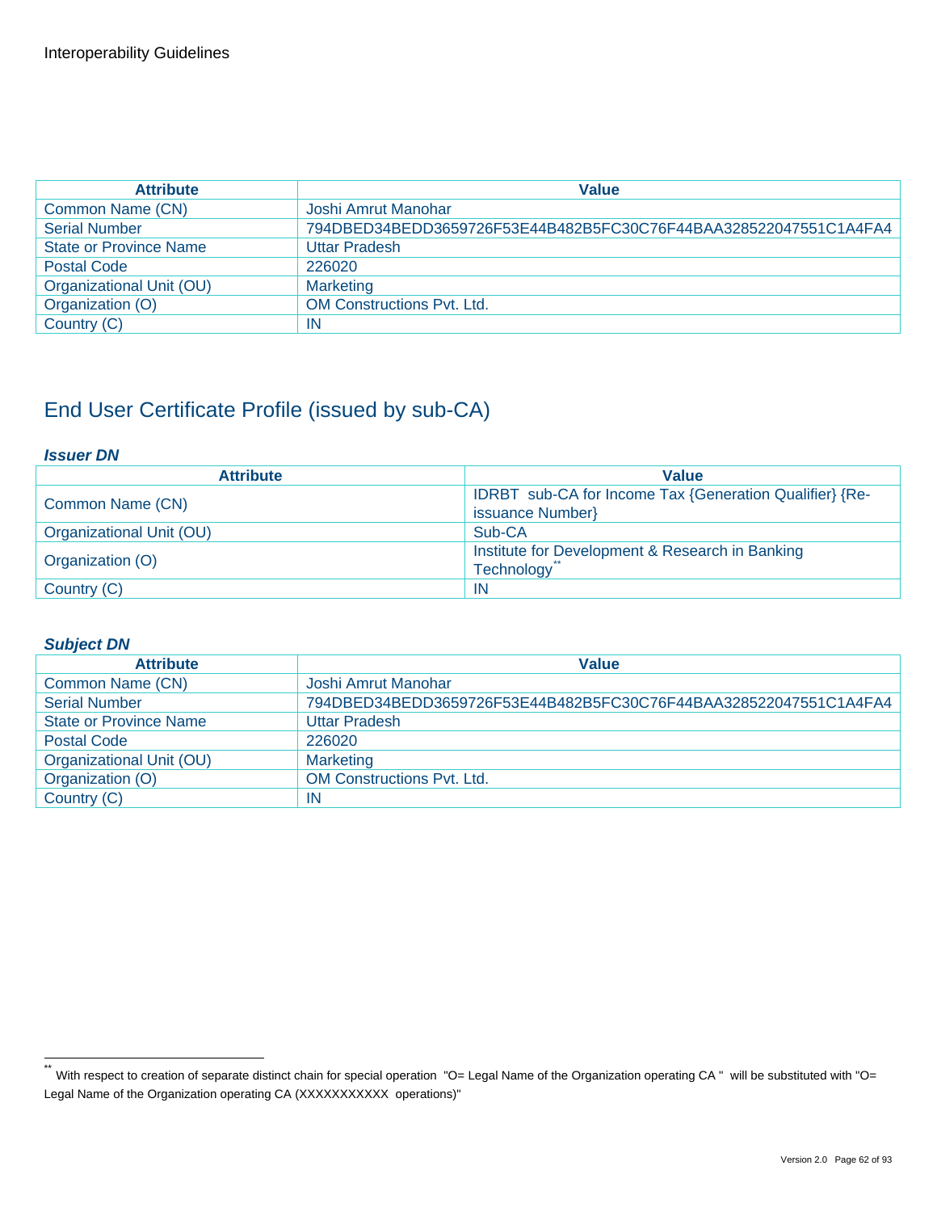| Attribute | Value |
| --- | --- |
| Common Name (CN) | Joshi Amrut Manohar |
| Serial Number | 794DBED34BEDD3659726F53E44B482B5FC30C76F44BAA328522047551C1A4FA4 |
| State or Province Name | Uttar Pradesh |
| Postal Code | 226020 |
| Organizational Unit (OU) | Marketing |
| Organization (O) | OM Constructions Pvt. Ltd. |
| Country (C) | IN |

## End User Certificate Profile (issued by sub-CA)

***Issuer DN***

| Attribute | Value |
| --- | --- |
| Common Name (CN) | IDRBT sub-CA for Income Tax {Generation Qualifier} {Re-issuance Number} |
| Organizational Unit (OU) | Sub-CA |
| Organization (O) | Institute for Development & Research in Banking Technology** |
| Country (C) | IN |

***Subject DN***

| Attribute | Value |
| --- | --- |
| Common Name (CN) | Joshi Amrut Manohar |
| Serial Number | 794DBED34BEDD3659726F53E44B482B5FC30C76F44BAA328522047551C1A4FA4 |
| State or Province Name | Uttar Pradesh |
| Postal Code | 226020 |
| Organizational Unit (OU) | Marketing |
| Organization (O) | OM Constructions Pvt. Ltd. |
| Country (C) | IN |

---

** With respect to creation of separate distinct chain for special operation "O= Legal Name of the Organization operating CA " will be substituted with "O= Legal Name of the Organization operating CA (XXXXXXXXXXX operations)"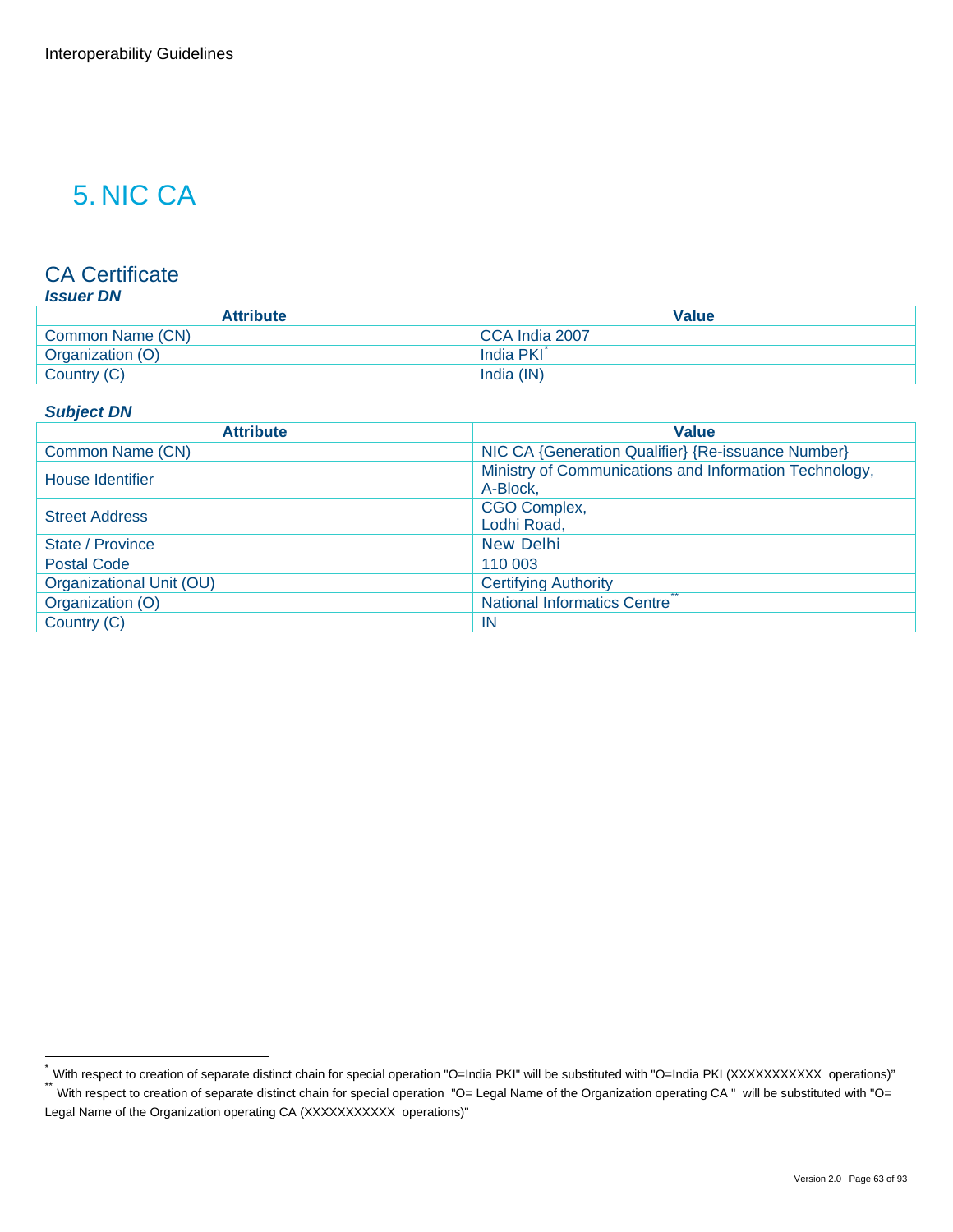# 5. NIC CA

## CA Certificate

### *Issuer DN*

| Attribute | Value |
| --- | --- |
| Common Name (CN) | CCA India 2007 |
| Organization (O) | India PKI* |
| Country (C) | India (IN) |

### *Subject DN*

| Attribute | Value |
| --- | --- |
| Common Name (CN) | NIC CA {Generation Qualifier} {Re-issuance Number} |
| House Identifier | Ministry of Communications and Information Technology, A-Block, |
| Street Address | CGO Complex, Lodhi Road, |
| State / Province | New Delhi |
| Postal Code | 110 003 |
| Organizational Unit (OU) | Certifying Authority |
| Organization (O) | National Informatics Centre** |
| Country (C) | IN |

---

* With respect to creation of separate distinct chain for special operation "O=India PKI" will be substituted with "O=India PKI (XXXXXXXXXXX operations)"

** With respect to creation of separate distinct chain for special operation "O= Legal Name of the Organization operating CA " will be substituted with "O= Legal Name of the Organization operating CA (XXXXXXXXXXX operations)"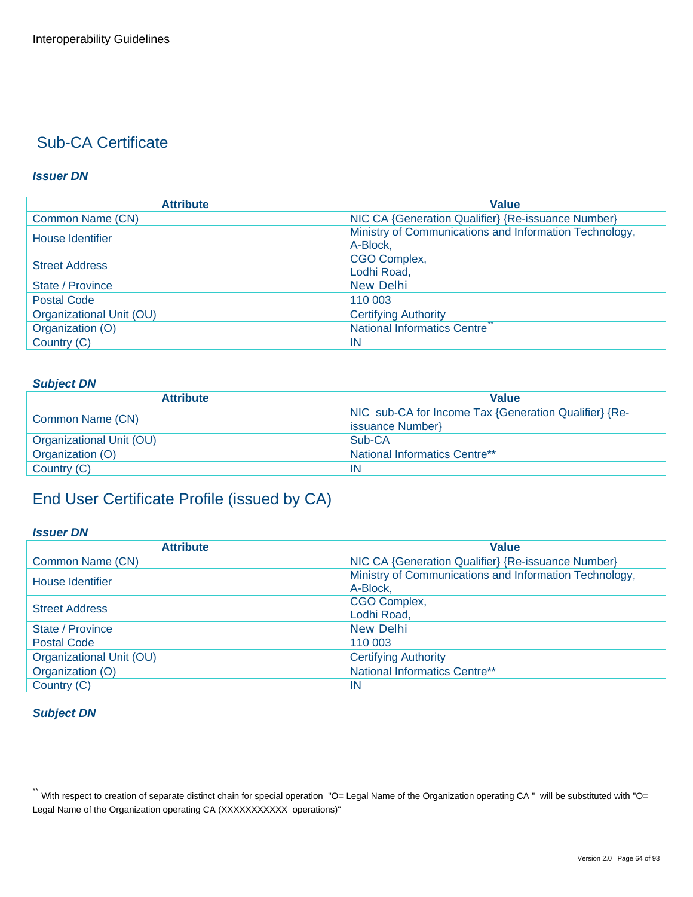## Sub-CA Certificate

***Issuer DN***

| Attribute | Value |
|---|---|
| Common Name (CN) | NIC CA {Generation Qualifier} {Re-issuance Number} |
| House Identifier | Ministry of Communications and Information Technology, A-Block, |
| Street Address | CGO Complex, Lodhi Road, |
| State / Province | New Delhi |
| Postal Code | 110 003 |
| Organizational Unit (OU) | Certifying Authority |
| Organization (O) | National Informatics Centre** |
| Country (C) | IN |

***Subject DN***

| Attribute | Value |
|---|---|
| Common Name (CN) | NIC sub-CA for Income Tax {Generation Qualifier} {Re-issuance Number} |
| Organizational Unit (OU) | Sub-CA |
| Organization (O) | National Informatics Centre** |
| Country (C) | IN |

## End User Certificate Profile (issued by CA)

***Issuer DN***

| Attribute | Value |
|---|---|
| Common Name (CN) | NIC CA {Generation Qualifier} {Re-issuance Number} |
| House Identifier | Ministry of Communications and Information Technology, A-Block, |
| Street Address | CGO Complex, Lodhi Road, |
| State / Province | New Delhi |
| Postal Code | 110 003 |
| Organizational Unit (OU) | Certifying Authority |
| Organization (O) | National Informatics Centre** |
| Country (C) | IN |

***Subject DN***

** With respect to creation of separate distinct chain for special operation "O= Legal Name of the Organization operating CA " will be substituted with "O= Legal Name of the Organization operating CA (XXXXXXXXXXX operations)"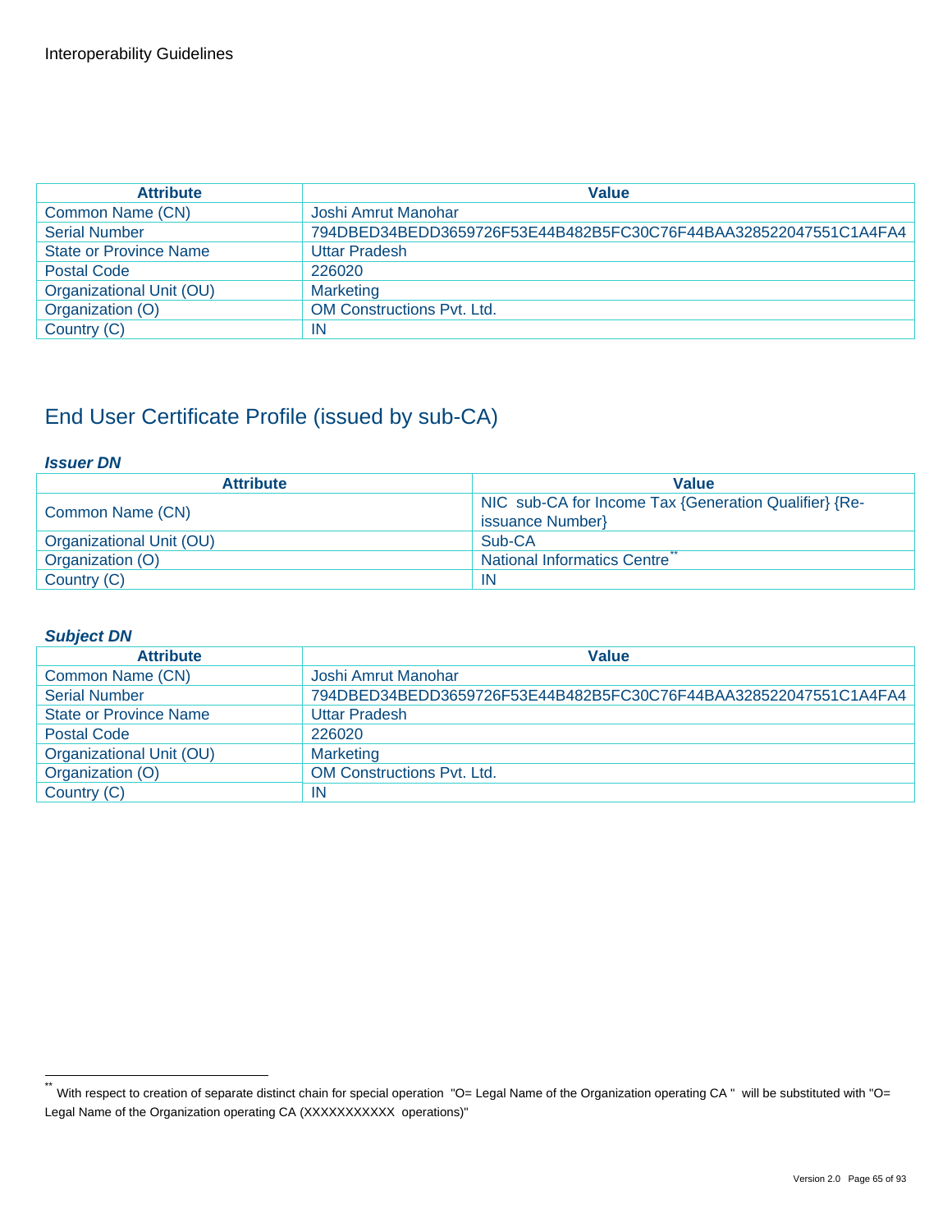| Attribute | Value |
|---|---|
| Common Name (CN) | Joshi Amrut Manohar |
| Serial Number | 794DBED34BEDD3659726F53E44B482B5FC30C76F44BAA328522047551C1A4FA4 |
| State or Province Name | Uttar Pradesh |
| Postal Code | 226020 |
| Organizational Unit (OU) | Marketing |
| Organization (O) | OM Constructions Pvt. Ltd. |
| Country (C) | IN |

## End User Certificate Profile (issued by sub-CA)

***Issuer DN***

| Attribute | Value |
|---|---|
| Common Name (CN) | NIC sub-CA for Income Tax {Generation Qualifier} {Re-issuance Number} |
| Organizational Unit (OU) | Sub-CA |
| Organization (O) | National Informatics Centre** |
| Country (C) | IN |

***Subject DN***

| Attribute | Value |
|---|---|
| Common Name (CN) | Joshi Amrut Manohar |
| Serial Number | 794DBED34BEDD3659726F53E44B482B5FC30C76F44BAA328522047551C1A4FA4 |
| State or Province Name | Uttar Pradesh |
| Postal Code | 226020 |
| Organizational Unit (OU) | Marketing |
| Organization (O) | OM Constructions Pvt. Ltd. |
| Country (C) | IN |

** With respect to creation of separate distinct chain for special operation "O= Legal Name of the Organization operating CA " will be substituted with "O= Legal Name of the Organization operating CA (XXXXXXXXXXX operations)"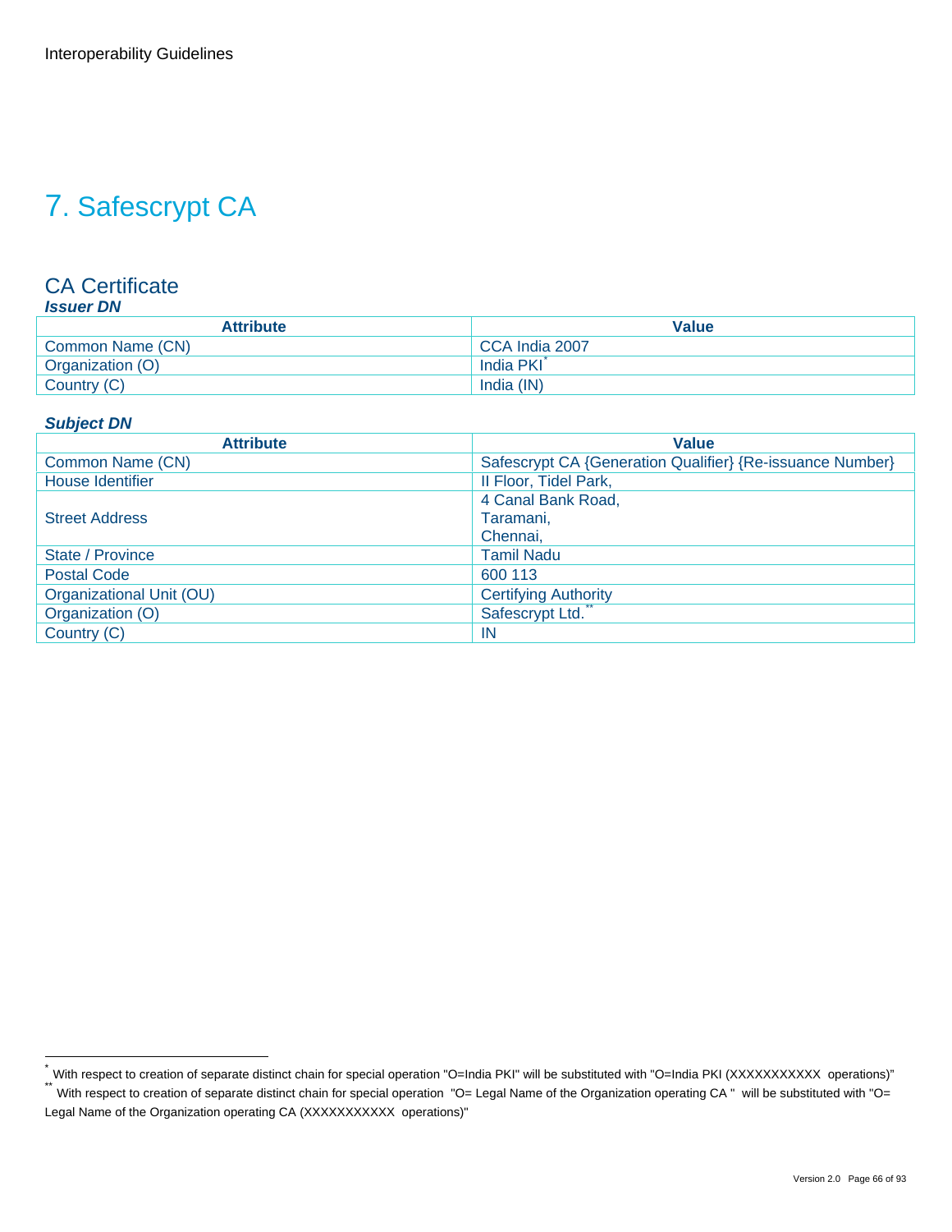# 7. Safescrypt CA

## CA Certificate

***Issuer DN***

| Attribute | Value |
|---|---|
| Common Name (CN) | CCA India 2007 |
| Organization (O) | India PKI[*] |
| Country (C) | India (IN) |

***Subject DN***

| Attribute | Value |
|---|---|
| Common Name (CN) | Safescrypt CA {Generation Qualifier} {Re-issuance Number} |
| House Identifier | II Floor, Tidel Park, |
| Street Address | 4 Canal Bank Road, Taramani, Chennai, |
| State / Province | Tamil Nadu |
| Postal Code | 600 113 |
| Organizational Unit (OU) | Certifying Authority |
| Organization (O) | Safescrypt Ltd.[**] |
| Country (C) | IN |

---

[*] With respect to creation of separate distinct chain for special operation "O=India PKI" will be substituted with "O=India PKI (XXXXXXXXXXX operations)"

[**] With respect to creation of separate distinct chain for special operation "O= Legal Name of the Organization operating CA " will be substituted with "O= Legal Name of the Organization operating CA (XXXXXXXXXXX operations)"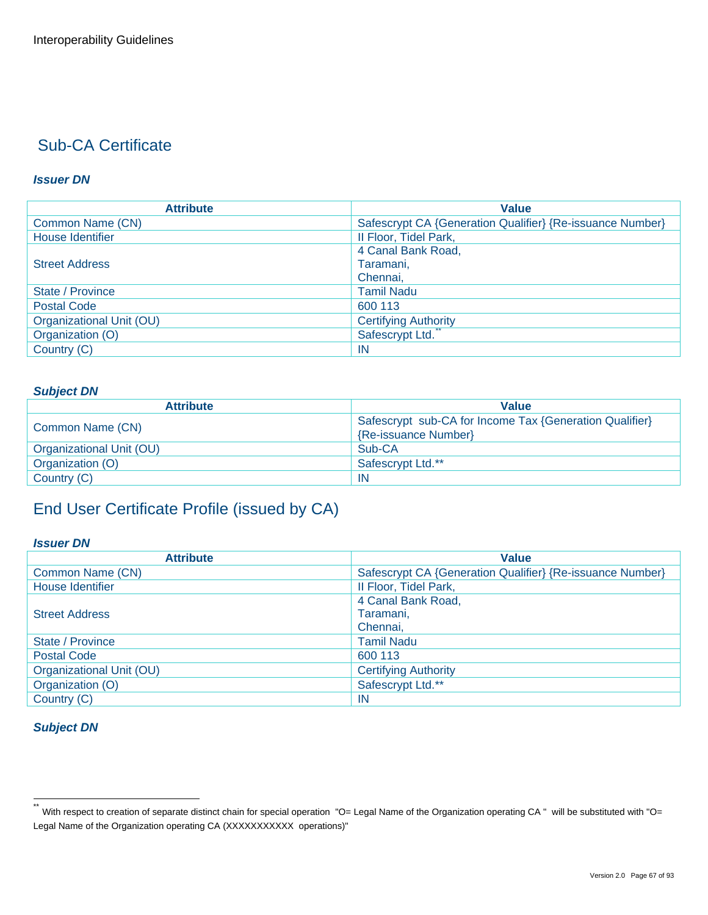## Sub-CA Certificate

***Issuer DN***

| Attribute | Value |
|---|---|
| Common Name (CN) | Safescrypt CA {Generation Qualifier} {Re-issuance Number} |
| House Identifier | II Floor, Tidel Park, |
| Street Address | 4 Canal Bank Road, Taramani, Chennai, |
| State / Province | Tamil Nadu |
| Postal Code | 600 113 |
| Organizational Unit (OU) | Certifying Authority |
| Organization (O) | Safescrypt Ltd.** |
| Country (C) | IN |

***Subject DN***

| Attribute | Value |
|---|---|
| Common Name (CN) | Safescrypt sub-CA for Income Tax {Generation Qualifier} {Re-issuance Number} |
| Organizational Unit (OU) | Sub-CA |
| Organization (O) | Safescrypt Ltd.** |
| Country (C) | IN |

## End User Certificate Profile (issued by CA)

***Issuer DN***

| Attribute | Value |
|---|---|
| Common Name (CN) | Safescrypt CA {Generation Qualifier} {Re-issuance Number} |
| House Identifier | II Floor, Tidel Park, |
| Street Address | 4 Canal Bank Road, Taramani, Chennai, |
| State / Province | Tamil Nadu |
| Postal Code | 600 113 |
| Organizational Unit (OU) | Certifying Authority |
| Organization (O) | Safescrypt Ltd.** |
| Country (C) | IN |

***Subject DN***

** With respect to creation of separate distinct chain for special operation "O= Legal Name of the Organization operating CA " will be substituted with "O= Legal Name of the Organization operating CA (XXXXXXXXXXX operations)"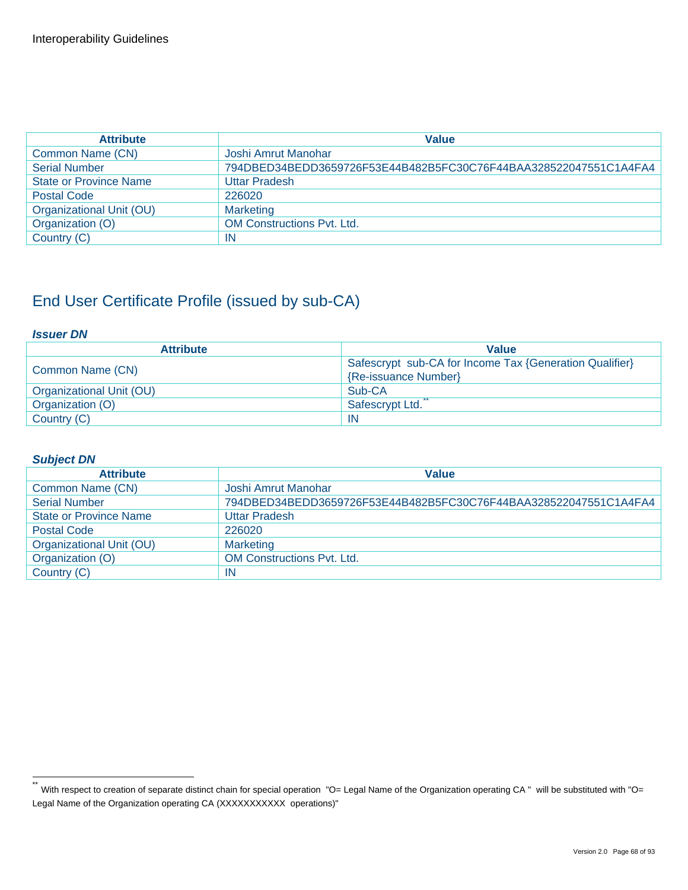| Attribute | Value |
|---|---|
| Common Name (CN) | Joshi Amrut Manohar |
| Serial Number | 794DBED34BEDD3659726F53E44B482B5FC30C76F44BAA328522047551C1A4FA4 |
| State or Province Name | Uttar Pradesh |
| Postal Code | 226020 |
| Organizational Unit (OU) | Marketing |
| Organization (O) | OM Constructions Pvt. Ltd. |
| Country (C) | IN |

## End User Certificate Profile (issued by sub-CA)

***Issuer DN***

| Attribute | Value |
|---|---|
| Common Name (CN) | Safescrypt sub-CA for Income Tax {Generation Qualifier} {Re-issuance Number} |
| Organizational Unit (OU) | Sub-CA |
| Organization (O) | Safescrypt Ltd.[**] |
| Country (C) | IN |

***Subject DN***

| Attribute | Value |
|---|---|
| Common Name (CN) | Joshi Amrut Manohar |
| Serial Number | 794DBED34BEDD3659726F53E44B482B5FC30C76F44BAA328522047551C1A4FA4 |
| State or Province Name | Uttar Pradesh |
| Postal Code | 226020 |
| Organizational Unit (OU) | Marketing |
| Organization (O) | OM Constructions Pvt. Ltd. |
| Country (C) | IN |

[**] With respect to creation of separate distinct chain for special operation "O= Legal Name of the Organization operating CA " will be substituted with "O= Legal Name of the Organization operating CA (XXXXXXXXXXX operations)"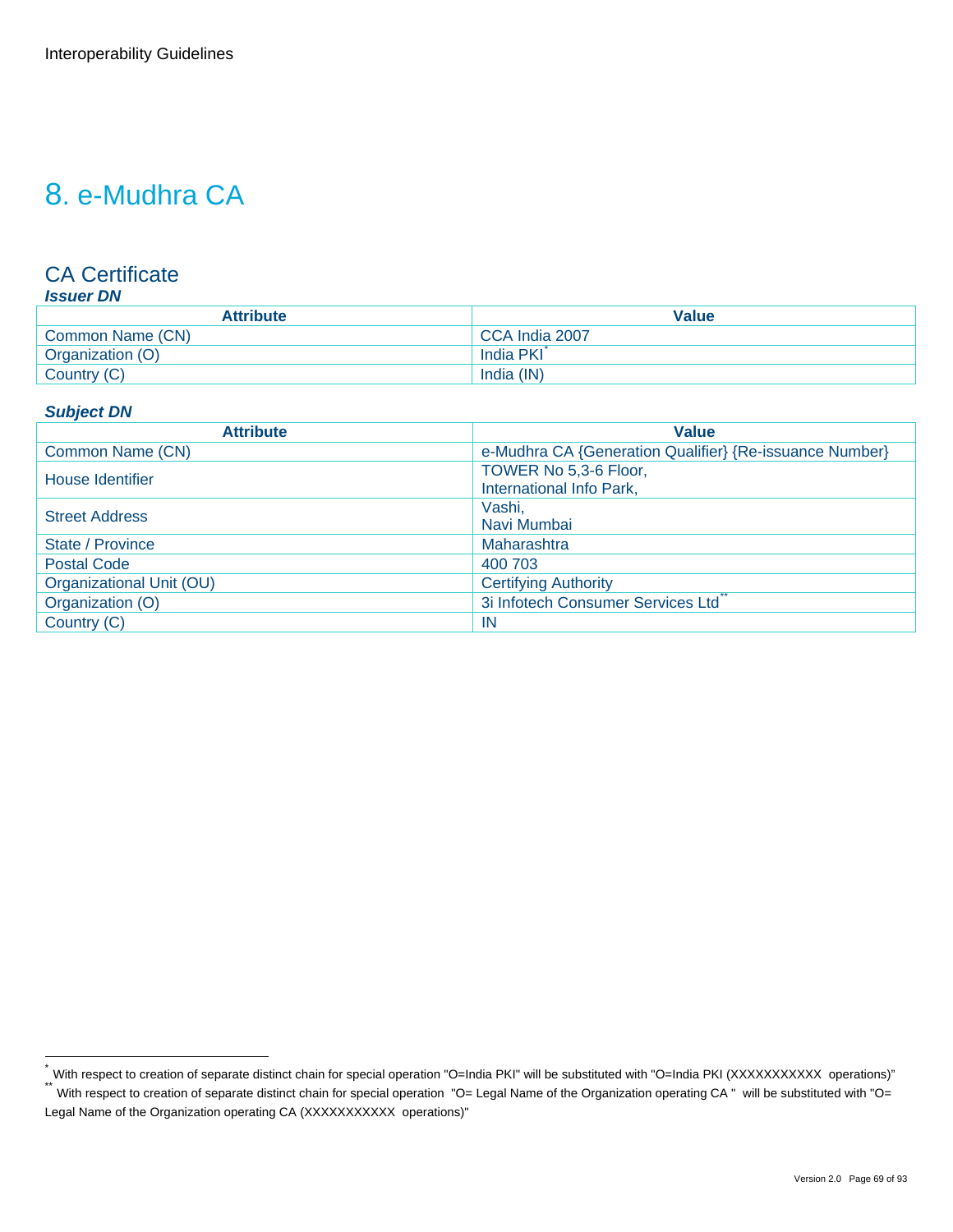# 8. e-Mudhra CA

## CA Certificate

***Issuer DN***

| Attribute | Value |
|---|---|
| Common Name (CN) | CCA India 2007 |
| Organization (O) | India PKI[*] |
| Country (C) | India (IN) |

***Subject DN***

| Attribute | Value |
|---|---|
| Common Name (CN) | e-Mudhra CA {Generation Qualifier} {Re-issuance Number} |
| House Identifier | TOWER No 5,3-6 Floor, International Info Park, |
| Street Address | Vashi, Navi Mumbai |
| State / Province | Maharashtra |
| Postal Code | 400 703 |
| Organizational Unit (OU) | Certifying Authority |
| Organization (O) | 3i Infotech Consumer Services Ltd[**] |
| Country (C) | IN |

---

[*] With respect to creation of separate distinct chain for special operation "O=India PKI" will be substituted with "O=India PKI (XXXXXXXXXXX operations)"

[**] With respect to creation of separate distinct chain for special operation "O= Legal Name of the Organization operating CA " will be substituted with "O= Legal Name of the Organization operating CA (XXXXXXXXXXX operations)"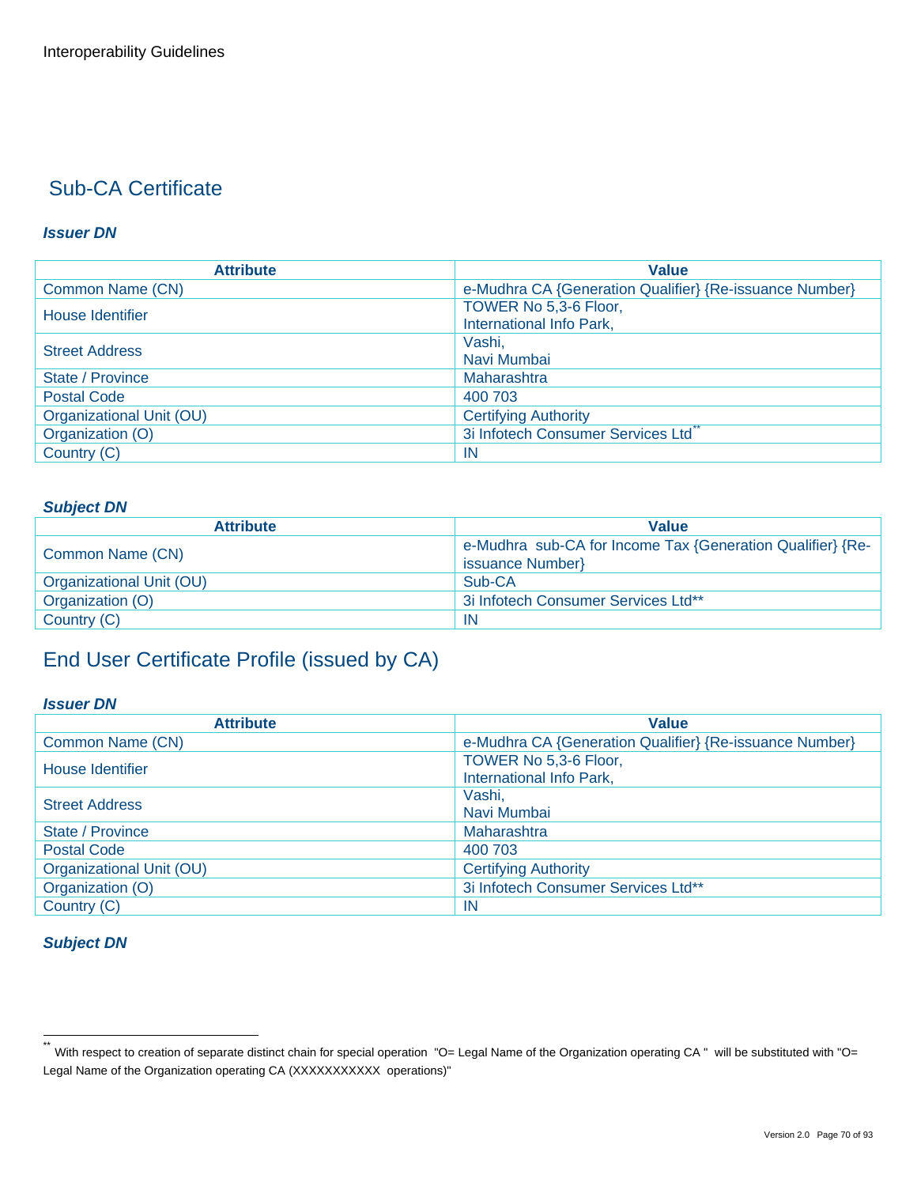## Sub-CA Certificate

***Issuer DN***

| Attribute | Value |
|---|---|
| Common Name (CN) | e-Mudhra CA {Generation Qualifier} {Re-issuance Number} |
| House Identifier | TOWER No 5,3-6 Floor, International Info Park, |
| Street Address | Vashi, Navi Mumbai |
| State / Province | Maharashtra |
| Postal Code | 400 703 |
| Organizational Unit (OU) | Certifying Authority |
| Organization (O) | 3i Infotech Consumer Services Ltd** |
| Country (C) | IN |

***Subject DN***

| Attribute | Value |
|---|---|
| Common Name (CN) | e-Mudhra sub-CA for Income Tax {Generation Qualifier} {Re-issuance Number} |
| Organizational Unit (OU) | Sub-CA |
| Organization (O) | 3i Infotech Consumer Services Ltd** |
| Country (C) | IN |

## End User Certificate Profile (issued by CA)

***Issuer DN***

| Attribute | Value |
|---|---|
| Common Name (CN) | e-Mudhra CA {Generation Qualifier} {Re-issuance Number} |
| House Identifier | TOWER No 5,3-6 Floor, International Info Park, |
| Street Address | Vashi, Navi Mumbai |
| State / Province | Maharashtra |
| Postal Code | 400 703 |
| Organizational Unit (OU) | Certifying Authority |
| Organization (O) | 3i Infotech Consumer Services Ltd** |
| Country (C) | IN |

***Subject DN***

---

** With respect to creation of separate distinct chain for special operation "O= Legal Name of the Organization operating CA " will be substituted with "O= Legal Name of the Organization operating CA (XXXXXXXXXXX operations)"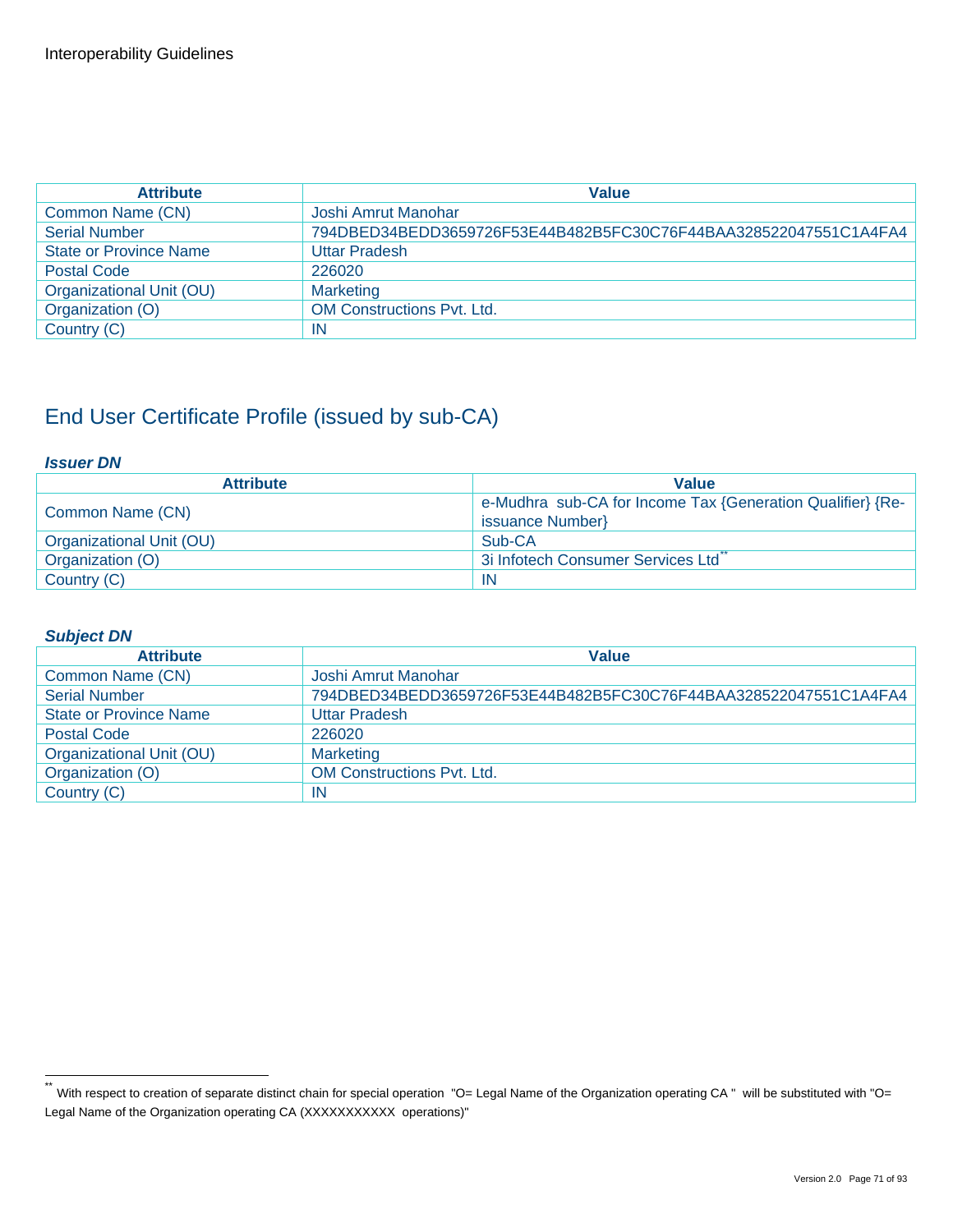| Attribute | Value |
| --- | --- |
| Common Name (CN) | Joshi Amrut Manohar |
| Serial Number | 794DBED34BEDD3659726F53E44B482B5FC30C76F44BAA328522047551C1A4FA4 |
| State or Province Name | Uttar Pradesh |
| Postal Code | 226020 |
| Organizational Unit (OU) | Marketing |
| Organization (O) | OM Constructions Pvt. Ltd. |
| Country (C) | IN |

## End User Certificate Profile (issued by sub-CA)

***Issuer DN***

| Attribute | Value |
| --- | --- |
| Common Name (CN) | e-Mudhra sub-CA for Income Tax {Generation Qualifier} {Re-issuance Number} |
| Organizational Unit (OU) | Sub-CA |
| Organization (O) | 3i Infotech Consumer Services Ltd** |
| Country (C) | IN |

***Subject DN***

| Attribute | Value |
| --- | --- |
| Common Name (CN) | Joshi Amrut Manohar |
| Serial Number | 794DBED34BEDD3659726F53E44B482B5FC30C76F44BAA328522047551C1A4FA4 |
| State or Province Name | Uttar Pradesh |
| Postal Code | 226020 |
| Organizational Unit (OU) | Marketing |
| Organization (O) | OM Constructions Pvt. Ltd. |
| Country (C) | IN |

** With respect to creation of separate distinct chain for special operation "O= Legal Name of the Organization operating CA " will be substituted with "O= Legal Name of the Organization operating CA (XXXXXXXXXXX operations)"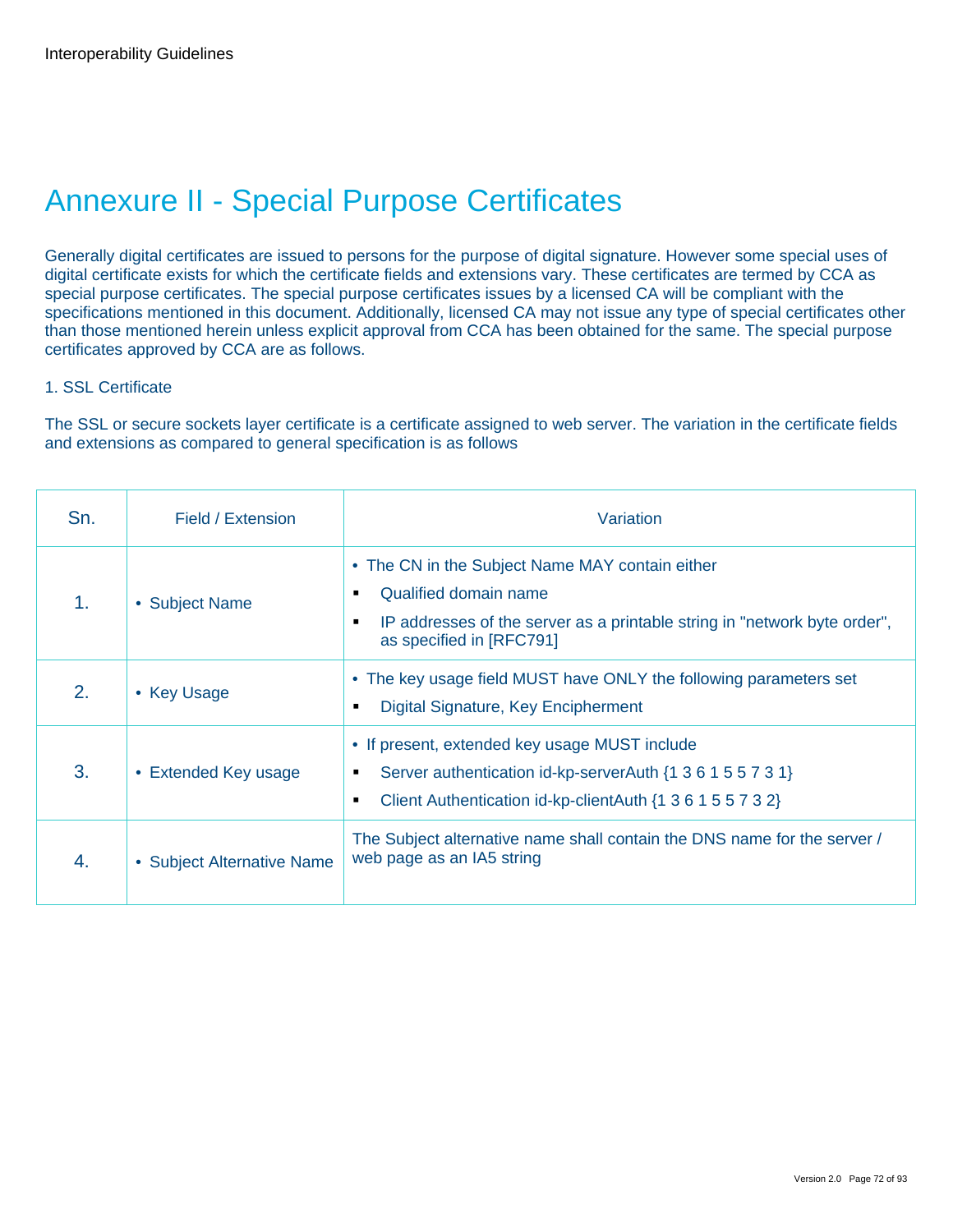# Annexure II - Special Purpose Certificates

Generally digital certificates are issued to persons for the purpose of digital signature. However some special uses of digital certificate exists for which the certificate fields and extensions vary. These certificates are termed by CCA as special purpose certificates. The special purpose certificates issues by a licensed CA will be compliant with the specifications mentioned in this document. Additionally, licensed CA may not issue any type of special certificates other than those mentioned herein unless explicit approval from CCA has been obtained for the same. The special purpose certificates approved by CCA are as follows.

1. SSL Certificate

The SSL or secure sockets layer certificate is a certificate assigned to web server. The variation in the certificate fields and extensions as compared to general specification is as follows

| Sn. | Field / Extension | Variation |
|---|---|---|
| 1. | • Subject Name | • The CN in the Subject Name MAY contain either<br>▪ Qualified domain name<br>▪ IP addresses of the server as a printable string in "network byte order", as specified in [RFC791] |
| 2. | • Key Usage | • The key usage field MUST have ONLY the following parameters set<br>▪ Digital Signature, Key Encipherment |
| 3. | • Extended Key usage | • If present, extended key usage MUST include<br>▪ Server authentication id-kp-serverAuth {1 3 6 1 5 5 7 3 1}<br>▪ Client Authentication id-kp-clientAuth {1 3 6 1 5 5 7 3 2} |
| 4. | • Subject Alternative Name | The Subject alternative name shall contain the DNS name for the server / web page as an IA5 string |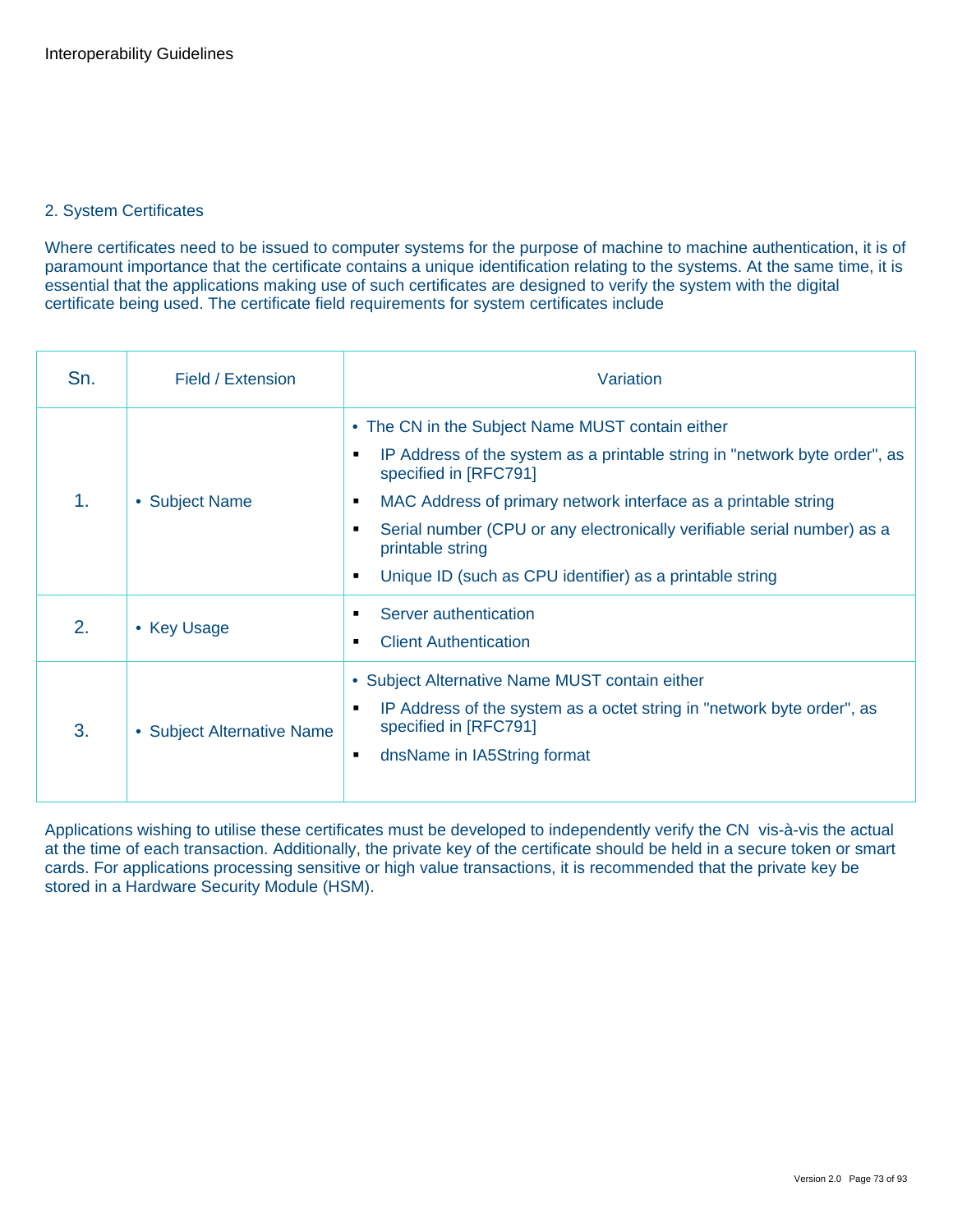## 2. System Certificates

Where certificates need to be issued to computer systems for the purpose of machine to machine authentication, it is of paramount importance that the certificate contains a unique identification relating to the systems. At the same time, it is essential that the applications making use of such certificates are designed to verify the system with the digital certificate being used. The certificate field requirements for system certificates include

| Sn. | Field / Extension | Variation |
| --- | --- | --- |
| 1. | • Subject Name | • The CN in the Subject Name MUST contain either<br>▪ IP Address of the system as a printable string in "network byte order", as specified in [RFC791]<br>▪ MAC Address of primary network interface as a printable string<br>▪ Serial number (CPU or any electronically verifiable serial number) as a printable string<br>▪ Unique ID (such as CPU identifier) as a printable string |
| 2. | • Key Usage | ▪ Server authentication<br>▪ Client Authentication |
| 3. | • Subject Alternative Name | • Subject Alternative Name MUST contain either<br>▪ IP Address of the system as a octet string in "network byte order", as specified in [RFC791]<br>▪ dnsName in IA5String format |

Applications wishing to utilise these certificates must be developed to independently verify the CN vis-à-vis the actual at the time of each transaction. Additionally, the private key of the certificate should be held in a secure token or smart cards. For applications processing sensitive or high value transactions, it is recommended that the private key be stored in a Hardware Security Module (HSM).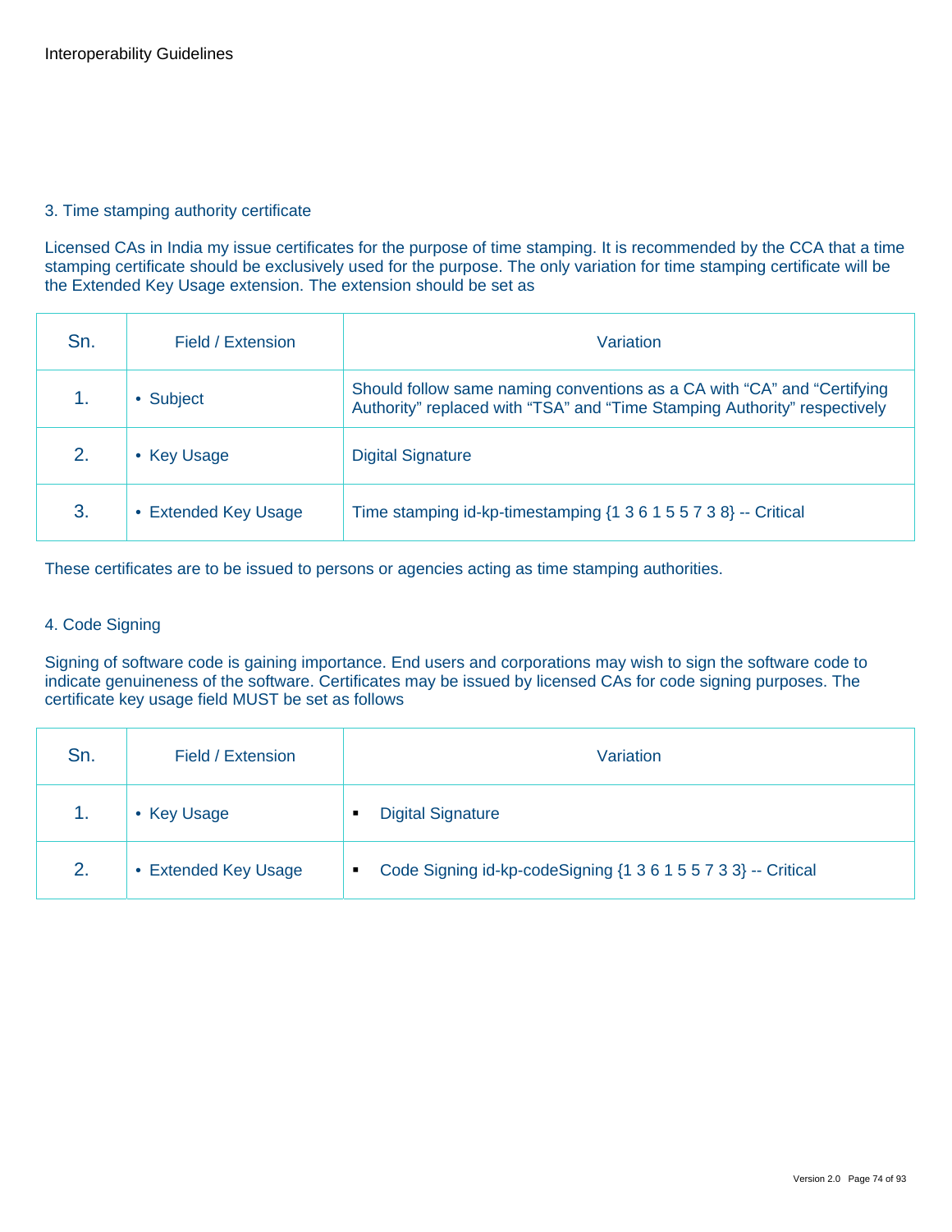## 3. Time stamping authority certificate

Licensed CAs in India my issue certificates for the purpose of time stamping. It is recommended by the CCA that a time stamping certificate should be exclusively used for the purpose. The only variation for time stamping certificate will be the Extended Key Usage extension. The extension should be set as

| Sn. | Field / Extension | Variation |
|---|---|---|
| 1. | • Subject | Should follow same naming conventions as a CA with "CA" and "Certifying Authority" replaced with "TSA" and "Time Stamping Authority" respectively |
| 2. | • Key Usage | Digital Signature |
| 3. | • Extended Key Usage | Time stamping id-kp-timestamping {1 3 6 1 5 5 7 3 8} -- Critical |

These certificates are to be issued to persons or agencies acting as time stamping authorities.

## 4. Code Signing

Signing of software code is gaining importance. End users and corporations may wish to sign the software code to indicate genuineness of the software. Certificates may be issued by licensed CAs for code signing purposes. The certificate key usage field MUST be set as follows

| Sn. | Field / Extension | Variation |
|---|---|---|
| 1. | • Key Usage | ▪ Digital Signature |
| 2. | • Extended Key Usage | ▪ Code Signing id-kp-codeSigning {1 3 6 1 5 5 7 3 3} -- Critical |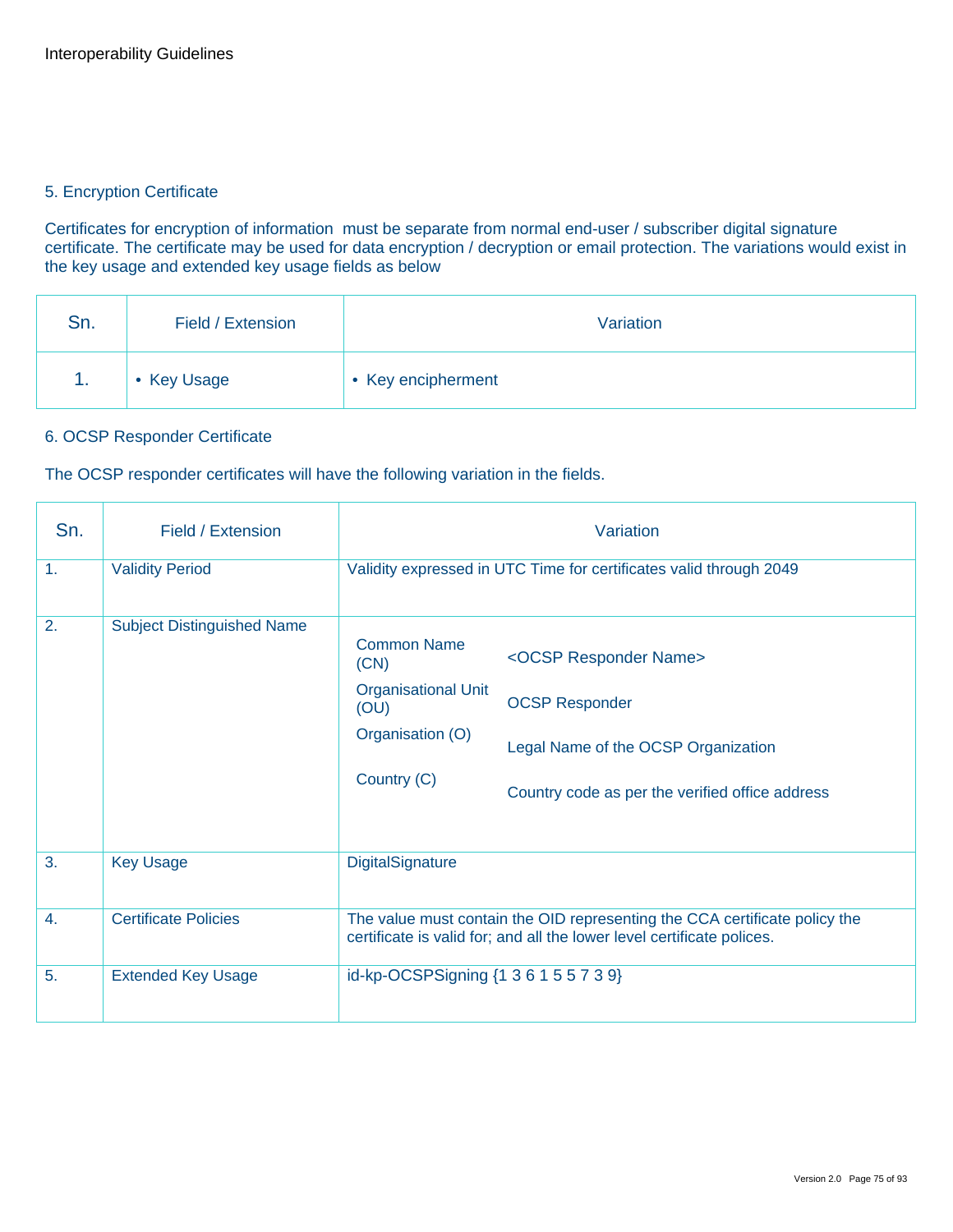## 5. Encryption Certificate

Certificates for encryption of information  must be separate from normal end-user / subscriber digital signature certificate. The certificate may be used for data encryption / decryption or email protection. The variations would exist in the key usage and extended key usage fields as below

| Sn. | Field / Extension | Variation |
|---|---|---|
| 1. | • Key Usage | • Key encipherment |

## 6. OCSP Responder Certificate

The OCSP responder certificates will have the following variation in the fields.

| Sn. | Field / Extension | Variation |
|---|---|---|
| 1. | Validity Period | Validity expressed in UTC Time for certificates valid through 2049 |
| 2. | Subject Distinguished Name | Common Name (CN): <OCSP Responder Name><br>Organisational Unit (OU): OCSP Responder<br>Organisation (O): Legal Name of the OCSP Organization<br>Country (C): Country code as per the verified office address |
| 3. | Key Usage | DigitalSignature |
| 4. | Certificate Policies | The value must contain the OID representing the CCA certificate policy the certificate is valid for; and all the lower level certificate polices. |
| 5. | Extended Key Usage | id-kp-OCSPSigning {1 3 6 1 5 5 7 3 9} |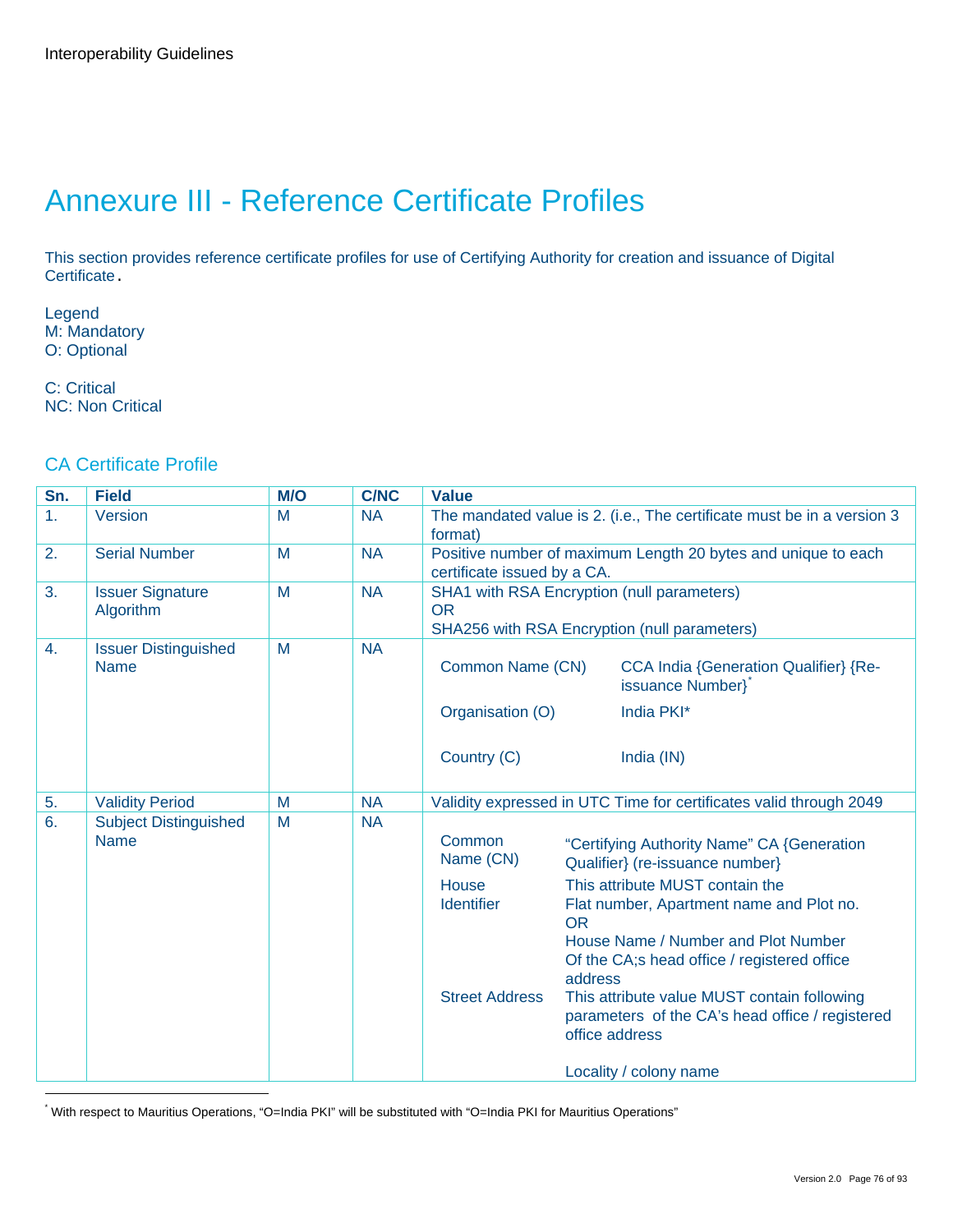# Annexure III - Reference Certificate Profiles

This section provides reference certificate profiles for use of Certifying Authority for creation and issuance of Digital Certificate.

Legend
M: Mandatory
O: Optional

C: Critical
NC: Non Critical

## CA Certificate Profile

| Sn. | Field | M/O | C/NC | Value |
|---|---|---|---|---|
| 1. | Version | M | NA | The mandated value is 2. (i.e., The certificate must be in a version 3 format) |
| 2. | Serial Number | M | NA | Positive number of maximum Length 20 bytes and unique to each certificate issued by a CA. |
| 3. | Issuer Signature Algorithm | M | NA | SHA1 with RSA Encryption (null parameters)<br>OR<br>SHA256 with RSA Encryption (null parameters) |
| 4. | Issuer Distinguished Name | M | NA | Common Name (CN): CCA India {Generation Qualifier} {Re-issuance Number}*<br>Organisation (O): India PKI*<br>Country (C): India (IN) |
| 5. | Validity Period | M | NA | Validity expressed in UTC Time for certificates valid through 2049 |
| 6. | Subject Distinguished Name | M | NA | Common Name (CN): "Certifying Authority Name" CA {Generation Qualifier} (re-issuance number)<br>House Identifier: This attribute MUST contain the Flat number, Apartment name and Plot no. OR House Name / Number and Plot Number Of the CA;s head office / registered office address<br>Street Address: This attribute value MUST contain following parameters of the CA's head office / registered office address<br><br>Locality / colony name |

* With respect to Mauritius Operations, "O=India PKI" will be substituted with "O=India PKI for Mauritius Operations"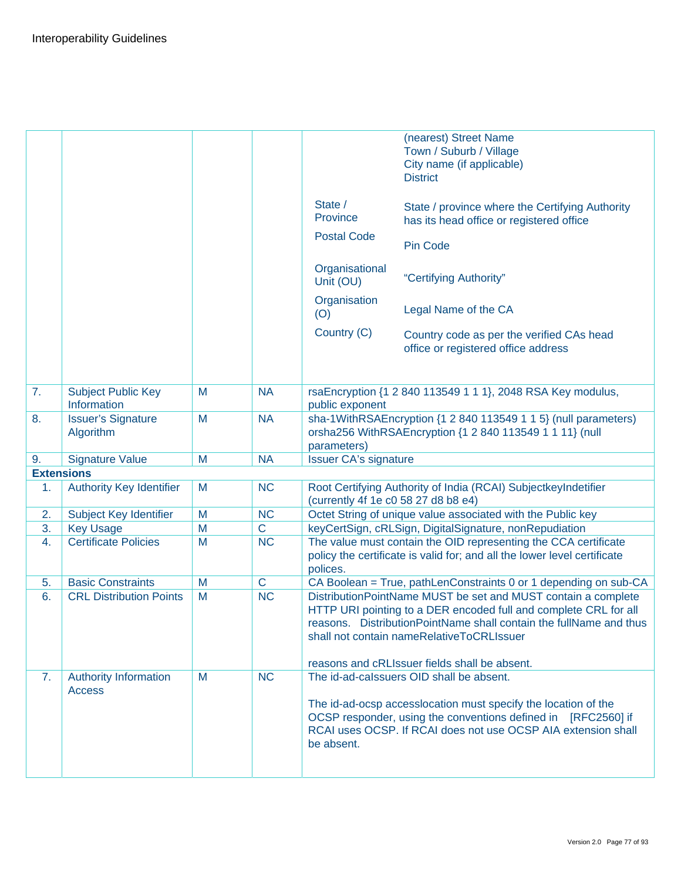| | | | | | |
|---|---|---|---|---|---|
| | | | | | (nearest) Street Name<br>Town / Suburb / Village<br>City name (if applicable)<br>District |
| | | | | State / Province | State / province where the Certifying Authority has its head office or registered office |
| | | | | Postal Code | Pin Code |
| | | | | Organisational Unit (OU) | “Certifying Authority” |
| | | | | Organisation (O) | Legal Name of the CA |
| | | | | Country (C) | Country code as per the verified CAs head office or registered office address |
| 7. | Subject Public Key Information | M | NA | rsaEncryption {1 2 840 113549 1 1 1}, 2048 RSA Key modulus, public exponent | |
| 8. | Issuer’s Signature Algorithm | M | NA | sha-1WithRSAEncryption {1 2 840 113549 1 1 5} (null parameters) orsha256 WithRSAEncryption {1 2 840 113549 1 1 11} (null parameters) | |
| 9. | Signature Value | M | NA | Issuer CA’s signature | |
| **Extensions** | | | | | |
| 1. | Authority Key Identifier | M | NC | Root Certifying Authority of India (RCAI) SubjectkeyIndetifier (currently 4f 1e c0 58 27 d8 b8 e4) | |
| 2. | Subject Key Identifier | M | NC | Octet String of unique value associated with the Public key | |
| 3. | Key Usage | M | C | keyCertSign, cRLSign, DigitalSignature, nonRepudiation | |
| 4. | Certificate Policies | M | NC | The value must contain the OID representing the CCA certificate policy the certificate is valid for; and all the lower level certificate polices. | |
| 5. | Basic Constraints | M | C | CA Boolean = True, pathLenConstraints 0 or 1 depending on sub-CA | |
| 6. | CRL Distribution Points | M | NC | DistributionPointName MUST be set and MUST contain a complete HTTP URI pointing to a DER encoded full and complete CRL for all reasons. DistributionPointName shall contain the fullName and thus shall not contain nameRelativeToCRLIssuer<br><br>reasons and cRLIssuer fields shall be absent. | |
| 7. | Authority Information Access | M | NC | The id-ad-caIssuers OID shall be absent.<br><br>The id-ad-ocsp accesslocation must specify the location of the OCSP responder, using the conventions defined in [RFC2560] if RCAI uses OCSP. If RCAI does not use OCSP AIA extension shall be absent. | |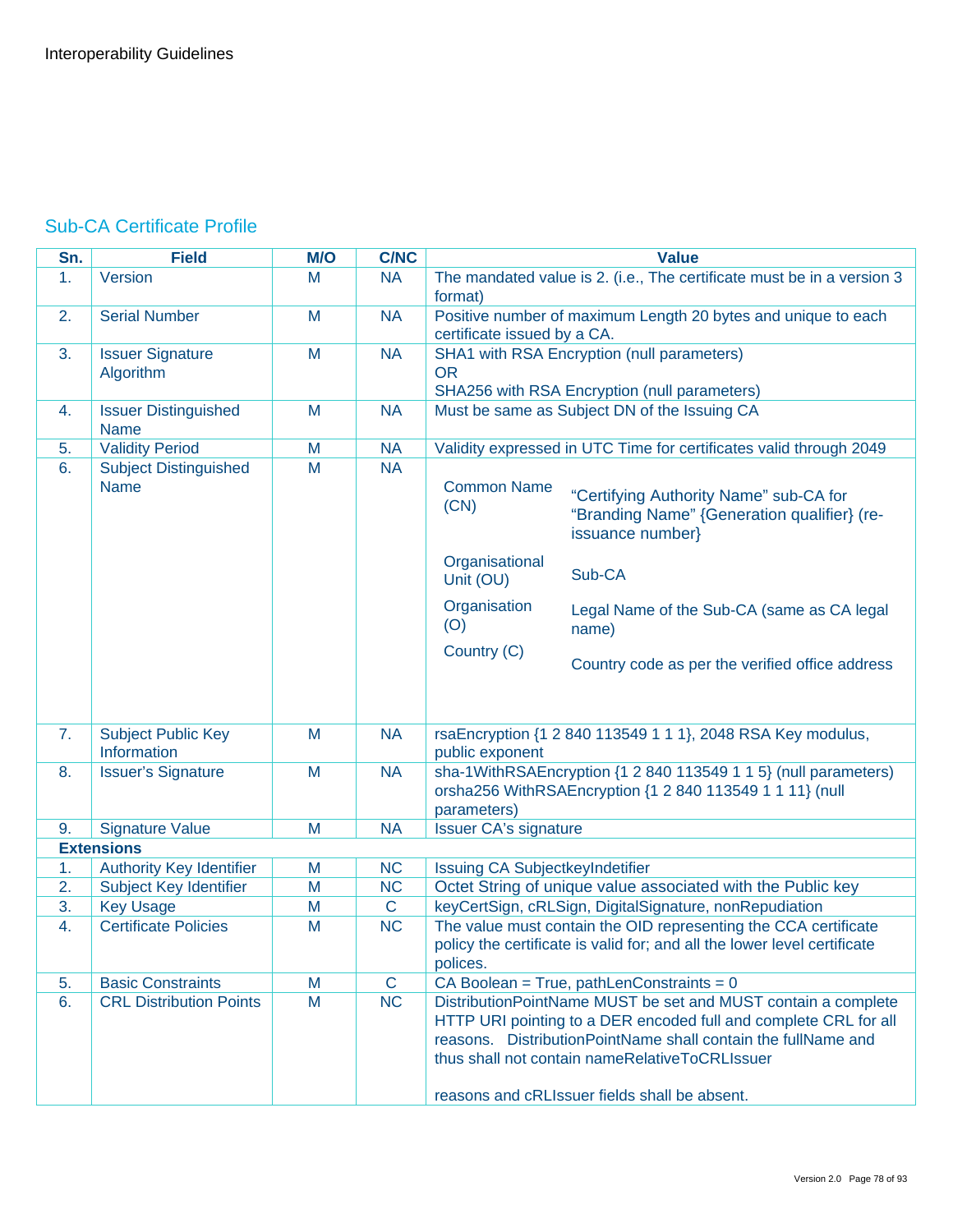## Sub-CA Certificate Profile

| Sn. | Field | M/O | C/NC | Value |
|---|---|---|---|---|
| 1. | Version | M | NA | The mandated value is 2. (i.e., The certificate must be in a version 3 format) |
| 2. | Serial Number | M | NA | Positive number of maximum Length 20 bytes and unique to each certificate issued by a CA. |
| 3. | Issuer Signature Algorithm | M | NA | SHA1 with RSA Encryption (null parameters)<br>OR<br>SHA256 with RSA Encryption (null parameters) |
| 4. | Issuer Distinguished Name | M | NA | Must be same as Subject DN of the Issuing CA |
| 5. | Validity Period | M | NA | Validity expressed in UTC Time for certificates valid through 2049 |
| 6. | Subject Distinguished Name | M | NA | Common Name (CN): “Certifying Authority Name” sub-CA for “Branding Name” {Generation qualifier} (re-issuance number}<br>Organisational Unit (OU): Sub-CA<br>Organisation (O): Legal Name of the Sub-CA (same as CA legal name)<br>Country (C): Country code as per the verified office address |
| 7. | Subject Public Key Information | M | NA | rsaEncryption {1 2 840 113549 1 1 1}, 2048 RSA Key modulus, public exponent |
| 8. | Issuer's Signature | M | NA | sha-1WithRSAEncryption {1 2 840 113549 1 1 5} (null parameters) orsha256 WithRSAEncryption {1 2 840 113549 1 1 11} (null parameters) |
| 9. | Signature Value | M | NA | Issuer CA's signature |
| **Extensions** | | | | |
| 1. | Authority Key Identifier | M | NC | Issuing CA SubjectkeyIndetifier |
| 2. | Subject Key Identifier | M | NC | Octet String of unique value associated with the Public key |
| 3. | Key Usage | M | C | keyCertSign, cRLSign, DigitalSignature, nonRepudiation |
| 4. | Certificate Policies | M | NC | The value must contain the OID representing the CCA certificate policy the certificate is valid for; and all the lower level certificate polices. |
| 5. | Basic Constraints | M | C | CA Boolean = True, pathLenConstraints = 0 |
| 6. | CRL Distribution Points | M | NC | DistributionPointName MUST be set and MUST contain a complete HTTP URI pointing to a DER encoded full and complete CRL for all reasons. DistributionPointName shall contain the fullName and thus shall not contain nameRelativeToCRLIssuer<br><br>reasons and cRLIssuer fields shall be absent. |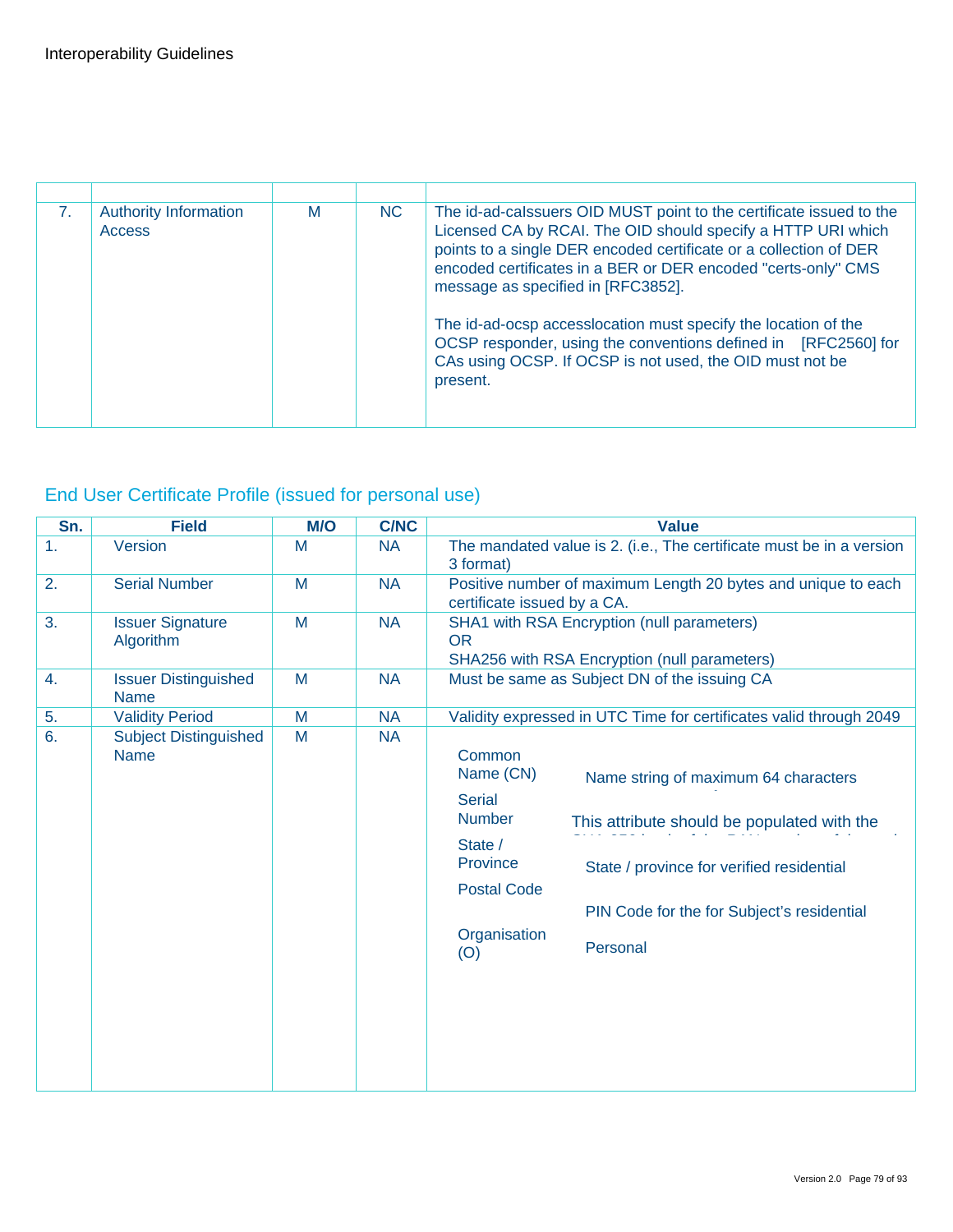| | | | | |
|---|---|---|---|---|
| 7. | Authority Information Access | M | NC | The id-ad-caIssuers OID MUST point to the certificate issued to the Licensed CA by RCAI. The OID should specify a HTTP URI which points to a single DER encoded certificate or a collection of DER encoded certificates in a BER or DER encoded "certs-only" CMS message as specified in [RFC3852].<br><br>The id-ad-ocsp accesslocation must specify the location of the OCSP responder, using the conventions defined in [RFC2560] for CAs using OCSP. If OCSP is not used, the OID must not be present. |

## End User Certificate Profile (issued for personal use)

| Sn. | Field | M/O | C/NC | Value |
|---|---|---|---|---|
| 1. | Version | M | NA | The mandated value is 2. (i.e., The certificate must be in a version 3 format) |
| 2. | Serial Number | M | NA | Positive number of maximum Length 20 bytes and unique to each certificate issued by a CA. |
| 3. | Issuer Signature Algorithm | M | NA | SHA1 with RSA Encryption (null parameters)<br>OR<br>SHA256 with RSA Encryption (null parameters) |
| 4. | Issuer Distinguished Name | M | NA | Must be same as Subject DN of the issuing CA |
| 5. | Validity Period | M | NA | Validity expressed in UTC Time for certificates valid through 2049 |
| 6. | Subject Distinguished Name | M | NA | Common Name (CN): Name string of maximum 64 characters<br>Serial Number: This attribute should be populated with the<br>State / Province: State / province for verified residential<br>Postal Code: PIN Code for the for Subject's residential<br>Organisation (O): Personal |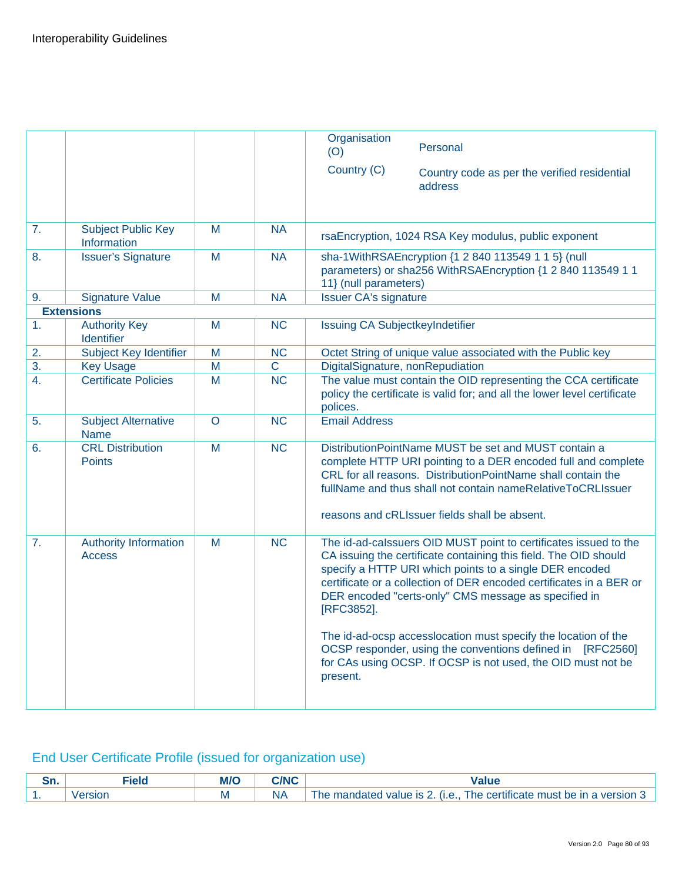| | | | | |
|---|---|---|---|---|
| | | | | Organisation (O) Personal<br>Country (C) Country code as per the verified residential address |
| 7. | Subject Public Key Information | M | NA | rsaEncryption, 1024 RSA Key modulus, public exponent |
| 8. | Issuer's Signature | M | NA | sha-1WithRSAEncryption {1 2 840 113549 1 1 5} (null parameters) or sha256 WithRSAEncryption {1 2 840 113549 1 1 11} (null parameters) |
| 9. | Signature Value | M | NA | Issuer CA's signature |
| **Extensions** | | | | |
| 1. | Authority Key Identifier | M | NC | Issuing CA SubjectkeyIndetifier |
| 2. | Subject Key Identifier | M | NC | Octet String of unique value associated with the Public key |
| 3. | Key Usage | M | C | DigitalSignature, nonRepudiation |
| 4. | Certificate Policies | M | NC | The value must contain the OID representing the CCA certificate policy the certificate is valid for; and all the lower level certificate polices. |
| 5. | Subject Alternative Name | O | NC | Email Address |
| 6. | CRL Distribution Points | M | NC | DistributionPointName MUST be set and MUST contain a complete HTTP URI pointing to a DER encoded full and complete CRL for all reasons. DistributionPointName shall contain the fullName and thus shall not contain nameRelativeToCRLIssuer<br><br>reasons and cRLIssuer fields shall be absent. |
| 7. | Authority Information Access | M | NC | The id-ad-caIssuers OID MUST point to certificates issued to the CA issuing the certificate containing this field. The OID should specify a HTTP URI which points to a single DER encoded certificate or a collection of DER encoded certificates in a BER or DER encoded "certs-only" CMS message as specified in [RFC3852].<br><br>The id-ad-ocsp accesslocation must specify the location of the OCSP responder, using the conventions defined in [RFC2560] for CAs using OCSP. If OCSP is not used, the OID must not be present. |

## End User Certificate Profile (issued for organization use)

| Sn. | Field | M/O | C/NC | Value |
|---|---|---|---|---|
| 1. | Version | M | NA | The mandated value is 2. (i.e., The certificate must be in a version 3 |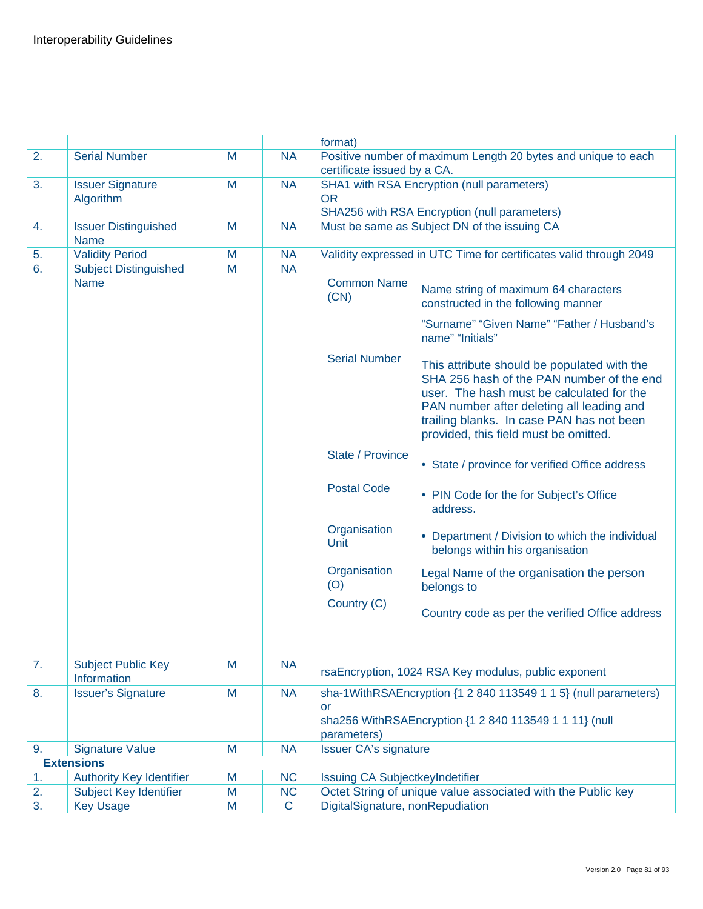| | | | | |
|---|---|---|---|---|
| | | | | format) |
| 2. | Serial Number | M | NA | Positive number of maximum Length 20 bytes and unique to each certificate issued by a CA. |
| 3. | Issuer Signature Algorithm | M | NA | SHA1 with RSA Encryption (null parameters)<br>OR<br>SHA256 with RSA Encryption (null parameters) |
| 4. | Issuer Distinguished Name | M | NA | Must be same as Subject DN of the issuing CA |
| 5. | Validity Period | M | NA | Validity expressed in UTC Time for certificates valid through 2049 |
| 6. | Subject Distinguished Name | M | NA | **Common Name (CN)**: Name string of maximum 64 characters constructed in the following manner<br>"Surname" "Given Name" "Father / Husband's name" "Initials"<br>**Serial Number**: This attribute should be populated with the SHA 256 hash of the PAN number of the end user. The hash must be calculated for the PAN number after deleting all leading and trailing blanks. In case PAN has not been provided, this field must be omitted.<br>**State / Province**: • State / province for verified Office address<br>**Postal Code**: • PIN Code for the for Subject's Office address.<br>**Organisation Unit**: • Department / Division to which the individual belongs within his organisation<br>**Organisation (O)**: Legal Name of the organisation the person belongs to<br>**Country (C)**: Country code as per the verified Office address |
| 7. | Subject Public Key Information | M | NA | rsaEncryption, 1024 RSA Key modulus, public exponent |
| 8. | Issuer's Signature | M | NA | sha-1WithRSAEncryption {1 2 840 113549 1 1 5} (null parameters)<br>or<br>sha256 WithRSAEncryption {1 2 840 113549 1 1 11} (null parameters) |
| 9. | Signature Value | M | NA | Issuer CA's signature |
| **Extensions** | | | | |
| 1. | Authority Key Identifier | M | NC | Issuing CA SubjectkeyIndetifier |
| 2. | Subject Key Identifier | M | NC | Octet String of unique value associated with the Public key |
| 3. | Key Usage | M | C | DigitalSignature, nonRepudiation |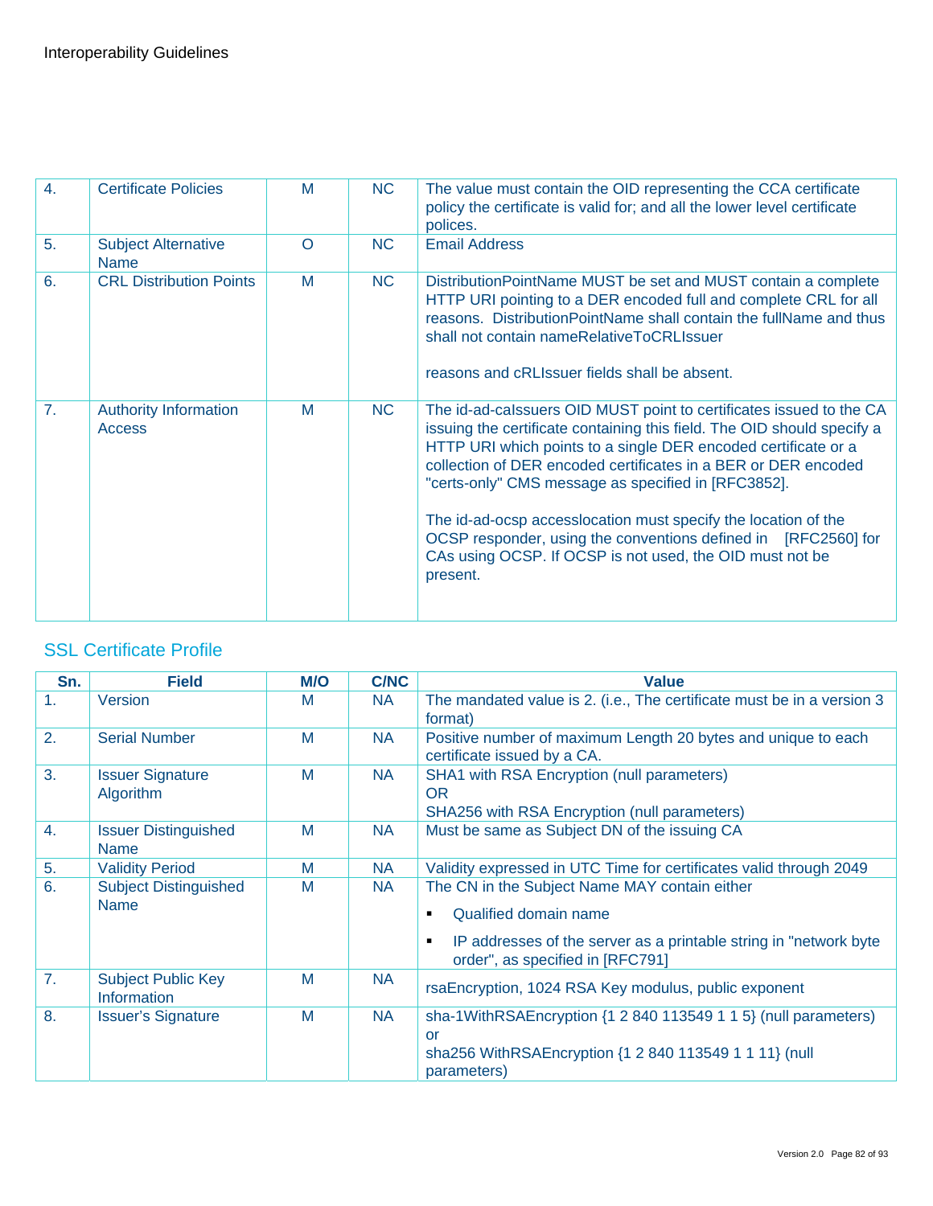| | | | | |
|---|---|---|---|---|
| 4. | Certificate Policies | M | NC | The value must contain the OID representing the CCA certificate policy the certificate is valid for; and all the lower level certificate polices. |
| 5. | Subject Alternative Name | O | NC | Email Address |
| 6. | CRL Distribution Points | M | NC | DistributionPointName MUST be set and MUST contain a complete HTTP URI pointing to a DER encoded full and complete CRL for all reasons. DistributionPointName shall contain the fullName and thus shall not contain nameRelativeToCRLIssuer<br><br>reasons and cRLIssuer fields shall be absent. |
| 7. | Authority Information Access | M | NC | The id-ad-caIssuers OID MUST point to certificates issued to the CA issuing the certificate containing this field. The OID should specify a HTTP URI which points to a single DER encoded certificate or a collection of DER encoded certificates in a BER or DER encoded "certs-only" CMS message as specified in [RFC3852].<br><br>The id-ad-ocsp accesslocation must specify the location of the OCSP responder, using the conventions defined in [RFC2560] for CAs using OCSP. If OCSP is not used, the OID must not be present. |

## SSL Certificate Profile

| Sn. | Field | M/O | C/NC | Value |
|---|---|---|---|---|
| 1. | Version | M | NA | The mandated value is 2. (i.e., The certificate must be in a version 3 format) |
| 2. | Serial Number | M | NA | Positive number of maximum Length 20 bytes and unique to each certificate issued by a CA. |
| 3. | Issuer Signature Algorithm | M | NA | SHA1 with RSA Encryption (null parameters)<br>OR<br>SHA256 with RSA Encryption (null parameters) |
| 4. | Issuer Distinguished Name | M | NA | Must be same as Subject DN of the issuing CA |
| 5. | Validity Period | M | NA | Validity expressed in UTC Time for certificates valid through 2049 |
| 6. | Subject Distinguished Name | M | NA | The CN in the Subject Name MAY contain either<br>▪ Qualified domain name<br>▪ IP addresses of the server as a printable string in "network byte order", as specified in [RFC791] |
| 7. | Subject Public Key Information | M | NA | rsaEncryption, 1024 RSA Key modulus, public exponent |
| 8. | Issuer's Signature | M | NA | sha-1WithRSAEncryption {1 2 840 113549 1 1 5} (null parameters)<br>or<br>sha256 WithRSAEncryption {1 2 840 113549 1 1 11} (null parameters) |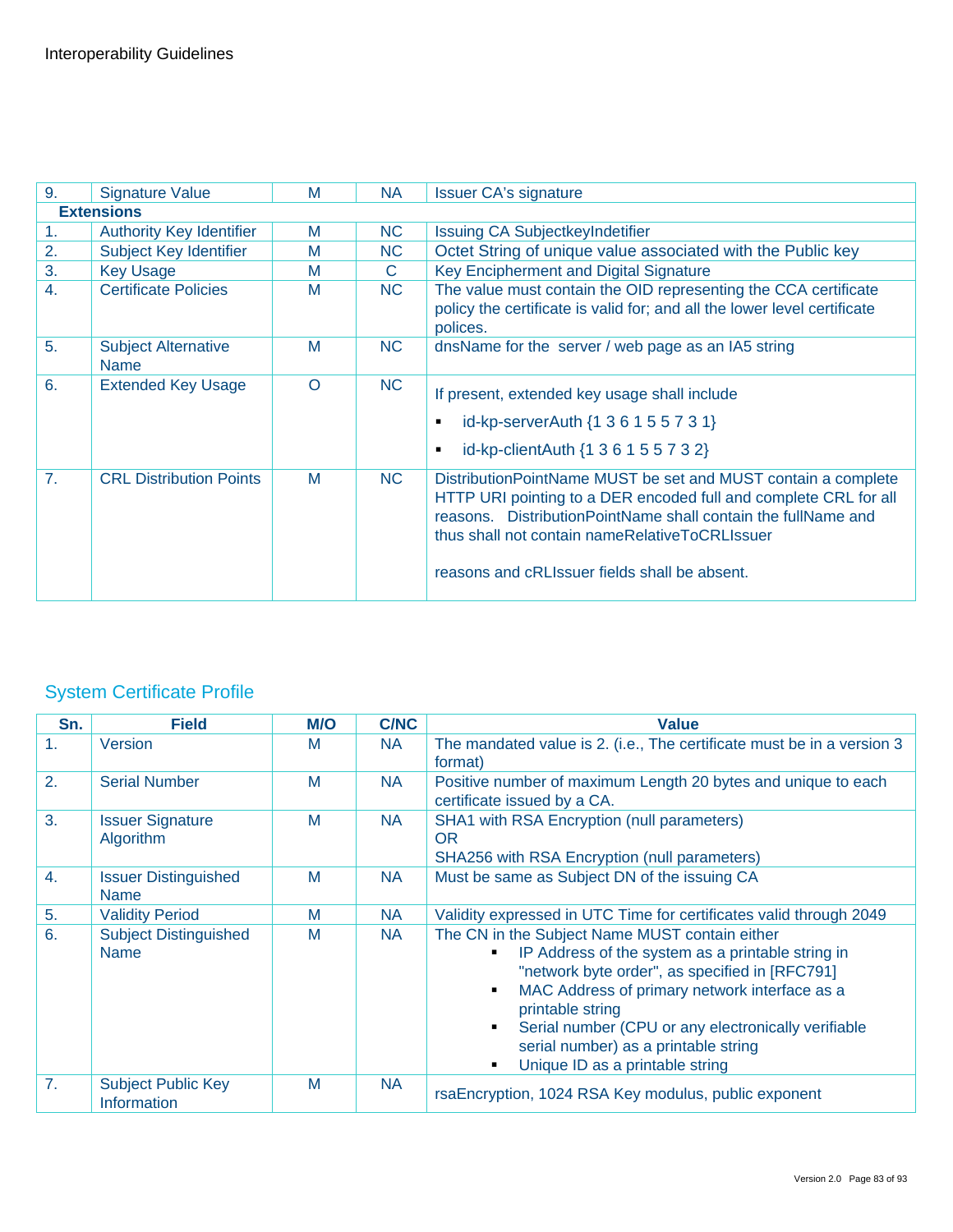| Sn. | Field | M/O | C/NC | Value |
|---|---|---|---|---|
| 9. | Signature Value | M | NA | Issuer CA's signature |
| **Extensions** | | | | |
| 1. | Authority Key Identifier | M | NC | Issuing CA SubjectkeyIndetifier |
| 2. | Subject Key Identifier | M | NC | Octet String of unique value associated with the Public key |
| 3. | Key Usage | M | C | Key Encipherment and Digital Signature |
| 4. | Certificate Policies | M | NC | The value must contain the OID representing the CCA certificate policy the certificate is valid for; and all the lower level certificate polices. |
| 5. | Subject Alternative Name | M | NC | dnsName for the server / web page as an IA5 string |
| 6. | Extended Key Usage | O | NC | If present, extended key usage shall include<br>▪ id-kp-serverAuth {1 3 6 1 5 5 7 3 1}<br>▪ id-kp-clientAuth {1 3 6 1 5 5 7 3 2} |
| 7. | CRL Distribution Points | M | NC | DistributionPointName MUST be set and MUST contain a complete HTTP URI pointing to a DER encoded full and complete CRL for all reasons. DistributionPointName shall contain the fullName and thus shall not contain nameRelativeToCRLIssuer<br><br>reasons and cRLIssuer fields shall be absent. |

## System Certificate Profile

| Sn. | Field | M/O | C/NC | Value |
|---|---|---|---|---|
| 1. | Version | M | NA | The mandated value is 2. (i.e., The certificate must be in a version 3 format) |
| 2. | Serial Number | M | NA | Positive number of maximum Length 20 bytes and unique to each certificate issued by a CA. |
| 3. | Issuer Signature Algorithm | M | NA | SHA1 with RSA Encryption (null parameters)<br>OR<br>SHA256 with RSA Encryption (null parameters) |
| 4. | Issuer Distinguished Name | M | NA | Must be same as Subject DN of the issuing CA |
| 5. | Validity Period | M | NA | Validity expressed in UTC Time for certificates valid through 2049 |
| 6. | Subject Distinguished Name | M | NA | The CN in the Subject Name MUST contain either<br>▪ IP Address of the system as a printable string in "network byte order", as specified in [RFC791]<br>▪ MAC Address of primary network interface as a printable string<br>▪ Serial number (CPU or any electronically verifiable serial number) as a printable string<br>▪ Unique ID as a printable string |
| 7. | Subject Public Key Information | M | NA | rsaEncryption, 1024 RSA Key modulus, public exponent |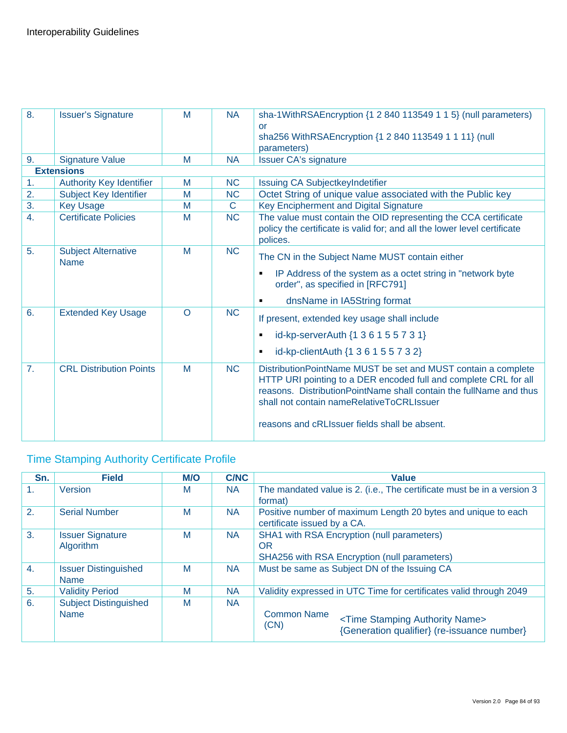| | | | | |
|---|---|---|---|---|
| 8. | Issuer's Signature | M | NA | sha-1WithRSAEncryption {1 2 840 113549 1 1 5} (null parameters) or sha256 WithRSAEncryption {1 2 840 113549 1 1 11} (null parameters) |
| 9. | Signature Value | M | NA | Issuer CA's signature |
| **Extensions** | | | | |
| 1. | Authority Key Identifier | M | NC | Issuing CA SubjectkeyIndetifier |
| 2. | Subject Key Identifier | M | NC | Octet String of unique value associated with the Public key |
| 3. | Key Usage | M | C | Key Encipherment and Digital Signature |
| 4. | Certificate Policies | M | NC | The value must contain the OID representing the CCA certificate policy the certificate is valid for; and all the lower level certificate polices. |
| 5. | Subject Alternative Name | M | NC | The CN in the Subject Name MUST contain either<br>▪ IP Address of the system as a octet string in "network byte order", as specified in [RFC791]<br>▪ dnsName in IA5String format |
| 6. | Extended Key Usage | O | NC | If present, extended key usage shall include<br>▪ id-kp-serverAuth {1 3 6 1 5 5 7 3 1}<br>▪ id-kp-clientAuth {1 3 6 1 5 5 7 3 2} |
| 7. | CRL Distribution Points | M | NC | DistributionPointName MUST be set and MUST contain a complete HTTP URI pointing to a DER encoded full and complete CRL for all reasons. DistributionPointName shall contain the fullName and thus shall not contain nameRelativeToCRLIssuer<br><br>reasons and cRLIssuer fields shall be absent. |

## Time Stamping Authority Certificate Profile

| Sn. | Field | M/O | C/NC | Value |
|---|---|---|---|---|
| 1. | Version | M | NA | The mandated value is 2. (i.e., The certificate must be in a version 3 format) |
| 2. | Serial Number | M | NA | Positive number of maximum Length 20 bytes and unique to each certificate issued by a CA. |
| 3. | Issuer Signature Algorithm | M | NA | SHA1 with RSA Encryption (null parameters)<br>OR<br>SHA256 with RSA Encryption (null parameters) |
| 4. | Issuer Distinguished Name | M | NA | Must be same as Subject DN of the Issuing CA |
| 5. | Validity Period | M | NA | Validity expressed in UTC Time for certificates valid through 2049 |
| 6. | Subject Distinguished Name | M | NA | Common Name (CN): <Time Stamping Authority Name> {Generation qualifier} (re-issuance number} |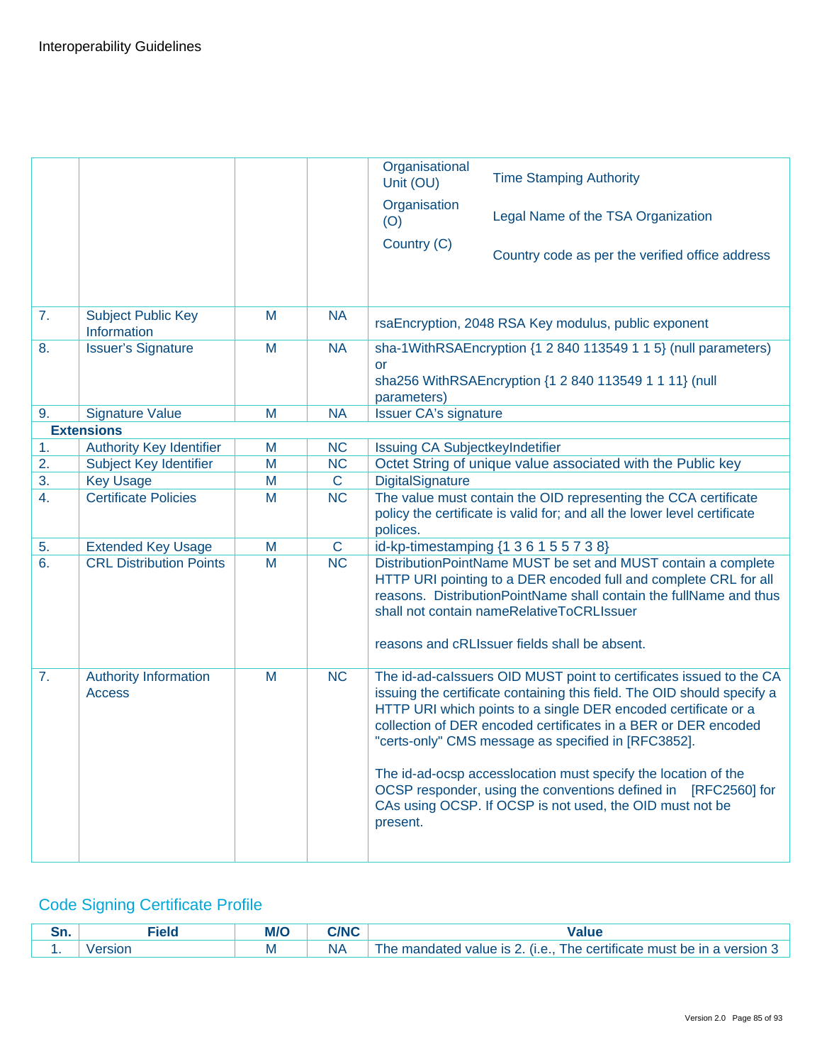| | | | | |
|---|---|---|---|---|
| | | | | Organisational Unit (OU): Time Stamping Authority<br>Organisation (O): Legal Name of the TSA Organization<br>Country (C): Country code as per the verified office address |
| 7. | Subject Public Key Information | M | NA | rsaEncryption, 2048 RSA Key modulus, public exponent |
| 8. | Issuer's Signature | M | NA | sha-1WithRSAEncryption {1 2 840 113549 1 1 5} (null parameters) or<br>sha256 WithRSAEncryption {1 2 840 113549 1 1 11} (null parameters) |
| 9. | Signature Value | M | NA | Issuer CA's signature |
| **Extensions** | | | | |
| 1. | Authority Key Identifier | M | NC | Issuing CA SubjectkeyIndetifier |
| 2. | Subject Key Identifier | M | NC | Octet String of unique value associated with the Public key |
| 3. | Key Usage | M | C | DigitalSignature |
| 4. | Certificate Policies | M | NC | The value must contain the OID representing the CCA certificate policy the certificate is valid for; and all the lower level certificate polices. |
| 5. | Extended Key Usage | M | C | id-kp-timestamping {1 3 6 1 5 5 7 3 8} |
| 6. | CRL Distribution Points | M | NC | DistributionPointName MUST be set and MUST contain a complete HTTP URI pointing to a DER encoded full and complete CRL for all reasons. DistributionPointName shall contain the fullName and thus shall not contain nameRelativeToCRLIssuer<br><br>reasons and cRLIssuer fields shall be absent. |
| 7. | Authority Information Access | M | NC | The id-ad-caIssuers OID MUST point to certificates issued to the CA issuing the certificate containing this field. The OID should specify a HTTP URI which points to a single DER encoded certificate or a collection of DER encoded certificates in a BER or DER encoded "certs-only" CMS message as specified in [RFC3852].<br><br>The id-ad-ocsp accesslocation must specify the location of the OCSP responder, using the conventions defined in [RFC2560] for CAs using OCSP. If OCSP is not used, the OID must not be present. |

## Code Signing Certificate Profile

| Sn. | Field | M/O | C/NC | Value |
|---|---|---|---|---|
| 1. | Version | M | NA | The mandated value is 2. (i.e., The certificate must be in a version 3 |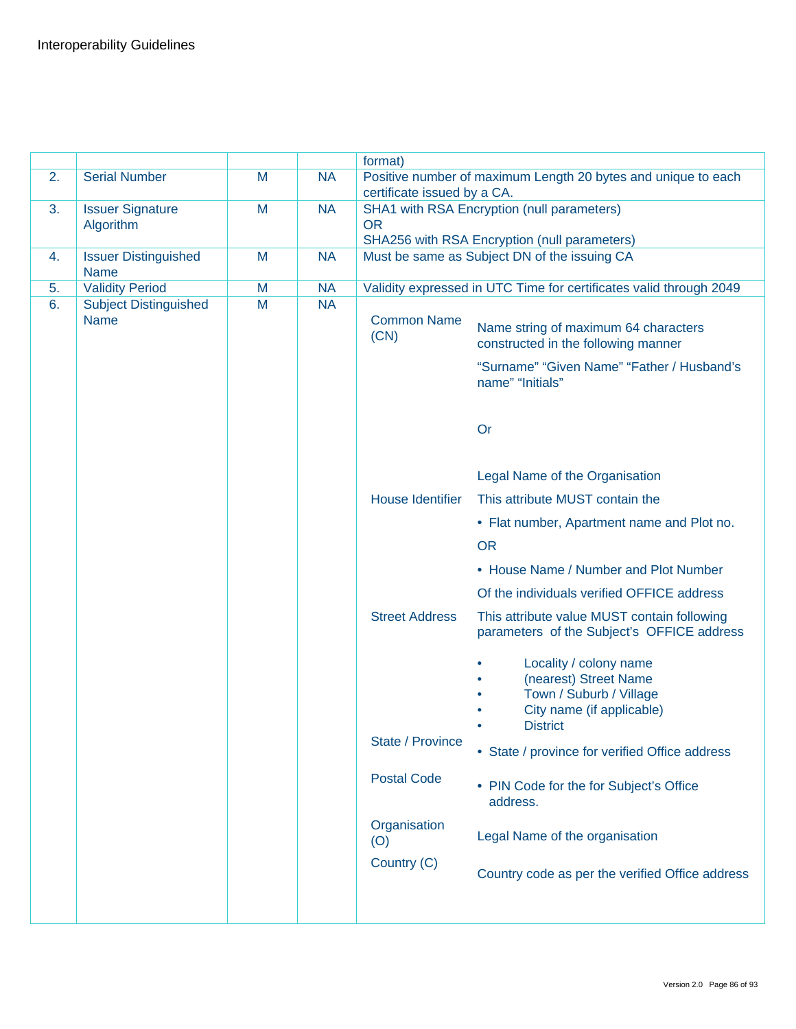| | | | | |
|---|---|---|---|---|
| | | | | format) |
| 2. | Serial Number | M | NA | Positive number of maximum Length 20 bytes and unique to each certificate issued by a CA. |
| 3. | Issuer Signature Algorithm | M | NA | SHA1 with RSA Encryption (null parameters)<br>OR<br>SHA256 with RSA Encryption (null parameters) |
| 4. | Issuer Distinguished Name | M | NA | Must be same as Subject DN of the issuing CA |
| 5. | Validity Period | M | NA | Validity expressed in UTC Time for certificates valid through 2049 |
| 6. | Subject Distinguished Name | M | NA | **Common Name (CN)**: Name string of maximum 64 characters constructed in the following manner<br>"Surname" "Given Name" "Father / Husband's name" "Initials"<br>Or<br>Legal Name of the Organisation<br>**House Identifier**: This attribute MUST contain the<br>• Flat number, Apartment name and Plot no.<br>OR<br>• House Name / Number and Plot Number<br>Of the individuals verified OFFICE address<br>**Street Address**: This attribute value MUST contain following parameters of the Subject's OFFICE address<br>• Locality / colony name<br>• (nearest) Street Name<br>• Town / Suburb / Village<br>• City name (if applicable)<br>• District<br>**State / Province**: • State / province for verified Office address<br>**Postal Code**: • PIN Code for the for Subject's Office address.<br>**Organisation (O)**: Legal Name of the organisation<br>**Country (C)**: Country code as per the verified Office address |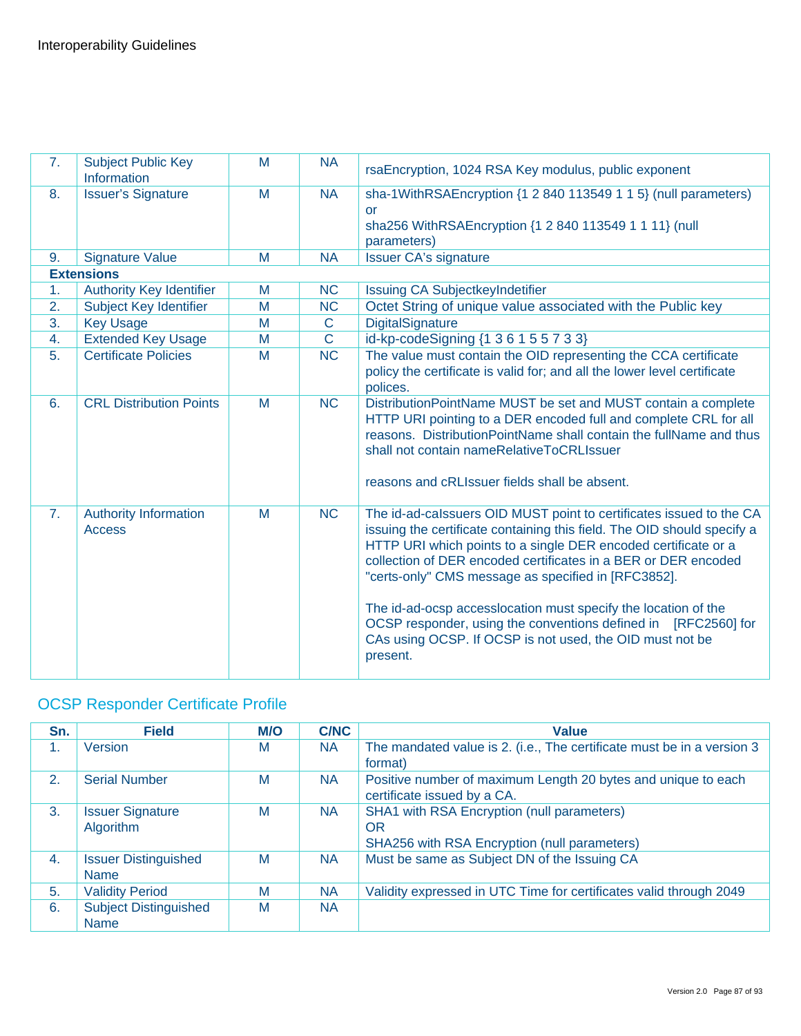| | | | | |
|---|---|---|---|---|
| 7. | Subject Public Key Information | M | NA | rsaEncryption, 1024 RSA Key modulus, public exponent |
| 8. | Issuer's Signature | M | NA | sha-1WithRSAEncryption {1 2 840 113549 1 1 5} (null parameters) or sha256 WithRSAEncryption {1 2 840 113549 1 1 11} (null parameters) |
| 9. | Signature Value | M | NA | Issuer CA's signature |
| **Extensions** | | | | |
| 1. | Authority Key Identifier | M | NC | Issuing CA SubjectkeyIndetifier |
| 2. | Subject Key Identifier | M | NC | Octet String of unique value associated with the Public key |
| 3. | Key Usage | M | C | DigitalSignature |
| 4. | Extended Key Usage | M | C | id-kp-codeSigning {1 3 6 1 5 5 7 3 3} |
| 5. | Certificate Policies | M | NC | The value must contain the OID representing the CCA certificate policy the certificate is valid for; and all the lower level certificate polices. |
| 6. | CRL Distribution Points | M | NC | DistributionPointName MUST be set and MUST contain a complete HTTP URI pointing to a DER encoded full and complete CRL for all reasons. DistributionPointName shall contain the fullName and thus shall not contain nameRelativeToCRLIssuer<br><br>reasons and cRLIssuer fields shall be absent. |
| 7. | Authority Information Access | M | NC | The id-ad-caIssuers OID MUST point to certificates issued to the CA issuing the certificate containing this field. The OID should specify a HTTP URI which points to a single DER encoded certificate or a collection of DER encoded certificates in a BER or DER encoded "certs-only" CMS message as specified in [RFC3852].<br><br>The id-ad-ocsp accesslocation must specify the location of the OCSP responder, using the conventions defined in [RFC2560] for CAs using OCSP. If OCSP is not used, the OID must not be present. |

## OCSP Responder Certificate Profile

| Sn. | Field | M/O | C/NC | Value |
|---|---|---|---|---|
| 1. | Version | M | NA | The mandated value is 2. (i.e., The certificate must be in a version 3 format) |
| 2. | Serial Number | M | NA | Positive number of maximum Length 20 bytes and unique to each certificate issued by a CA. |
| 3. | Issuer Signature Algorithm | M | NA | SHA1 with RSA Encryption (null parameters)<br>OR<br>SHA256 with RSA Encryption (null parameters) |
| 4. | Issuer Distinguished Name | M | NA | Must be same as Subject DN of the Issuing CA |
| 5. | Validity Period | M | NA | Validity expressed in UTC Time for certificates valid through 2049 |
| 6. | Subject Distinguished Name | M | NA | |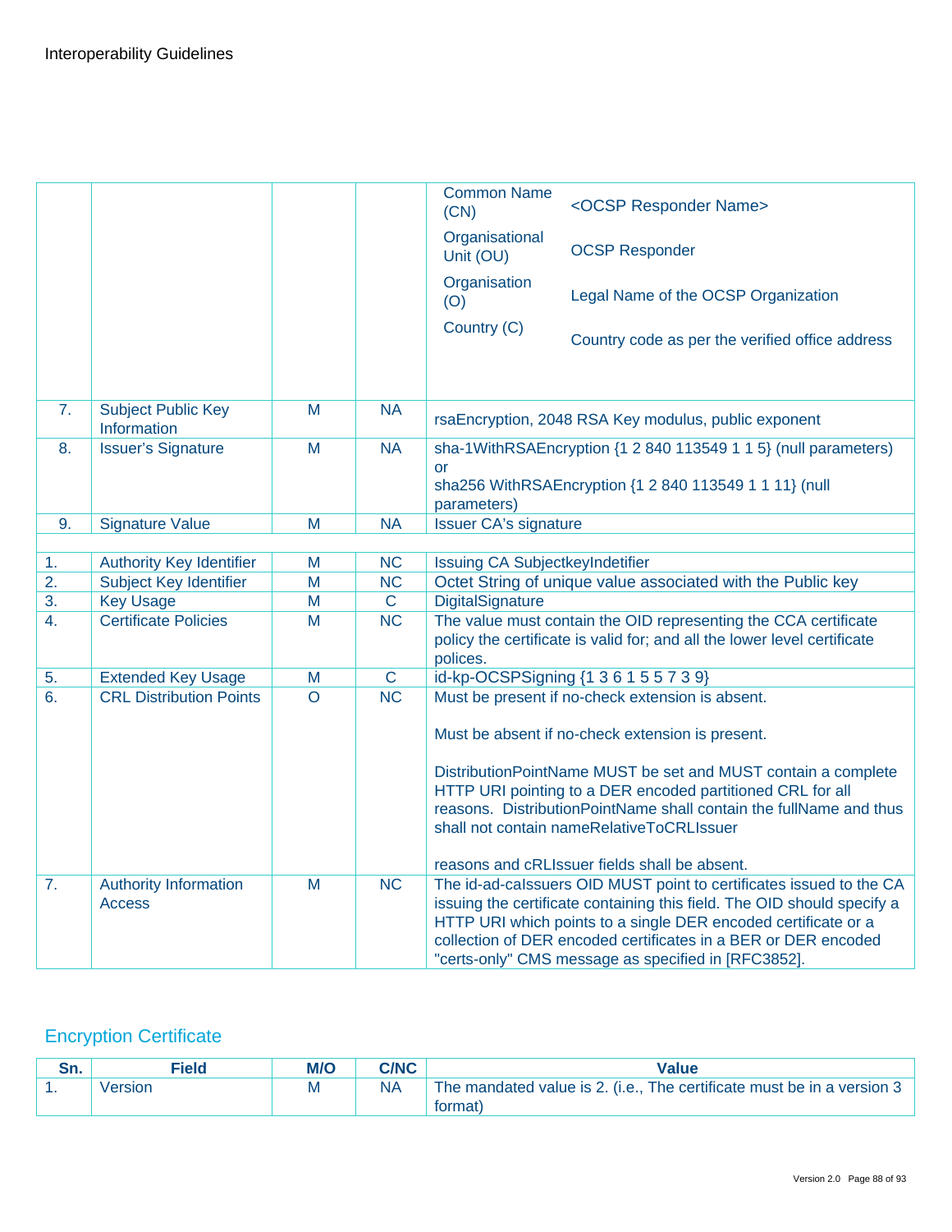| | | | | | |
|---|---|---|---|---|---|
| | | | | Common Name (CN) | <OCSP Responder Name> |
| | | | | Organisational Unit (OU) | OCSP Responder |
| | | | | Organisation (O) | Legal Name of the OCSP Organization |
| | | | | Country (C) | Country code as per the verified office address |
| 7. | Subject Public Key Information | M | NA | rsaEncryption, 2048 RSA Key modulus, public exponent | |
| 8. | Issuer's Signature | M | NA | sha-1WithRSAEncryption {1 2 840 113549 1 1 5} (null parameters) or sha256 WithRSAEncryption {1 2 840 113549 1 1 11} (null parameters) | |
| 9. | Signature Value | M | NA | Issuer CA's signature | |
| | | | | | |
| 1. | Authority Key Identifier | M | NC | Issuing CA SubjectkeyIndetifier | |
| 2. | Subject Key Identifier | M | NC | Octet String of unique value associated with the Public key | |
| 3. | Key Usage | M | C | DigitalSignature | |
| 4. | Certificate Policies | M | NC | The value must contain the OID representing the CCA certificate policy the certificate is valid for; and all the lower level certificate polices. | |
| 5. | Extended Key Usage | M | C | id-kp-OCSPSigning {1 3 6 1 5 5 7 3 9} | |
| 6. | CRL Distribution Points | O | NC | Must be present if no-check extension is absent.<br><br>Must be absent if no-check extension is present.<br><br>DistributionPointName MUST be set and MUST contain a complete HTTP URI pointing to a DER encoded partitioned CRL for all reasons. DistributionPointName shall contain the fullName and thus shall not contain nameRelativeToCRLIssuer<br><br>reasons and cRLIssuer fields shall be absent. | |
| 7. | Authority Information Access | M | NC | The id-ad-caIssuers OID MUST point to certificates issued to the CA issuing the certificate containing this field. The OID should specify a HTTP URI which points to a single DER encoded certificate or a collection of DER encoded certificates in a BER or DER encoded "certs-only" CMS message as specified in [RFC3852]. | |

## Encryption Certificate

| Sn. | Field | M/O | C/NC | Value |
|---|---|---|---|---|
| 1. | Version | M | NA | The mandated value is 2. (i.e., The certificate must be in a version 3 format) |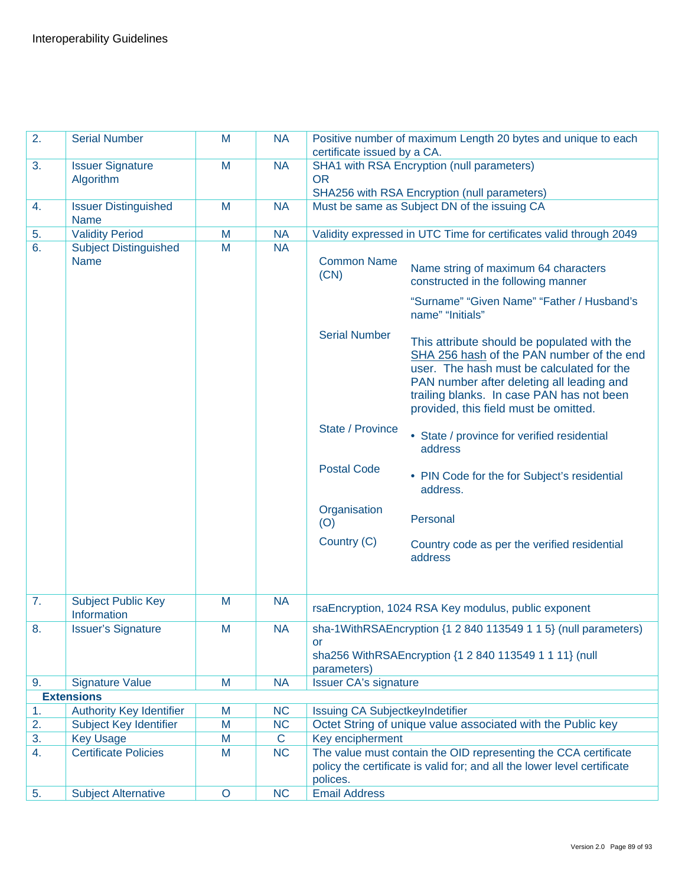| 2. | Serial Number | M | NA | Positive number of maximum Length 20 bytes and unique to each certificate issued by a CA. |
|---|---|---|---|---|
| 3. | Issuer Signature Algorithm | M | NA | SHA1 with RSA Encryption (null parameters)<br>OR<br>SHA256 with RSA Encryption (null parameters) |
| 4. | Issuer Distinguished Name | M | NA | Must be same as Subject DN of the issuing CA |
| 5. | Validity Period | M | NA | Validity expressed in UTC Time for certificates valid through 2049 |
| 6. | Subject Distinguished Name | M | NA | **Common Name (CN)**: Name string of maximum 64 characters constructed in the following manner<br>"Surname" "Given Name" "Father / Husband's name" "Initials"<br>**Serial Number**: This attribute should be populated with the SHA 256 hash of the PAN number of the end user. The hash must be calculated for the PAN number after deleting all leading and trailing blanks. In case PAN has not been provided, this field must be omitted.<br>**State / Province**: • State / province for verified residential address<br>**Postal Code**: • PIN Code for the for Subject's residential address.<br>**Organisation (O)**: Personal<br>**Country (C)**: Country code as per the verified residential address |
| 7. | Subject Public Key Information | M | NA | rsaEncryption, 1024 RSA Key modulus, public exponent |
| 8. | Issuer's Signature | M | NA | sha-1WithRSAEncryption {1 2 840 113549 1 1 5} (null parameters)<br>or<br>sha256 WithRSAEncryption {1 2 840 113549 1 1 11} (null parameters) |
| 9. | Signature Value | M | NA | Issuer CA's signature |
| | **Extensions** | | | |
| 1. | Authority Key Identifier | M | NC | Issuing CA SubjectkeyIndetifier |
| 2. | Subject Key Identifier | M | NC | Octet String of unique value associated with the Public key |
| 3. | Key Usage | M | C | Key encipherment |
| 4. | Certificate Policies | M | NC | The value must contain the OID representing the CCA certificate policy the certificate is valid for; and all the lower level certificate polices. |
| 5. | Subject Alternative | O | NC | Email Address |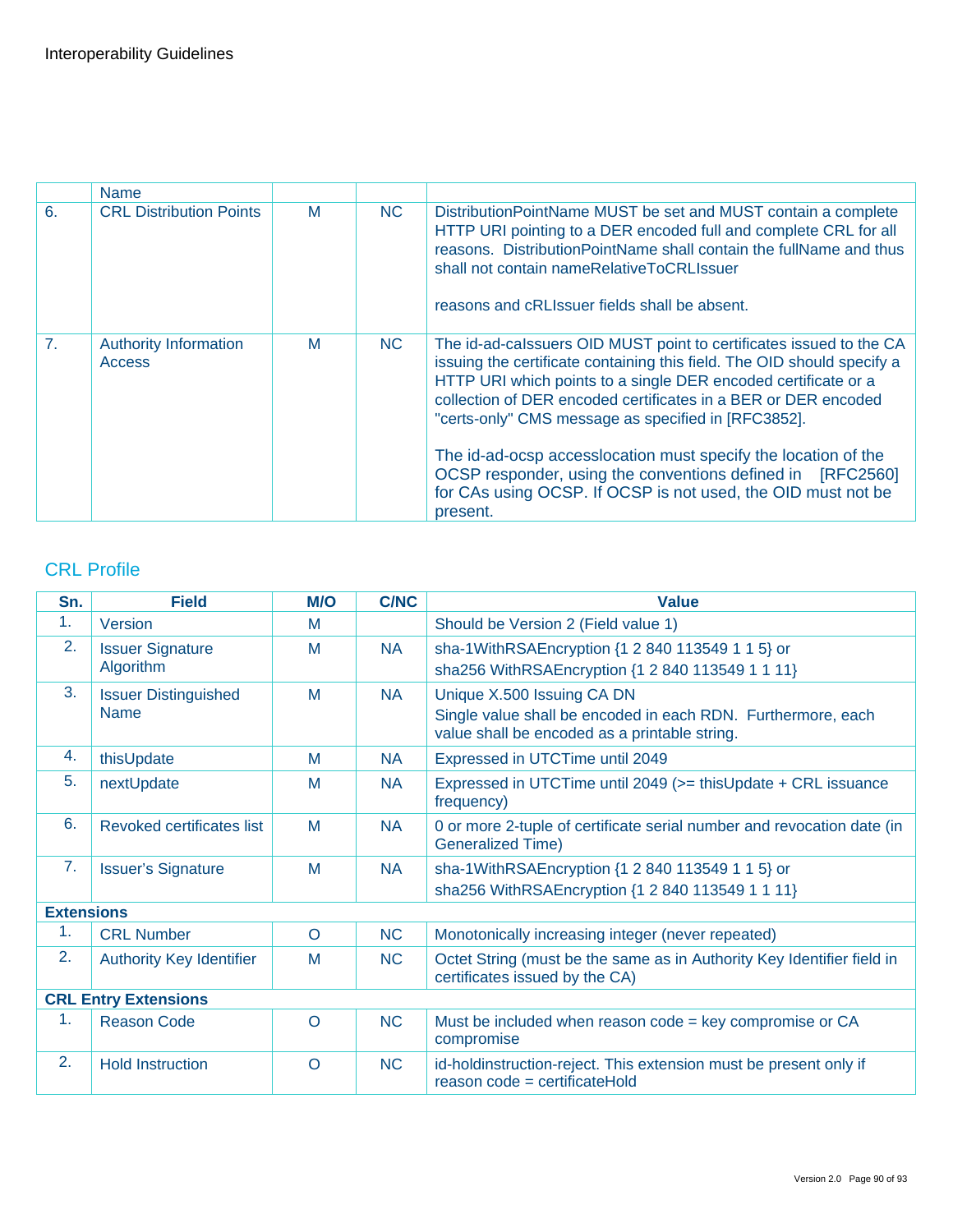|  | Name |  |  |  |
|---|---|---|---|---|
| 6. | CRL Distribution Points | M | NC | DistributionPointName MUST be set and MUST contain a complete HTTP URI pointing to a DER encoded full and complete CRL for all reasons. DistributionPointName shall contain the fullName and thus shall not contain nameRelativeToCRLIssuer<br><br>reasons and cRLIssuer fields shall be absent. |
| 7. | Authority Information Access | M | NC | The id-ad-caIssuers OID MUST point to certificates issued to the CA issuing the certificate containing this field. The OID should specify a HTTP URI which points to a single DER encoded certificate or a collection of DER encoded certificates in a BER or DER encoded "certs-only" CMS message as specified in [RFC3852].<br><br>The id-ad-ocsp accesslocation must specify the location of the OCSP responder, using the conventions defined in [RFC2560] for CAs using OCSP. If OCSP is not used, the OID must not be present. |

## CRL Profile

| Sn. | Field | M/O | C/NC | Value |
|---|---|---|---|---|
| 1. | Version | M |  | Should be Version 2 (Field value 1) |
| 2. | Issuer Signature Algorithm | M | NA | sha-1WithRSAEncryption {1 2 840 113549 1 1 5} or<br>sha256 WithRSAEncryption {1 2 840 113549 1 1 11} |
| 3. | Issuer Distinguished Name | M | NA | Unique X.500 Issuing CA DN<br>Single value shall be encoded in each RDN. Furthermore, each value shall be encoded as a printable string. |
| 4. | thisUpdate | M | NA | Expressed in UTCTime until 2049 |
| 5. | nextUpdate | M | NA | Expressed in UTCTime until 2049 (>= thisUpdate + CRL issuance frequency) |
| 6. | Revoked certificates list | M | NA | 0 or more 2-tuple of certificate serial number and revocation date (in Generalized Time) |
| 7. | Issuer's Signature | M | NA | sha-1WithRSAEncryption {1 2 840 113549 1 1 5} or<br>sha256 WithRSAEncryption {1 2 840 113549 1 1 11} |
| **Extensions** |  |  |  |  |
| 1. | CRL Number | O | NC | Monotonically increasing integer (never repeated) |
| 2. | Authority Key Identifier | M | NC | Octet String (must be the same as in Authority Key Identifier field in certificates issued by the CA) |
| **CRL Entry Extensions** |  |  |  |  |
| 1. | Reason Code | O | NC | Must be included when reason code = key compromise or CA compromise |
| 2. | Hold Instruction | O | NC | id-holdinstruction-reject. This extension must be present only if reason code = certificateHold |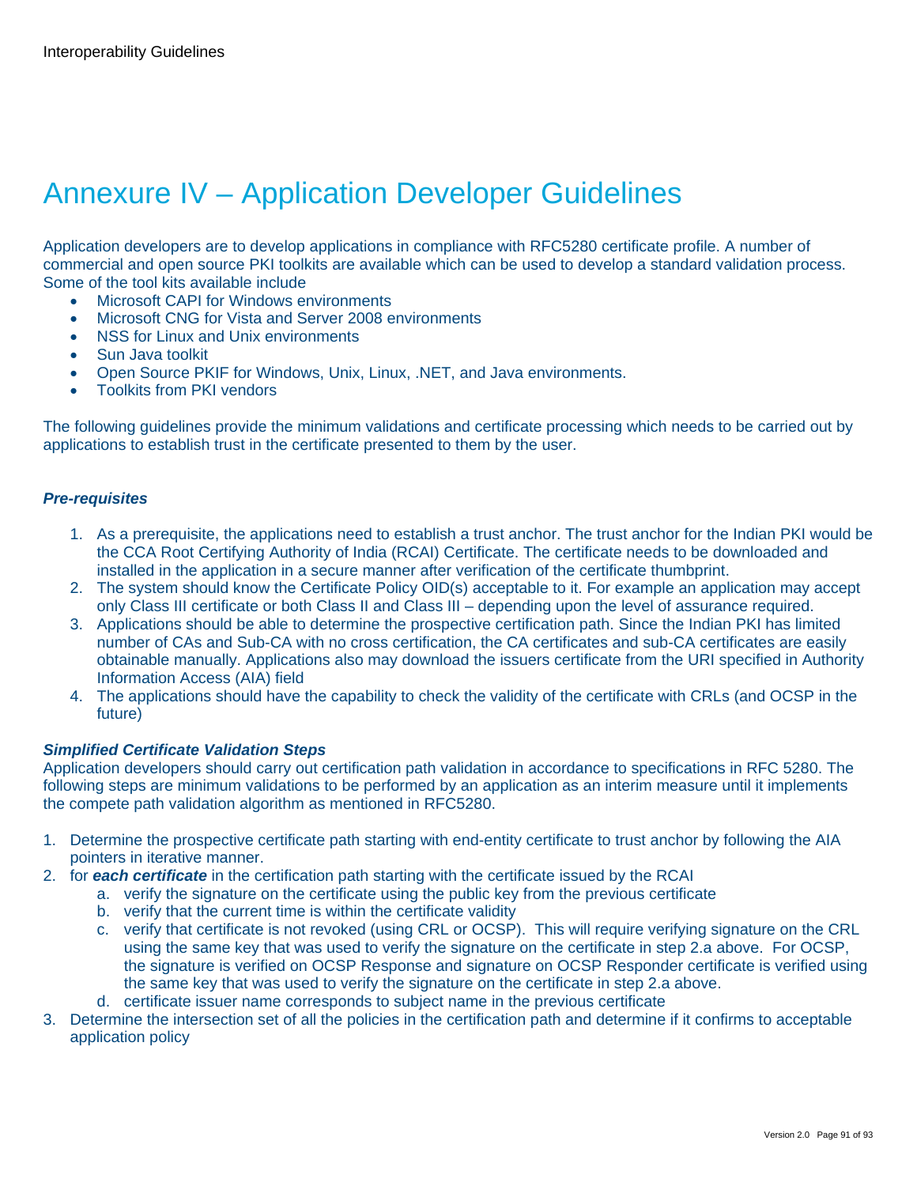# Annexure IV – Application Developer Guidelines

Application developers are to develop applications in compliance with RFC5280 certificate profile. A number of commercial and open source PKI toolkits are available which can be used to develop a standard validation process. Some of the tool kits available include

- Microsoft CAPI for Windows environments
- Microsoft CNG for Vista and Server 2008 environments
- NSS for Linux and Unix environments
- Sun Java toolkit
- Open Source PKIF for Windows, Unix, Linux, .NET, and Java environments.
- Toolkits from PKI vendors

The following guidelines provide the minimum validations and certificate processing which needs to be carried out by applications to establish trust in the certificate presented to them by the user.

***Pre-requisites***

1. As a prerequisite, the applications need to establish a trust anchor. The trust anchor for the Indian PKI would be the CCA Root Certifying Authority of India (RCAI) Certificate. The certificate needs to be downloaded and installed in the application in a secure manner after verification of the certificate thumbprint.
2. The system should know the Certificate Policy OID(s) acceptable to it. For example an application may accept only Class III certificate or both Class II and Class III – depending upon the level of assurance required.
3. Applications should be able to determine the prospective certification path. Since the Indian PKI has limited number of CAs and Sub-CA with no cross certification, the CA certificates and sub-CA certificates are easily obtainable manually. Applications also may download the issuers certificate from the URI specified in Authority Information Access (AIA) field
4. The applications should have the capability to check the validity of the certificate with CRLs (and OCSP in the future)

***Simplified Certificate Validation Steps***

Application developers should carry out certification path validation in accordance to specifications in RFC 5280. The following steps are minimum validations to be performed by an application as an interim measure until it implements the compete path validation algorithm as mentioned in RFC5280.

1. Determine the prospective certificate path starting with end-entity certificate to trust anchor by following the AIA pointers in iterative manner.
2. for ***each certificate*** in the certification path starting with the certificate issued by the RCAI
   a. verify the signature on the certificate using the public key from the previous certificate
   b. verify that the current time is within the certificate validity
   c. verify that certificate is not revoked (using CRL or OCSP). This will require verifying signature on the CRL using the same key that was used to verify the signature on the certificate in step 2.a above. For OCSP, the signature is verified on OCSP Response and signature on OCSP Responder certificate is verified using the same key that was used to verify the signature on the certificate in step 2.a above.
   d. certificate issuer name corresponds to subject name in the previous certificate
3. Determine the intersection set of all the policies in the certification path and determine if it confirms to acceptable application policy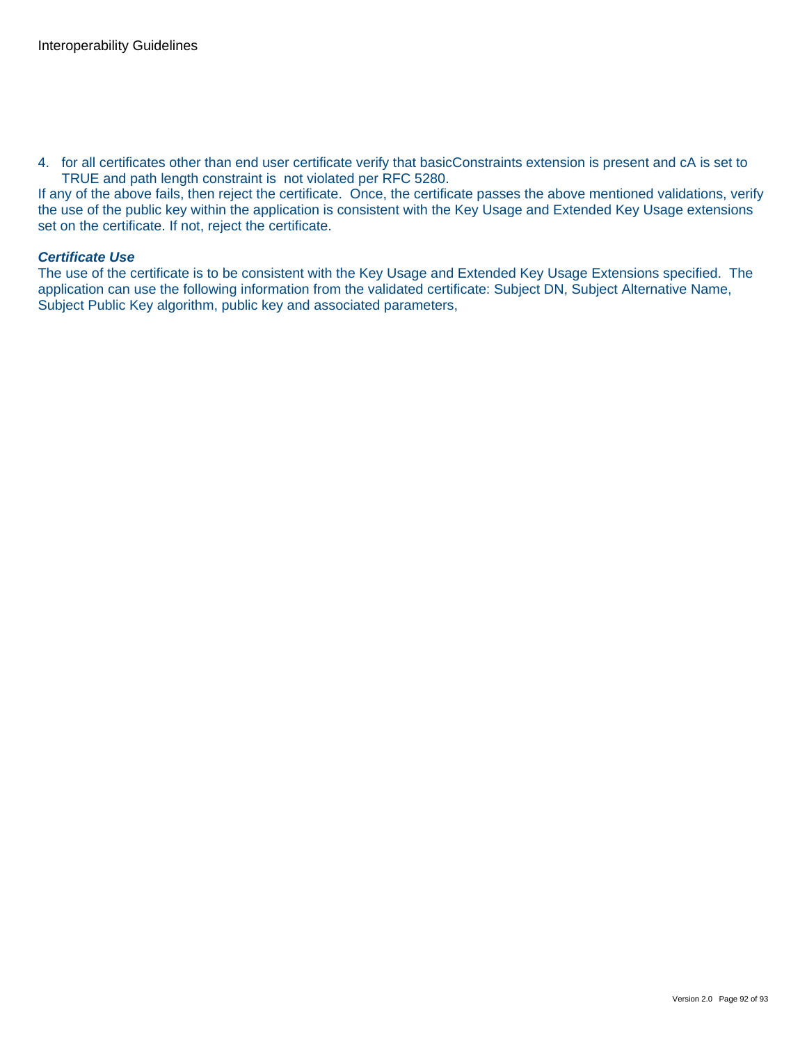4. for all certificates other than end user certificate verify that basicConstraints extension is present and cA is set to TRUE and path length constraint is not violated per RFC 5280.

If any of the above fails, then reject the certificate. Once, the certificate passes the above mentioned validations, verify the use of the public key within the application is consistent with the Key Usage and Extended Key Usage extensions set on the certificate. If not, reject the certificate.

***Certificate Use***

The use of the certificate is to be consistent with the Key Usage and Extended Key Usage Extensions specified. The application can use the following information from the validated certificate: Subject DN, Subject Alternative Name, Subject Public Key algorithm, public key and associated parameters,